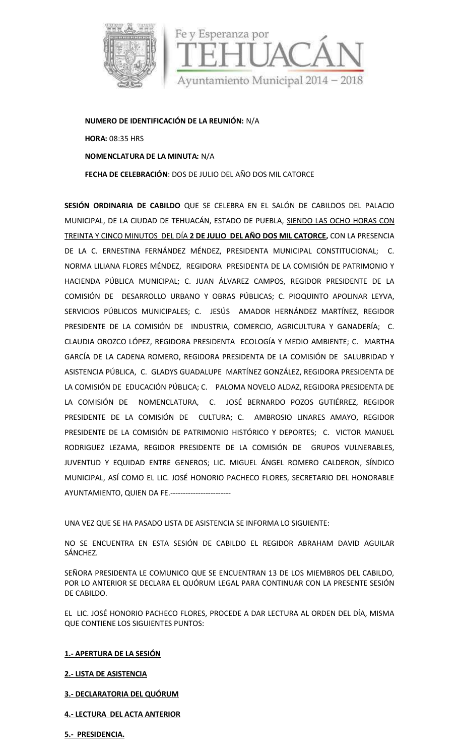Fe y Esperanza por TEHUACÁN
Ayuntamiento Municipal 2014 – 2018

**NUMERO DE IDENTIFICACIÓN DE LA REUNIÓN:** N/A

**HORA:** 08:35 HRS

**NOMENCLATURA DE LA MINUTA:** N/A

**FECHA DE CELEBRACIÓN**: DOS DE JULIO DEL AÑO DOS MIL CATORCE

**SESIÓN ORDINARIA DE CABILDO** QUE SE CELEBRA EN EL SALÓN DE CABILDOS DEL PALACIO MUNICIPAL, DE LA CIUDAD DE TEHUACÁN, ESTADO DE PUEBLA, SIENDO LAS OCHO HORAS CON TREINTA Y CINCO MINUTOS DEL DÍA **2 DE JULIO DEL AÑO DOS MIL CATORCE,** CON LA PRESENCIA DE LA C. ERNESTINA FERNÁNDEZ MÉNDEZ, PRESIDENTA MUNICIPAL CONSTITUCIONAL; C. NORMA LILIANA FLORES MÉNDEZ, REGIDORA PRESIDENTA DE LA COMISIÓN DE PATRIMONIO Y HACIENDA PÚBLICA MUNICIPAL; C. JUAN ÁLVAREZ CAMPOS, REGIDOR PRESIDENTE DE LA COMISIÓN DE DESARROLLO URBANO Y OBRAS PÚBLICAS; C. PIOQUINTO APOLINAR LEYVA, SERVICIOS PÚBLICOS MUNICIPALES; C. JESÚS AMADOR HERNÁNDEZ MARTÍNEZ, REGIDOR PRESIDENTE DE LA COMISIÓN DE INDUSTRIA, COMERCIO, AGRICULTURA Y GANADERÍA; C. CLAUDIA OROZCO LÓPEZ, REGIDORA PRESIDENTA ECOLOGÍA Y MEDIO AMBIENTE; C. MARTHA GARCÍA DE LA CADENA ROMERO, REGIDORA PRESIDENTA DE LA COMISIÓN DE SALUBRIDAD Y ASISTENCIA PÚBLICA, C. GLADYS GUADALUPE MARTÍNEZ GONZÁLEZ, REGIDORA PRESIDENTA DE LA COMISIÓN DE EDUCACIÓN PÚBLICA; C. PALOMA NOVELO ALDAZ, REGIDORA PRESIDENTA DE LA COMISIÓN DE NOMENCLATURA, C. JOSÉ BERNARDO POZOS GUTIÉRREZ, REGIDOR PRESIDENTE DE LA COMISIÓN DE CULTURA; C. AMBROSIO LINARES AMAYO, REGIDOR PRESIDENTE DE LA COMISIÓN DE PATRIMONIO HISTÓRICO Y DEPORTES; C. VICTOR MANUEL RODRIGUEZ LEZAMA, REGIDOR PRESIDENTE DE LA COMISIÓN DE GRUPOS VULNERABLES, JUVENTUD Y EQUIDAD ENTRE GENEROS; LIC. MIGUEL ÁNGEL ROMERO CALDERON, SÍNDICO MUNICIPAL, ASÍ COMO EL LIC. JOSÉ HONORIO PACHECO FLORES, SECRETARIO DEL HONORABLE AYUNTAMIENTO, QUIEN DA FE.------------------------

UNA VEZ QUE SE HA PASADO LISTA DE ASISTENCIA SE INFORMA LO SIGUIENTE:

NO SE ENCUENTRA EN ESTA SESIÓN DE CABILDO EL REGIDOR ABRAHAM DAVID AGUILAR SÁNCHEZ.

SEÑORA PRESIDENTA LE COMUNICO QUE SE ENCUENTRAN 13 DE LOS MIEMBROS DEL CABILDO, POR LO ANTERIOR SE DECLARA EL QUÓRUM LEGAL PARA CONTINUAR CON LA PRESENTE SESIÓN DE CABILDO.

EL LIC. JOSÉ HONORIO PACHECO FLORES, PROCEDE A DAR LECTURA AL ORDEN DEL DÍA, MISMA QUE CONTIENE LOS SIGUIENTES PUNTOS:

**1.- APERTURA DE LA SESIÓN**

**2.- LISTA DE ASISTENCIA**

**3.- DECLARATORIA DEL QUÓRUM**

**4.- LECTURA DEL ACTA ANTERIOR**

**5.- PRESIDENCIA.**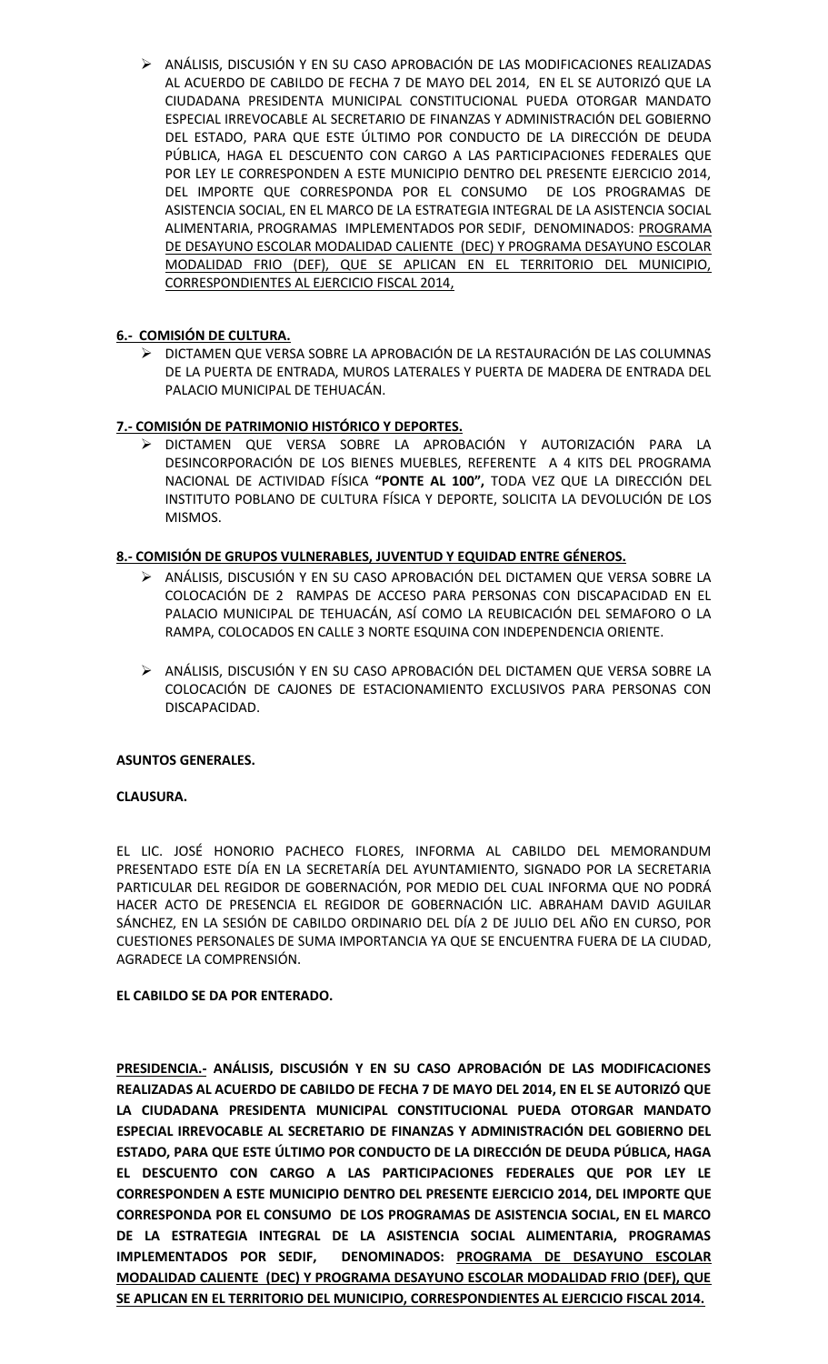- ANÁLISIS, DISCUSIÓN Y EN SU CASO APROBACIÓN DE LAS MODIFICACIONES REALIZADAS AL ACUERDO DE CABILDO DE FECHA 7 DE MAYO DEL 2014, EN EL SE AUTORIZÓ QUE LA CIUDADANA PRESIDENTA MUNICIPAL CONSTITUCIONAL PUEDA OTORGAR MANDATO ESPECIAL IRREVOCABLE AL SECRETARIO DE FINANZAS Y ADMINISTRACIÓN DEL GOBIERNO DEL ESTADO, PARA QUE ESTE ÚLTIMO POR CONDUCTO DE LA DIRECCIÓN DE DEUDA PÚBLICA, HAGA EL DESCUENTO CON CARGO A LAS PARTICIPACIONES FEDERALES QUE POR LEY LE CORRESPONDEN A ESTE MUNICIPIO DENTRO DEL PRESENTE EJERCICIO 2014, DEL IMPORTE QUE CORRESPONDA POR EL CONSUMO DE LOS PROGRAMAS DE ASISTENCIA SOCIAL, EN EL MARCO DE LA ESTRATEGIA INTEGRAL DE LA ASISTENCIA SOCIAL ALIMENTARIA, PROGRAMAS IMPLEMENTADOS POR SEDIF, DENOMINADOS: <u>PROGRAMA DE DESAYUNO ESCOLAR MODALIDAD CALIENTE (DEC) Y PROGRAMA DESAYUNO ESCOLAR MODALIDAD FRIO (DEF), QUE SE APLICAN EN EL TERRITORIO DEL MUNICIPIO, CORRESPONDIENTES AL EJERCICIO FISCAL 2014,</u>

**<u>6.- COMISIÓN DE CULTURA.</u>**

- DICTAMEN QUE VERSA SOBRE LA APROBACIÓN DE LA RESTAURACIÓN DE LAS COLUMNAS DE LA PUERTA DE ENTRADA, MUROS LATERALES Y PUERTA DE MADERA DE ENTRADA DEL PALACIO MUNICIPAL DE TEHUACÁN.

**<u>7.- COMISIÓN DE PATRIMONIO HISTÓRICO Y DEPORTES.</u>**

- DICTAMEN QUE VERSA SOBRE LA APROBACIÓN Y AUTORIZACIÓN PARA LA DESINCORPORACIÓN DE LOS BIENES MUEBLES, REFERENTE A 4 KITS DEL PROGRAMA NACIONAL DE ACTIVIDAD FÍSICA **"PONTE AL 100",** TODA VEZ QUE LA DIRECCIÓN DEL INSTITUTO POBLANO DE CULTURA FÍSICA Y DEPORTE, SOLICITA LA DEVOLUCIÓN DE LOS MISMOS.

**<u>8.- COMISIÓN DE GRUPOS VULNERABLES, JUVENTUD Y EQUIDAD ENTRE GÉNEROS.</u>**

- ANÁLISIS, DISCUSIÓN Y EN SU CASO APROBACIÓN DEL DICTAMEN QUE VERSA SOBRE LA COLOCACIÓN DE 2 RAMPAS DE ACCESO PARA PERSONAS CON DISCAPACIDAD EN EL PALACIO MUNICIPAL DE TEHUACÁN, ASÍ COMO LA REUBICACIÓN DEL SEMAFORO O LA RAMPA, COLOCADOS EN CALLE 3 NORTE ESQUINA CON INDEPENDENCIA ORIENTE.
- ANÁLISIS, DISCUSIÓN Y EN SU CASO APROBACIÓN DEL DICTAMEN QUE VERSA SOBRE LA COLOCACIÓN DE CAJONES DE ESTACIONAMIENTO EXCLUSIVOS PARA PERSONAS CON DISCAPACIDAD.

**ASUNTOS GENERALES.**

**CLAUSURA.**

EL LIC. JOSÉ HONORIO PACHECO FLORES, INFORMA AL CABILDO DEL MEMORANDUM PRESENTADO ESTE DÍA EN LA SECRETARÍA DEL AYUNTAMIENTO, SIGNADO POR LA SECRETARIA PARTICULAR DEL REGIDOR DE GOBERNACIÓN, POR MEDIO DEL CUAL INFORMA QUE NO PODRÁ HACER ACTO DE PRESENCIA EL REGIDOR DE GOBERNACIÓN LIC. ABRAHAM DAVID AGUILAR SÁNCHEZ, EN LA SESIÓN DE CABILDO ORDINARIO DEL DÍA 2 DE JULIO DEL AÑO EN CURSO, POR CUESTIONES PERSONALES DE SUMA IMPORTANCIA YA QUE SE ENCUENTRA FUERA DE LA CIUDAD, AGRADECE LA COMPRENSIÓN.

**EL CABILDO SE DA POR ENTERADO.**

**<u>PRESIDENCIA.-</u> ANÁLISIS, DISCUSIÓN Y EN SU CASO APROBACIÓN DE LAS MODIFICACIONES REALIZADAS AL ACUERDO DE CABILDO DE FECHA 7 DE MAYO DEL 2014, EN EL SE AUTORIZÓ QUE LA CIUDADANA PRESIDENTA MUNICIPAL CONSTITUCIONAL PUEDA OTORGAR MANDATO ESPECIAL IRREVOCABLE AL SECRETARIO DE FINANZAS Y ADMINISTRACIÓN DEL GOBIERNO DEL ESTADO, PARA QUE ESTE ÚLTIMO POR CONDUCTO DE LA DIRECCIÓN DE DEUDA PÚBLICA, HAGA EL DESCUENTO CON CARGO A LAS PARTICIPACIONES FEDERALES QUE POR LEY LE CORRESPONDEN A ESTE MUNICIPIO DENTRO DEL PRESENTE EJERCICIO 2014, DEL IMPORTE QUE CORRESPONDA POR EL CONSUMO DE LOS PROGRAMAS DE ASISTENCIA SOCIAL, EN EL MARCO DE LA ESTRATEGIA INTEGRAL DE LA ASISTENCIA SOCIAL ALIMENTARIA, PROGRAMAS IMPLEMENTADOS POR SEDIF, DENOMINADOS: <u>PROGRAMA DE DESAYUNO ESCOLAR MODALIDAD CALIENTE (DEC) Y PROGRAMA DESAYUNO ESCOLAR MODALIDAD FRIO (DEF), QUE SE APLICAN EN EL TERRITORIO DEL MUNICIPIO, CORRESPONDIENTES AL EJERCICIO FISCAL 2014.</u>**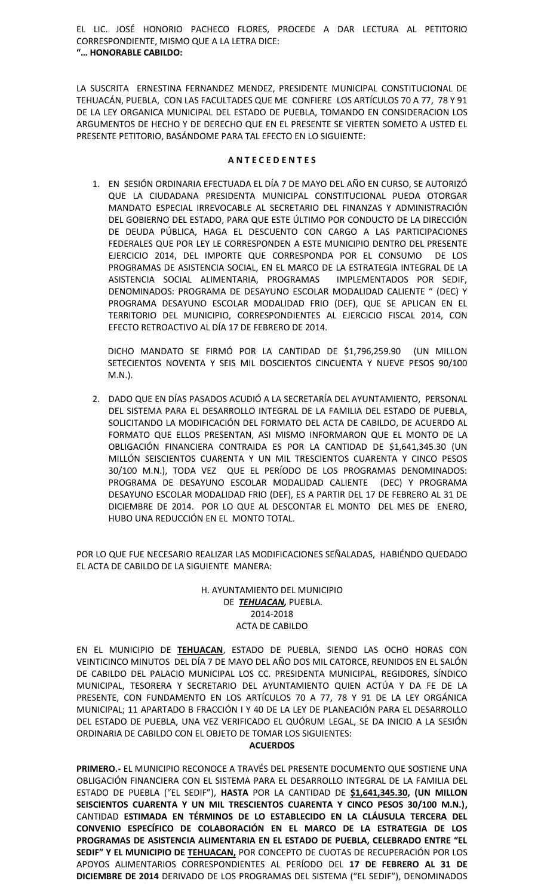EL LIC. JOSÉ HONORIO PACHECO FLORES, PROCEDE A DAR LECTURA AL PETITORIO CORRESPONDIENTE, MISMO QUE A LA LETRA DICE:
**"… HONORABLE CABILDO:**

LA SUSCRITA ERNESTINA FERNANDEZ MENDEZ, PRESIDENTE MUNICIPAL CONSTITUCIONAL DE TEHUACÁN, PUEBLA, CON LAS FACULTADES QUE ME CONFIERE LOS ARTÍCULOS 70 A 77, 78 Y 91 DE LA LEY ORGANICA MUNICIPAL DEL ESTADO DE PUEBLA, TOMANDO EN CONSIDERACION LOS ARGUMENTOS DE HECHO Y DE DERECHO QUE EN EL PRESENTE SE VIERTEN SOMETO A USTED EL PRESENTE PETITORIO, BASÁNDOME PARA TAL EFECTO EN LO SIGUIENTE:

**A N T E C E D E N T E S**

1. EN SESIÓN ORDINARIA EFECTUADA EL DÍA 7 DE MAYO DEL AÑO EN CURSO, SE AUTORIZÓ QUE LA CIUDADANA PRESIDENTA MUNICIPAL CONSTITUCIONAL PUEDA OTORGAR MANDATO ESPECIAL IRREVOCABLE AL SECRETARIO DEL FINANZAS Y ADMINISTRACIÓN DEL GOBIERNO DEL ESTADO, PARA QUE ESTE ÚLTIMO POR CONDUCTO DE LA DIRECCIÓN DE DEUDA PÚBLICA, HAGA EL DESCUENTO CON CARGO A LAS PARTICIPACIONES FEDERALES QUE POR LEY LE CORRESPONDEN A ESTE MUNICIPIO DENTRO DEL PRESENTE EJERCICIO 2014, DEL IMPORTE QUE CORRESPONDA POR EL CONSUMO DE LOS PROGRAMAS DE ASISTENCIA SOCIAL, EN EL MARCO DE LA ESTRATEGIA INTEGRAL DE LA ASISTENCIA SOCIAL ALIMENTARIA, PROGRAMAS IMPLEMENTADOS POR SEDIF, DENOMINADOS: PROGRAMA DE DESAYUNO ESCOLAR MODALIDAD CALIENTE " (DEC) Y PROGRAMA DESAYUNO ESCOLAR MODALIDAD FRIO (DEF), QUE SE APLICAN EN EL TERRITORIO DEL MUNICIPIO, CORRESPONDIENTES AL EJERCICIO FISCAL 2014, CON EFECTO RETROACTIVO AL DÍA 17 DE FEBRERO DE 2014.

   DICHO MANDATO SE FIRMÓ POR LA CANTIDAD DE $1,796,259.90 (UN MILLON SETECIENTOS NOVENTA Y SEIS MIL DOSCIENTOS CINCUENTA Y NUEVE PESOS 90/100 M.N.).

2. DADO QUE EN DÍAS PASADOS ACUDIÓ A LA SECRETARÍA DEL AYUNTAMIENTO, PERSONAL DEL SISTEMA PARA EL DESARROLLO INTEGRAL DE LA FAMILIA DEL ESTADO DE PUEBLA, SOLICITANDO LA MODIFICACIÓN DEL FORMATO DEL ACTA DE CABILDO, DE ACUERDO AL FORMATO QUE ELLOS PRESENTAN, ASI MISMO INFORMARON QUE EL MONTO DE LA OBLIGACIÓN FINANCIERA CONTRAIDA ES POR LA CANTIDAD DE $1,641,345.30 (UN MILLÓN SEISCIENTOS CUARENTA Y UN MIL TRESCIENTOS CUARENTA Y CINCO PESOS 30/100 M.N.), TODA VEZ QUE EL PERÍODO DE LOS PROGRAMAS DENOMINADOS: PROGRAMA DE DESAYUNO ESCOLAR MODALIDAD CALIENTE (DEC) Y PROGRAMA DESAYUNO ESCOLAR MODALIDAD FRIO (DEF), ES A PARTIR DEL 17 DE FEBRERO AL 31 DE DICIEMBRE DE 2014. POR LO QUE AL DESCONTAR EL MONTO DEL MES DE ENERO, HUBO UNA REDUCCIÓN EN EL MONTO TOTAL.

POR LO QUE FUE NECESARIO REALIZAR LAS MODIFICACIONES SEÑALADAS, HABIÉNDO QUEDADO EL ACTA DE CABILDO DE LA SIGUIENTE MANERA:

H. AYUNTAMIENTO DEL MUNICIPIO
DE ***TEHUACAN,*** PUEBLA.
2014-2018
ACTA DE CABILDO

EN EL MUNICIPIO DE **TEHUACAN**, ESTADO DE PUEBLA, SIENDO LAS OCHO HORAS CON VEINTICINCO MINUTOS DEL DÍA 7 DE MAYO DEL AÑO DOS MIL CATORCE, REUNIDOS EN EL SALÓN DE CABILDO DEL PALACIO MUNICIPAL LOS CC. PRESIDENTA MUNICIPAL, REGIDORES, SÍNDICO MUNICIPAL, TESORERA Y SECRETARIO DEL AYUNTAMIENTO QUIEN ACTÚA Y DA FE DE LA PRESENTE, CON FUNDAMENTO EN LOS ARTÍCULOS 70 A 77, 78 Y 91 DE LA LEY ORGÁNICA MUNICIPAL; 11 APARTADO B FRACCIÓN I Y 40 DE LA LEY DE PLANEACIÓN PARA EL DESARROLLO DEL ESTADO DE PUEBLA, UNA VEZ VERIFICADO EL QUÓRUM LEGAL, SE DA INICIO A LA SESIÓN ORDINARIA DE CABILDO CON EL OBJETO DE TOMAR LOS SIGUIENTES:

**ACUERDOS**

**PRIMERO.-** EL MUNICIPIO RECONOCE A TRAVÉS DEL PRESENTE DOCUMENTO QUE SOSTIENE UNA OBLIGACIÓN FINANCIERA CON EL SISTEMA PARA EL DESARROLLO INTEGRAL DE LA FAMILIA DEL ESTADO DE PUEBLA ("EL SEDIF"), **HASTA** POR LA CANTIDAD DE **$1,641,345.30, (UN MILLON SEISCIENTOS CUARENTA Y UN MIL TRESCIENTOS CUARENTA Y CINCO PESOS 30/100 M.N.),** CANTIDAD **ESTIMADA EN TÉRMINOS DE LO ESTABLECIDO EN LA CLÁUSULA TERCERA DEL CONVENIO ESPECÍFICO DE COLABORACIÓN EN EL MARCO DE LA ESTRATEGIA DE LOS PROGRAMAS DE ASISTENCIA ALIMENTARIA EN EL ESTADO DE PUEBLA, CELEBRADO ENTRE "EL SEDIF" Y EL MUNICIPIO DE TEHUACAN,** POR CONCEPTO DE CUOTAS DE RECUPERACIÓN POR LOS APOYOS ALIMENTARIOS CORRESPONDIENTES AL PERÍODO DEL **17 DE FEBRERO AL 31 DE DICIEMBRE DE 2014** DERIVADO DE LOS PROGRAMAS DEL SISTEMA ("EL SEDIF"), DENOMINADOS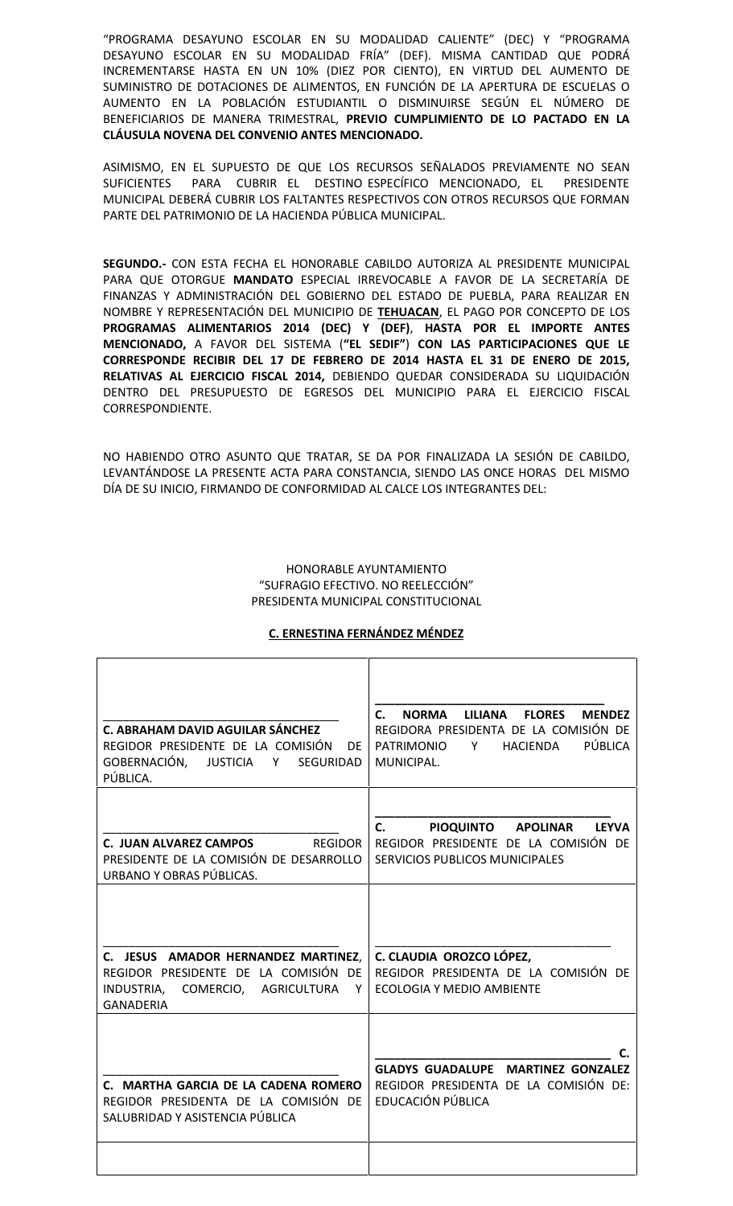"PROGRAMA DESAYUNO ESCOLAR EN SU MODALIDAD CALIENTE" (DEC) Y "PROGRAMA DESAYUNO ESCOLAR EN SU MODALIDAD FRÍA" (DEF). MISMA CANTIDAD QUE PODRÁ INCREMENTARSE HASTA EN UN 10% (DIEZ POR CIENTO), EN VIRTUD DEL AUMENTO DE SUMINISTRO DE DOTACIONES DE ALIMENTOS, EN FUNCIÓN DE LA APERTURA DE ESCUELAS O AUMENTO EN LA POBLACIÓN ESTUDIANTIL O DISMINUIRSE SEGÚN EL NÚMERO DE BENEFICIARIOS DE MANERA TRIMESTRAL, **PREVIO CUMPLIMIENTO DE LO PACTADO EN LA CLÁUSULA NOVENA DEL CONVENIO ANTES MENCIONADO.**

ASIMISMO, EN EL SUPUESTO DE QUE LOS RECURSOS SEÑALADOS PREVIAMENTE NO SEAN SUFICIENTES PARA CUBRIR EL DESTINO ESPECÍFICO MENCIONADO, EL PRESIDENTE MUNICIPAL DEBERÁ CUBRIR LOS FALTANTES RESPECTIVOS CON OTROS RECURSOS QUE FORMAN PARTE DEL PATRIMONIO DE LA HACIENDA PÚBLICA MUNICIPAL.

**SEGUNDO.-** CON ESTA FECHA EL HONORABLE CABILDO AUTORIZA AL PRESIDENTE MUNICIPAL PARA QUE OTORGUE **MANDATO** ESPECIAL IRREVOCABLE A FAVOR DE LA SECRETARÍA DE FINANZAS Y ADMINISTRACIÓN DEL GOBIERNO DEL ESTADO DE PUEBLA, PARA REALIZAR EN NOMBRE Y REPRESENTACIÓN DEL MUNICIPIO DE **TEHUACAN**, EL PAGO POR CONCEPTO DE LOS **PROGRAMAS ALIMENTARIOS 2014 (DEC) Y (DEF)**, **HASTA POR EL IMPORTE ANTES MENCIONADO,** A FAVOR DEL SISTEMA (**"EL SEDIF"**) **CON LAS PARTICIPACIONES QUE LE CORRESPONDE RECIBIR DEL 17 DE FEBRERO DE 2014 HASTA EL 31 DE ENERO DE 2015, RELATIVAS AL EJERCICIO FISCAL 2014,** DEBIENDO QUEDAR CONSIDERADA SU LIQUIDACIÓN DENTRO DEL PRESUPUESTO DE EGRESOS DEL MUNICIPIO PARA EL EJERCICIO FISCAL CORRESPONDIENTE.

NO HABIENDO OTRO ASUNTO QUE TRATAR, SE DA POR FINALIZADA LA SESIÓN DE CABILDO, LEVANTÁNDOSE LA PRESENTE ACTA PARA CONSTANCIA, SIENDO LAS ONCE HORAS DEL MISMO DÍA DE SU INICIO, FIRMANDO DE CONFORMIDAD AL CALCE LOS INTEGRANTES DEL:

HONORABLE AYUNTAMIENTO
"SUFRAGIO EFECTIVO. NO REELECCIÓN"
PRESIDENTA MUNICIPAL CONSTITUCIONAL

**C. ERNESTINA FERNÁNDEZ MÉNDEZ**

| | |
|---|---|
| **C. ABRAHAM DAVID AGUILAR SÁNCHEZ** REGIDOR PRESIDENTE DE LA COMISIÓN DE GOBERNACIÓN, JUSTICIA Y SEGURIDAD PÚBLICA. | **C. NORMA LILIANA FLORES MENDEZ** REGIDORA PRESIDENTA DE LA COMISIÓN DE PATRIMONIO Y HACIENDA PÚBLICA MUNICIPAL. |
| **C. JUAN ALVAREZ CAMPOS** REGIDOR PRESIDENTE DE LA COMISIÓN DE DESARROLLO URBANO Y OBRAS PÚBLICAS. | **C. PIOQUINTO APOLINAR LEYVA** REGIDOR PRESIDENTE DE LA COMISIÓN DE SERVICIOS PUBLICOS MUNICIPALES |
| **C. JESUS AMADOR HERNANDEZ MARTINEZ**, REGIDOR PRESIDENTE DE LA COMISIÓN DE INDUSTRIA, COMERCIO, AGRICULTURA Y GANADERIA | **C. CLAUDIA OROZCO LÓPEZ**, REGIDOR PRESIDENTA DE LA COMISIÓN DE ECOLOGIA Y MEDIO AMBIENTE |
| **C. MARTHA GARCIA DE LA CADENA ROMERO** REGIDOR PRESIDENTA DE LA COMISIÓN DE SALUBRIDAD Y ASISTENCIA PÚBLICA | **C. GLADYS GUADALUPE MARTINEZ GONZALEZ** REGIDOR PRESIDENTA DE LA COMISIÓN DE: EDUCACIÓN PÚBLICA |
| | |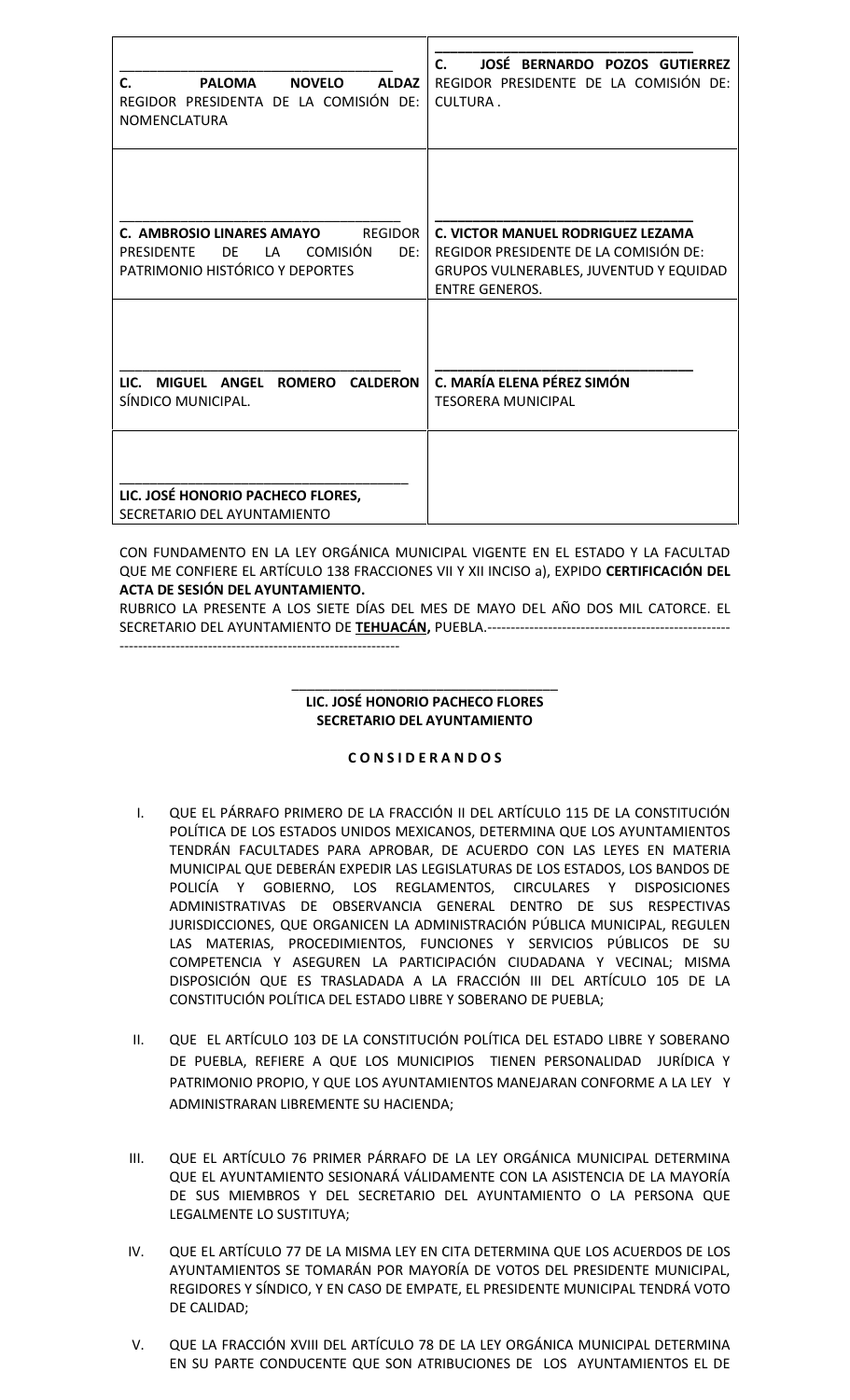| | |
|---|---|
| \_\_\_\_\_\_\_\_\_\_\_\_\_\_\_\_\_\_\_\_\_\_\_\_\_\_\_\_\_\_<br>**C. PALOMA NOVELO ALDAZ**<br>REGIDOR PRESIDENTA DE LA COMISIÓN DE: NOMENCLATURA | \_\_\_\_\_\_\_\_\_\_\_\_\_\_\_\_\_\_\_\_\_\_\_\_\_\_\_\_\_\_<br>**C. JOSÉ BERNARDO POZOS GUTIERREZ**<br>REGIDOR PRESIDENTE DE LA COMISIÓN DE: CULTURA . |
| \_\_\_\_\_\_\_\_\_\_\_\_\_\_\_\_\_\_\_\_\_\_\_\_\_\_\_\_\_\_<br>**C. AMBROSIO LINARES AMAYO** REGIDOR PRESIDENTE DE LA COMISIÓN DE: PATRIMONIO HISTÓRICO Y DEPORTES | \_\_\_\_\_\_\_\_\_\_\_\_\_\_\_\_\_\_\_\_\_\_\_\_\_\_\_\_\_\_<br>**C. VICTOR MANUEL RODRIGUEZ LEZAMA**<br>REGIDOR PRESIDENTE DE LA COMISIÓN DE: GRUPOS VULNERABLES, JUVENTUD Y EQUIDAD ENTRE GENEROS. |
| \_\_\_\_\_\_\_\_\_\_\_\_\_\_\_\_\_\_\_\_\_\_\_\_\_\_\_\_\_\_<br>**LIC. MIGUEL ANGEL ROMERO CALDERON**<br>SÍNDICO MUNICIPAL. | \_\_\_\_\_\_\_\_\_\_\_\_\_\_\_\_\_\_\_\_\_\_\_\_\_\_\_\_\_\_<br>**C. MARÍA ELENA PÉREZ SIMÓN**<br>TESORERA MUNICIPAL |
| \_\_\_\_\_\_\_\_\_\_\_\_\_\_\_\_\_\_\_\_\_\_\_\_\_\_\_\_\_\_<br>**LIC. JOSÉ HONORIO PACHECO FLORES,**<br>SECRETARIO DEL AYUNTAMIENTO | |

CON FUNDAMENTO EN LA LEY ORGÁNICA MUNICIPAL VIGENTE EN EL ESTADO Y LA FACULTAD QUE ME CONFIERE EL ARTÍCULO 138 FRACCIONES VII Y XII INCISO a), EXPIDO **CERTIFICACIÓN DEL ACTA DE SESIÓN DEL AYUNTAMIENTO.**

RUBRICO LA PRESENTE A LOS SIETE DÍAS DEL MES DE MAYO DEL AÑO DOS MIL CATORCE. EL SECRETARIO DEL AYUNTAMIENTO DE **TEHUACÁN,** PUEBLA.-----------------------------------------------------------------------------------------------------------

\_\_\_\_\_\_\_\_\_\_\_\_\_\_\_\_\_\_\_\_\_\_\_\_\_\_\_\_\_\_

**LIC. JOSÉ HONORIO PACHECO FLORES**
**SECRETARIO DEL AYUNTAMIENTO**

**C O N S I D E R A N D O S**

I. QUE EL PÁRRAFO PRIMERO DE LA FRACCIÓN II DEL ARTÍCULO 115 DE LA CONSTITUCIÓN POLÍTICA DE LOS ESTADOS UNIDOS MEXICANOS, DETERMINA QUE LOS AYUNTAMIENTOS TENDRÁN FACULTADES PARA APROBAR, DE ACUERDO CON LAS LEYES EN MATERIA MUNICIPAL QUE DEBERÁN EXPEDIR LAS LEGISLATURAS DE LOS ESTADOS, LOS BANDOS DE POLICÍA Y GOBIERNO, LOS REGLAMENTOS, CIRCULARES Y DISPOSICIONES ADMINISTRATIVAS DE OBSERVANCIA GENERAL DENTRO DE SUS RESPECTIVAS JURISDICCIONES, QUE ORGANICEN LA ADMINISTRACIÓN PÚBLICA MUNICIPAL, REGULEN LAS MATERIAS, PROCEDIMIENTOS, FUNCIONES Y SERVICIOS PÚBLICOS DE SU COMPETENCIA Y ASEGUREN LA PARTICIPACIÓN CIUDADANA Y VECINAL; MISMA DISPOSICIÓN QUE ES TRASLADADA A LA FRACCIÓN III DEL ARTÍCULO 105 DE LA CONSTITUCIÓN POLÍTICA DEL ESTADO LIBRE Y SOBERANO DE PUEBLA;

II. QUE EL ARTÍCULO 103 DE LA CONSTITUCIÓN POLÍTICA DEL ESTADO LIBRE Y SOBERANO DE PUEBLA, REFIERE A QUE LOS MUNICIPIOS TIENEN PERSONALIDAD JURÍDICA Y PATRIMONIO PROPIO, Y QUE LOS AYUNTAMIENTOS MANEJARAN CONFORME A LA LEY Y ADMINISTRARAN LIBREMENTE SU HACIENDA;

III. QUE EL ARTÍCULO 76 PRIMER PÁRRAFO DE LA LEY ORGÁNICA MUNICIPAL DETERMINA QUE EL AYUNTAMIENTO SESIONARÁ VÁLIDAMENTE CON LA ASISTENCIA DE LA MAYORÍA DE SUS MIEMBROS Y DEL SECRETARIO DEL AYUNTAMIENTO O LA PERSONA QUE LEGALMENTE LO SUSTITUYA;

IV. QUE EL ARTÍCULO 77 DE LA MISMA LEY EN CITA DETERMINA QUE LOS ACUERDOS DE LOS AYUNTAMIENTOS SE TOMARÁN POR MAYORÍA DE VOTOS DEL PRESIDENTE MUNICIPAL, REGIDORES Y SÍNDICO, Y EN CASO DE EMPATE, EL PRESIDENTE MUNICIPAL TENDRÁ VOTO DE CALIDAD;

V. QUE LA FRACCIÓN XVIII DEL ARTÍCULO 78 DE LA LEY ORGÁNICA MUNICIPAL DETERMINA EN SU PARTE CONDUCENTE QUE SON ATRIBUCIONES DE LOS AYUNTAMIENTOS EL DE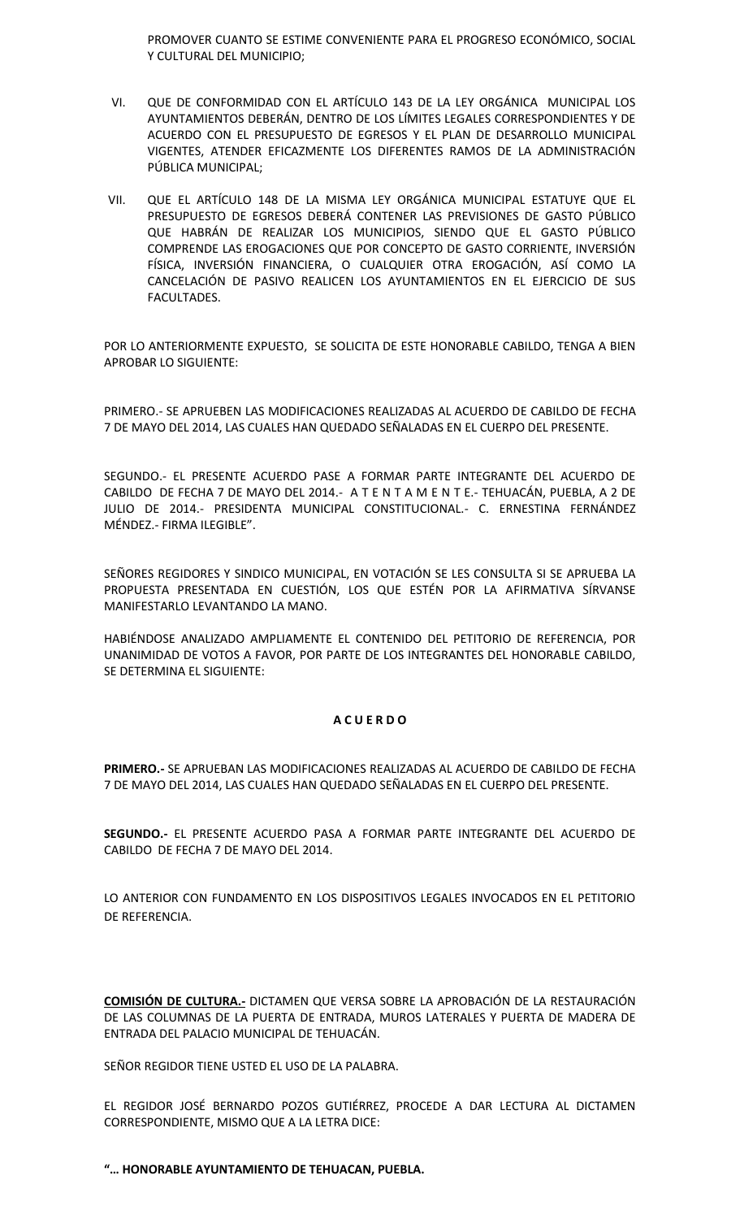PROMOVER CUANTO SE ESTIME CONVENIENTE PARA EL PROGRESO ECONÓMICO, SOCIAL Y CULTURAL DEL MUNICIPIO;

VI. QUE DE CONFORMIDAD CON EL ARTÍCULO 143 DE LA LEY ORGÁNICA MUNICIPAL LOS AYUNTAMIENTOS DEBERÁN, DENTRO DE LOS LÍMITES LEGALES CORRESPONDIENTES Y DE ACUERDO CON EL PRESUPUESTO DE EGRESOS Y EL PLAN DE DESARROLLO MUNICIPAL VIGENTES, ATENDER EFICAZMENTE LOS DIFERENTES RAMOS DE LA ADMINISTRACIÓN PÚBLICA MUNICIPAL;

VII. QUE EL ARTÍCULO 148 DE LA MISMA LEY ORGÁNICA MUNICIPAL ESTATUYE QUE EL PRESUPUESTO DE EGRESOS DEBERÁ CONTENER LAS PREVISIONES DE GASTO PÚBLICO QUE HABRÁN DE REALIZAR LOS MUNICIPIOS, SIENDO QUE EL GASTO PÚBLICO COMPRENDE LAS EROGACIONES QUE POR CONCEPTO DE GASTO CORRIENTE, INVERSIÓN FÍSICA, INVERSIÓN FINANCIERA, O CUALQUIER OTRA EROGACIÓN, ASÍ COMO LA CANCELACIÓN DE PASIVO REALICEN LOS AYUNTAMIENTOS EN EL EJERCICIO DE SUS FACULTADES.

POR LO ANTERIORMENTE EXPUESTO, SE SOLICITA DE ESTE HONORABLE CABILDO, TENGA A BIEN APROBAR LO SIGUIENTE:

PRIMERO.- SE APRUEBEN LAS MODIFICACIONES REALIZADAS AL ACUERDO DE CABILDO DE FECHA 7 DE MAYO DEL 2014, LAS CUALES HAN QUEDADO SEÑALADAS EN EL CUERPO DEL PRESENTE.

SEGUNDO.- EL PRESENTE ACUERDO PASE A FORMAR PARTE INTEGRANTE DEL ACUERDO DE CABILDO DE FECHA 7 DE MAYO DEL 2014.- A T E N T A M E N T E.- TEHUACÁN, PUEBLA, A 2 DE JULIO DE 2014.- PRESIDENTA MUNICIPAL CONSTITUCIONAL.- C. ERNESTINA FERNÁNDEZ MÉNDEZ.- FIRMA ILEGIBLE".

SEÑORES REGIDORES Y SINDICO MUNICIPAL, EN VOTACIÓN SE LES CONSULTA SI SE APRUEBA LA PROPUESTA PRESENTADA EN CUESTIÓN, LOS QUE ESTÉN POR LA AFIRMATIVA SÍRVANSE MANIFESTARLO LEVANTANDO LA MANO.

HABIÉNDOSE ANALIZADO AMPLIAMENTE EL CONTENIDO DEL PETITORIO DE REFERENCIA, POR UNANIMIDAD DE VOTOS A FAVOR, POR PARTE DE LOS INTEGRANTES DEL HONORABLE CABILDO, SE DETERMINA EL SIGUIENTE:

**A C U E R D O**

**PRIMERO.-** SE APRUEBAN LAS MODIFICACIONES REALIZADAS AL ACUERDO DE CABILDO DE FECHA 7 DE MAYO DEL 2014, LAS CUALES HAN QUEDADO SEÑALADAS EN EL CUERPO DEL PRESENTE.

**SEGUNDO.-** EL PRESENTE ACUERDO PASA A FORMAR PARTE INTEGRANTE DEL ACUERDO DE CABILDO DE FECHA 7 DE MAYO DEL 2014.

LO ANTERIOR CON FUNDAMENTO EN LOS DISPOSITIVOS LEGALES INVOCADOS EN EL PETITORIO DE REFERENCIA.

**COMISIÓN DE CULTURA.-** DICTAMEN QUE VERSA SOBRE LA APROBACIÓN DE LA RESTAURACIÓN DE LAS COLUMNAS DE LA PUERTA DE ENTRADA, MUROS LATERALES Y PUERTA DE MADERA DE ENTRADA DEL PALACIO MUNICIPAL DE TEHUACÁN.

SEÑOR REGIDOR TIENE USTED EL USO DE LA PALABRA.

EL REGIDOR JOSÉ BERNARDO POZOS GUTIÉRREZ, PROCEDE A DAR LECTURA AL DICTAMEN CORRESPONDIENTE, MISMO QUE A LA LETRA DICE:

**"… HONORABLE AYUNTAMIENTO DE TEHUACAN, PUEBLA.**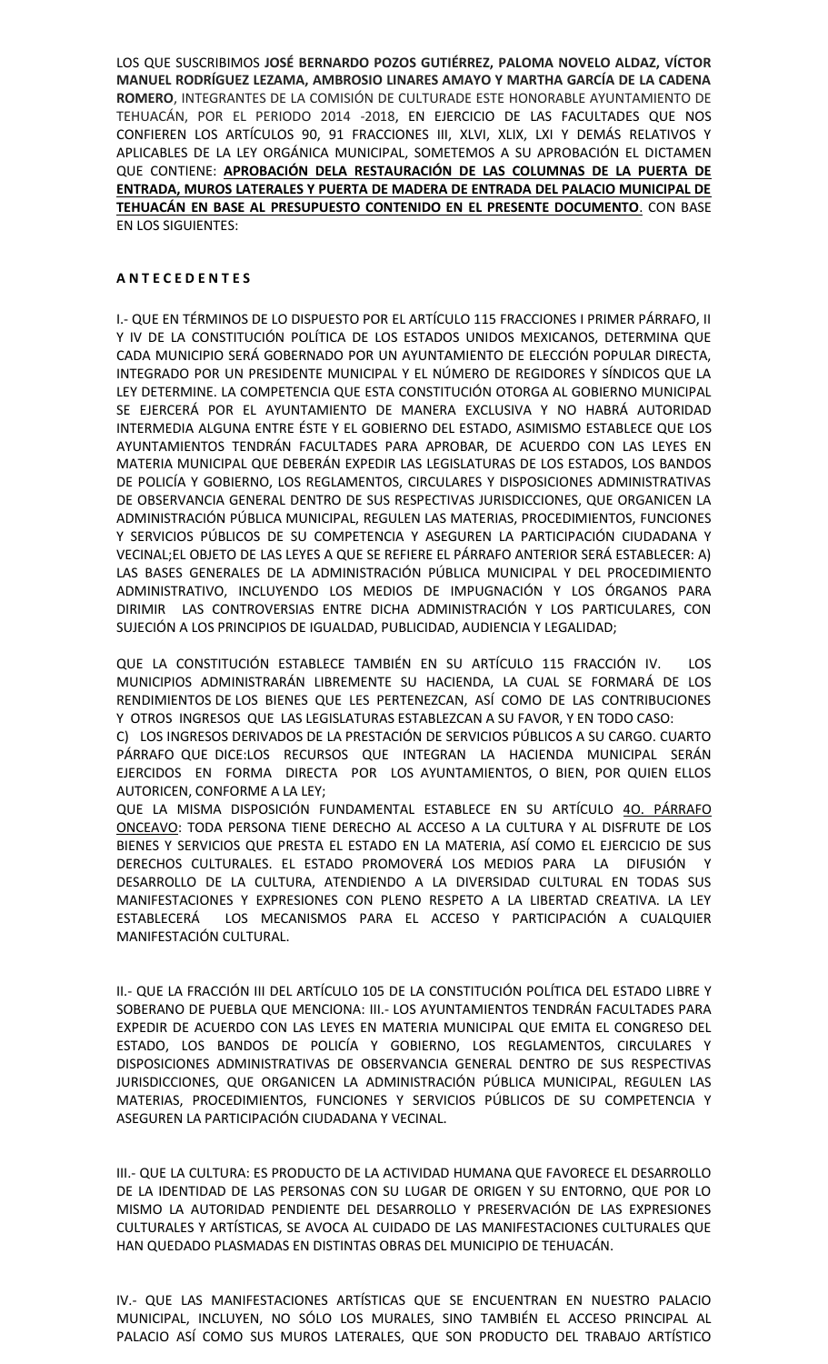LOS QUE SUSCRIBIMOS **JOSÉ BERNARDO POZOS GUTIÉRREZ, PALOMA NOVELO ALDAZ, VÍCTOR MANUEL RODRÍGUEZ LEZAMA, AMBROSIO LINARES AMAYO Y MARTHA GARCÍA DE LA CADENA ROMERO**, INTEGRANTES DE LA COMISIÓN DE CULTURADE ESTE HONORABLE AYUNTAMIENTO DE TEHUACÁN, POR EL PERIODO 2014 -2018, EN EJERCICIO DE LAS FACULTADES QUE NOS CONFIEREN LOS ARTÍCULOS 90, 91 FRACCIONES III, XLVI, XLIX, LXI Y DEMÁS RELATIVOS Y APLICABLES DE LA LEY ORGÁNICA MUNICIPAL, SOMETEMOS A SU APROBACIÓN EL DICTAMEN QUE CONTIENE: **APROBACIÓN DELA RESTAURACIÓN DE LAS COLUMNAS DE LA PUERTA DE ENTRADA, MUROS LATERALES Y PUERTA DE MADERA DE ENTRADA DEL PALACIO MUNICIPAL DE TEHUACÁN EN BASE AL PRESUPUESTO CONTENIDO EN EL PRESENTE DOCUMENTO**. CON BASE EN LOS SIGUIENTES:

**A N T E C E D E N T E S**

I.- QUE EN TÉRMINOS DE LO DISPUESTO POR EL ARTÍCULO 115 FRACCIONES I PRIMER PÁRRAFO, II Y IV DE LA CONSTITUCIÓN POLÍTICA DE LOS ESTADOS UNIDOS MEXICANOS, DETERMINA QUE CADA MUNICIPIO SERÁ GOBERNADO POR UN AYUNTAMIENTO DE ELECCIÓN POPULAR DIRECTA, INTEGRADO POR UN PRESIDENTE MUNICIPAL Y EL NÚMERO DE REGIDORES Y SÍNDICOS QUE LA LEY DETERMINE. LA COMPETENCIA QUE ESTA CONSTITUCIÓN OTORGA AL GOBIERNO MUNICIPAL SE EJERCERÁ POR EL AYUNTAMIENTO DE MANERA EXCLUSIVA Y NO HABRÁ AUTORIDAD INTERMEDIA ALGUNA ENTRE ÉSTE Y EL GOBIERNO DEL ESTADO, ASIMISMO ESTABLECE QUE LOS AYUNTAMIENTOS TENDRÁN FACULTADES PARA APROBAR, DE ACUERDO CON LAS LEYES EN MATERIA MUNICIPAL QUE DEBERÁN EXPEDIR LAS LEGISLATURAS DE LOS ESTADOS, LOS BANDOS DE POLICÍA Y GOBIERNO, LOS REGLAMENTOS, CIRCULARES Y DISPOSICIONES ADMINISTRATIVAS DE OBSERVANCIA GENERAL DENTRO DE SUS RESPECTIVAS JURISDICCIONES, QUE ORGANICEN LA ADMINISTRACIÓN PÚBLICA MUNICIPAL, REGULEN LAS MATERIAS, PROCEDIMIENTOS, FUNCIONES Y SERVICIOS PÚBLICOS DE SU COMPETENCIA Y ASEGUREN LA PARTICIPACIÓN CIUDADANA Y VECINAL;EL OBJETO DE LAS LEYES A QUE SE REFIERE EL PÁRRAFO ANTERIOR SERÁ ESTABLECER: A) LAS BASES GENERALES DE LA ADMINISTRACIÓN PÚBLICA MUNICIPAL Y DEL PROCEDIMIENTO ADMINISTRATIVO, INCLUYENDO LOS MEDIOS DE IMPUGNACIÓN Y LOS ÓRGANOS PARA DIRIMIR LAS CONTROVERSIAS ENTRE DICHA ADMINISTRACIÓN Y LOS PARTICULARES, CON SUJECIÓN A LOS PRINCIPIOS DE IGUALDAD, PUBLICIDAD, AUDIENCIA Y LEGALIDAD;

QUE LA CONSTITUCIÓN ESTABLECE TAMBIÉN EN SU ARTÍCULO 115 FRACCIÓN IV. LOS MUNICIPIOS ADMINISTRARÁN LIBREMENTE SU HACIENDA, LA CUAL SE FORMARÁ DE LOS RENDIMIENTOS DE LOS BIENES QUE LES PERTENEZCAN, ASÍ COMO DE LAS CONTRIBUCIONES Y OTROS INGRESOS QUE LAS LEGISLATURAS ESTABLEZCAN A SU FAVOR, Y EN TODO CASO:
C) LOS INGRESOS DERIVADOS DE LA PRESTACIÓN DE SERVICIOS PÚBLICOS A SU CARGO. CUARTO PÁRRAFO QUE DICE:LOS RECURSOS QUE INTEGRAN LA HACIENDA MUNICIPAL SERÁN EJERCIDOS EN FORMA DIRECTA POR LOS AYUNTAMIENTOS, O BIEN, POR QUIEN ELLOS AUTORICEN, CONFORME A LA LEY;
QUE LA MISMA DISPOSICIÓN FUNDAMENTAL ESTABLECE EN SU ARTÍCULO 4O. PÁRRAFO ONCEAVO: TODA PERSONA TIENE DERECHO AL ACCESO A LA CULTURA Y AL DISFRUTE DE LOS BIENES Y SERVICIOS QUE PRESTA EL ESTADO EN LA MATERIA, ASÍ COMO EL EJERCICIO DE SUS DERECHOS CULTURALES. EL ESTADO PROMOVERÁ LOS MEDIOS PARA LA DIFUSIÓN Y DESARROLLO DE LA CULTURA, ATENDIENDO A LA DIVERSIDAD CULTURAL EN TODAS SUS MANIFESTACIONES Y EXPRESIONES CON PLENO RESPETO A LA LIBERTAD CREATIVA. LA LEY ESTABLECERÁ LOS MECANISMOS PARA EL ACCESO Y PARTICIPACIÓN A CUALQUIER MANIFESTACIÓN CULTURAL.

II.- QUE LA FRACCIÓN III DEL ARTÍCULO 105 DE LA CONSTITUCIÓN POLÍTICA DEL ESTADO LIBRE Y SOBERANO DE PUEBLA QUE MENCIONA: III.- LOS AYUNTAMIENTOS TENDRÁN FACULTADES PARA EXPEDIR DE ACUERDO CON LAS LEYES EN MATERIA MUNICIPAL QUE EMITA EL CONGRESO DEL ESTADO, LOS BANDOS DE POLICÍA Y GOBIERNO, LOS REGLAMENTOS, CIRCULARES Y DISPOSICIONES ADMINISTRATIVAS DE OBSERVANCIA GENERAL DENTRO DE SUS RESPECTIVAS JURISDICCIONES, QUE ORGANICEN LA ADMINISTRACIÓN PÚBLICA MUNICIPAL, REGULEN LAS MATERIAS, PROCEDIMIENTOS, FUNCIONES Y SERVICIOS PÚBLICOS DE SU COMPETENCIA Y ASEGUREN LA PARTICIPACIÓN CIUDADANA Y VECINAL.

III.- QUE LA CULTURA: ES PRODUCTO DE LA ACTIVIDAD HUMANA QUE FAVORECE EL DESARROLLO DE LA IDENTIDAD DE LAS PERSONAS CON SU LUGAR DE ORIGEN Y SU ENTORNO, QUE POR LO MISMO LA AUTORIDAD PENDIENTE DEL DESARROLLO Y PRESERVACIÓN DE LAS EXPRESIONES CULTURALES Y ARTÍSTICAS, SE AVOCA AL CUIDADO DE LAS MANIFESTACIONES CULTURALES QUE HAN QUEDADO PLASMADAS EN DISTINTAS OBRAS DEL MUNICIPIO DE TEHUACÁN.

IV.- QUE LAS MANIFESTACIONES ARTÍSTICAS QUE SE ENCUENTRAN EN NUESTRO PALACIO MUNICIPAL, INCLUYEN, NO SÓLO LOS MURALES, SINO TAMBIÉN EL ACCESO PRINCIPAL AL PALACIO ASÍ COMO SUS MUROS LATERALES, QUE SON PRODUCTO DEL TRABAJO ARTÍSTICO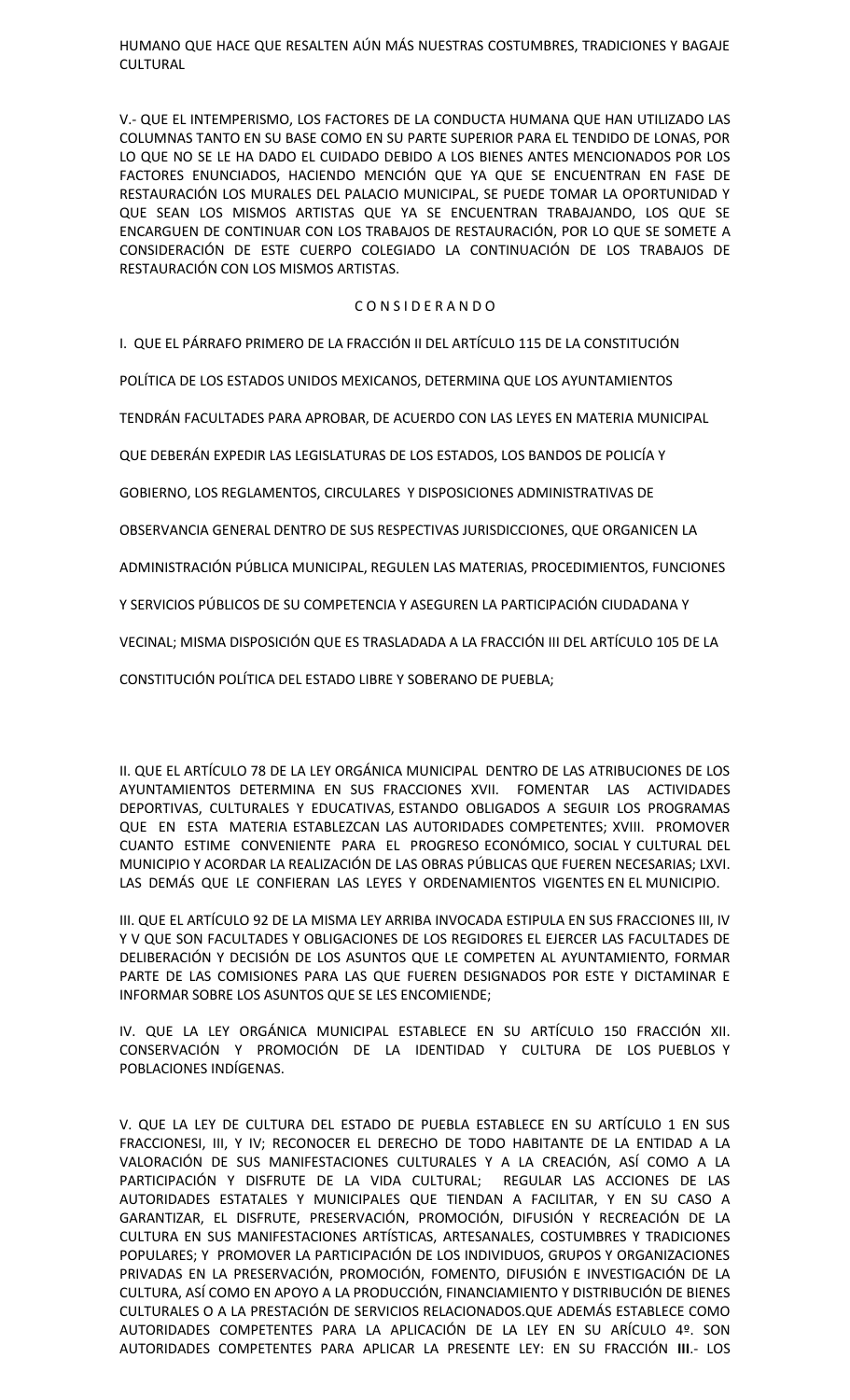HUMANO QUE HACE QUE RESALTEN AÚN MÁS NUESTRAS COSTUMBRES, TRADICIONES Y BAGAJE CULTURAL

V.- QUE EL INTEMPERISMO, LOS FACTORES DE LA CONDUCTA HUMANA QUE HAN UTILIZADO LAS COLUMNAS TANTO EN SU BASE COMO EN SU PARTE SUPERIOR PARA EL TENDIDO DE LONAS, POR LO QUE NO SE LE HA DADO EL CUIDADO DEBIDO A LOS BIENES ANTES MENCIONADOS POR LOS FACTORES ENUNCIADOS, HACIENDO MENCIÓN QUE YA QUE SE ENCUENTRAN EN FASE DE RESTAURACIÓN LOS MURALES DEL PALACIO MUNICIPAL, SE PUEDE TOMAR LA OPORTUNIDAD Y QUE SEAN LOS MISMOS ARTISTAS QUE YA SE ENCUENTRAN TRABAJANDO, LOS QUE SE ENCARGUEN DE CONTINUAR CON LOS TRABAJOS DE RESTAURACIÓN, POR LO QUE SE SOMETE A CONSIDERACIÓN DE ESTE CUERPO COLEGIADO LA CONTINUACIÓN DE LOS TRABAJOS DE RESTAURACIÓN CON LOS MISMOS ARTISTAS.

C O N S I D E R A N D O

I. QUE EL PÁRRAFO PRIMERO DE LA FRACCIÓN II DEL ARTÍCULO 115 DE LA CONSTITUCIÓN POLÍTICA DE LOS ESTADOS UNIDOS MEXICANOS, DETERMINA QUE LOS AYUNTAMIENTOS TENDRÁN FACULTADES PARA APROBAR, DE ACUERDO CON LAS LEYES EN MATERIA MUNICIPAL QUE DEBERÁN EXPEDIR LAS LEGISLATURAS DE LOS ESTADOS, LOS BANDOS DE POLICÍA Y GOBIERNO, LOS REGLAMENTOS, CIRCULARES Y DISPOSICIONES ADMINISTRATIVAS DE OBSERVANCIA GENERAL DENTRO DE SUS RESPECTIVAS JURISDICCIONES, QUE ORGANICEN LA ADMINISTRACIÓN PÚBLICA MUNICIPAL, REGULEN LAS MATERIAS, PROCEDIMIENTOS, FUNCIONES Y SERVICIOS PÚBLICOS DE SU COMPETENCIA Y ASEGUREN LA PARTICIPACIÓN CIUDADANA Y VECINAL; MISMA DISPOSICIÓN QUE ES TRASLADADA A LA FRACCIÓN III DEL ARTÍCULO 105 DE LA CONSTITUCIÓN POLÍTICA DEL ESTADO LIBRE Y SOBERANO DE PUEBLA;

II. QUE EL ARTÍCULO 78 DE LA LEY ORGÁNICA MUNICIPAL DENTRO DE LAS ATRIBUCIONES DE LOS AYUNTAMIENTOS DETERMINA EN SUS FRACCIONES XVII. FOMENTAR LAS ACTIVIDADES DEPORTIVAS, CULTURALES Y EDUCATIVAS, ESTANDO OBLIGADOS A SEGUIR LOS PROGRAMAS QUE EN ESTA MATERIA ESTABLEZCAN LAS AUTORIDADES COMPETENTES; XVIII. PROMOVER CUANTO ESTIME CONVENIENTE PARA EL PROGRESO ECONÓMICO, SOCIAL Y CULTURAL DEL MUNICIPIO Y ACORDAR LA REALIZACIÓN DE LAS OBRAS PÚBLICAS QUE FUEREN NECESARIAS; LXVI. LAS DEMÁS QUE LE CONFIERAN LAS LEYES Y ORDENAMIENTOS VIGENTES EN EL MUNICIPIO.

III. QUE EL ARTÍCULO 92 DE LA MISMA LEY ARRIBA INVOCADA ESTIPULA EN SUS FRACCIONES III, IV Y V QUE SON FACULTADES Y OBLIGACIONES DE LOS REGIDORES EL EJERCER LAS FACULTADES DE DELIBERACIÓN Y DECISIÓN DE LOS ASUNTOS QUE LE COMPETEN AL AYUNTAMIENTO, FORMAR PARTE DE LAS COMISIONES PARA LAS QUE FUEREN DESIGNADOS POR ESTE Y DICTAMINAR E INFORMAR SOBRE LOS ASUNTOS QUE SE LES ENCOMIENDE;

IV. QUE LA LEY ORGÁNICA MUNICIPAL ESTABLECE EN SU ARTÍCULO 150 FRACCIÓN XII. CONSERVACIÓN Y PROMOCIÓN DE LA IDENTIDAD Y CULTURA DE LOS PUEBLOS Y POBLACIONES INDÍGENAS.

V. QUE LA LEY DE CULTURA DEL ESTADO DE PUEBLA ESTABLECE EN SU ARTÍCULO 1 EN SUS FRACCIONESI, III, Y IV; RECONOCER EL DERECHO DE TODO HABITANTE DE LA ENTIDAD A LA VALORACIÓN DE SUS MANIFESTACIONES CULTURALES Y A LA CREACIÓN, ASÍ COMO A LA PARTICIPACIÓN Y DISFRUTE DE LA VIDA CULTURAL; REGULAR LAS ACCIONES DE LAS AUTORIDADES ESTATALES Y MUNICIPALES QUE TIENDAN A FACILITAR, Y EN SU CASO A GARANTIZAR, EL DISFRUTE, PRESERVACIÓN, PROMOCIÓN, DIFUSIÓN Y RECREACIÓN DE LA CULTURA EN SUS MANIFESTACIONES ARTÍSTICAS, ARTESANALES, COSTUMBRES Y TRADICIONES POPULARES; Y PROMOVER LA PARTICIPACIÓN DE LOS INDIVIDUOS, GRUPOS Y ORGANIZACIONES PRIVADAS EN LA PRESERVACIÓN, PROMOCIÓN, FOMENTO, DIFUSIÓN E INVESTIGACIÓN DE LA CULTURA, ASÍ COMO EN APOYO A LA PRODUCCIÓN, FINANCIAMIENTO Y DISTRIBUCIÓN DE BIENES CULTURALES O A LA PRESTACIÓN DE SERVICIOS RELACIONADOS.QUE ADEMÁS ESTABLECE COMO AUTORIDADES COMPETENTES PARA LA APLICACIÓN DE LA LEY EN SU ARÍCULO 4º. SON AUTORIDADES COMPETENTES PARA APLICAR LA PRESENTE LEY: EN SU FRACCIÓN **III**.- LOS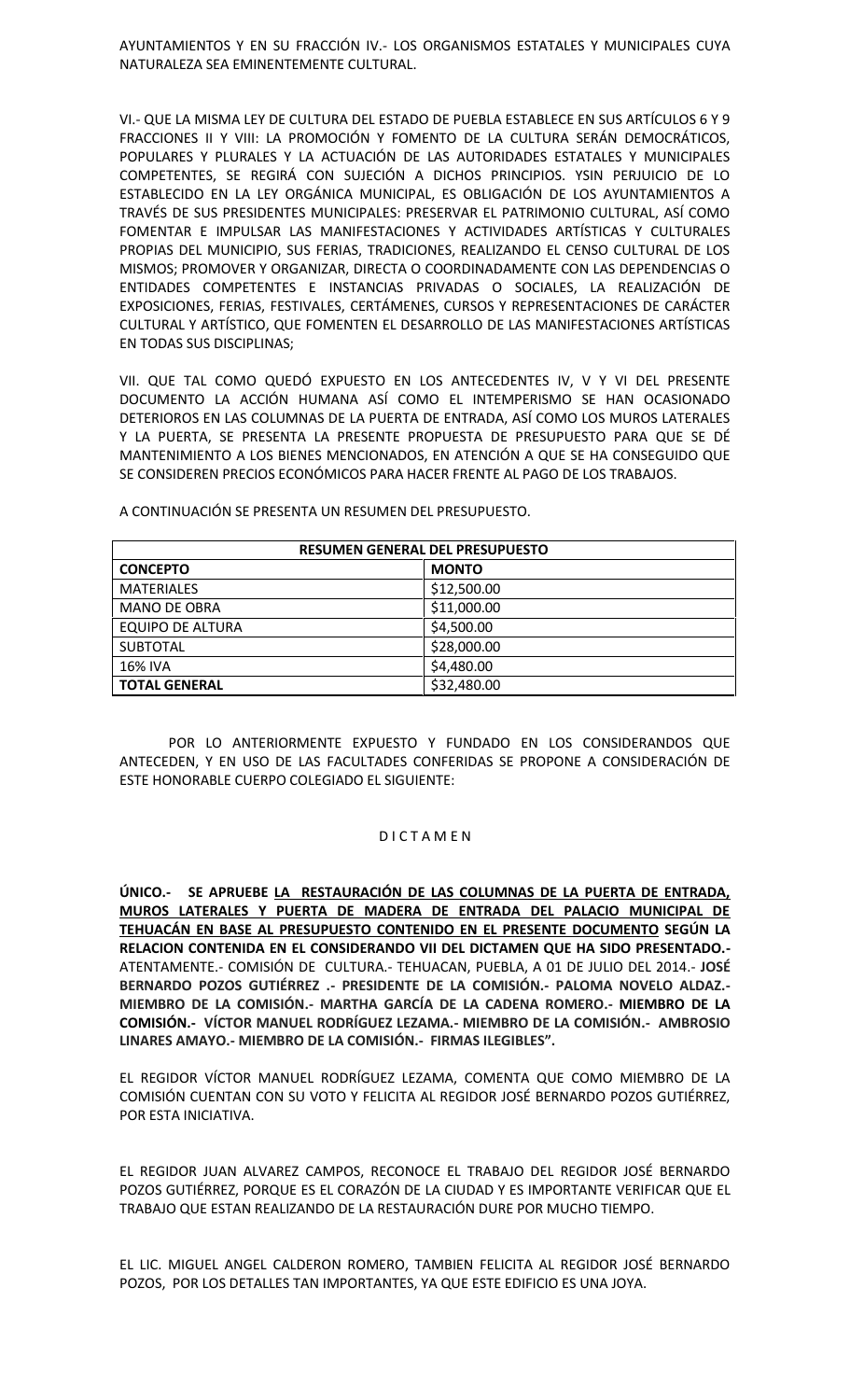AYUNTAMIENTOS Y EN SU FRACCIÓN IV.- LOS ORGANISMOS ESTATALES Y MUNICIPALES CUYA NATURALEZA SEA EMINENTEMENTE CULTURAL.

VI.- QUE LA MISMA LEY DE CULTURA DEL ESTADO DE PUEBLA ESTABLECE EN SUS ARTÍCULOS 6 Y 9 FRACCIONES II Y VIII: LA PROMOCIÓN Y FOMENTO DE LA CULTURA SERÁN DEMOCRÁTICOS, POPULARES Y PLURALES Y LA ACTUACIÓN DE LAS AUTORIDADES ESTATALES Y MUNICIPALES COMPETENTES, SE REGIRÁ CON SUJECIÓN A DICHOS PRINCIPIOS. YSIN PERJUICIO DE LO ESTABLECIDO EN LA LEY ORGÁNICA MUNICIPAL, ES OBLIGACIÓN DE LOS AYUNTAMIENTOS A TRAVÉS DE SUS PRESIDENTES MUNICIPALES: PRESERVAR EL PATRIMONIO CULTURAL, ASÍ COMO FOMENTAR E IMPULSAR LAS MANIFESTACIONES Y ACTIVIDADES ARTÍSTICAS Y CULTURALES PROPIAS DEL MUNICIPIO, SUS FERIAS, TRADICIONES, REALIZANDO EL CENSO CULTURAL DE LOS MISMOS; PROMOVER Y ORGANIZAR, DIRECTA O COORDINADAMENTE CON LAS DEPENDENCIAS O ENTIDADES COMPETENTES E INSTANCIAS PRIVADAS O SOCIALES, LA REALIZACIÓN DE EXPOSICIONES, FERIAS, FESTIVALES, CERTÁMENES, CURSOS Y REPRESENTACIONES DE CARÁCTER CULTURAL Y ARTÍSTICO, QUE FOMENTEN EL DESARROLLO DE LAS MANIFESTACIONES ARTÍSTICAS EN TODAS SUS DISCIPLINAS;

VII. QUE TAL COMO QUEDÓ EXPUESTO EN LOS ANTECEDENTES IV, V Y VI DEL PRESENTE DOCUMENTO LA ACCIÓN HUMANA ASÍ COMO EL INTEMPERISMO SE HAN OCASIONADO DETERIOROS EN LAS COLUMNAS DE LA PUERTA DE ENTRADA, ASÍ COMO LOS MUROS LATERALES Y LA PUERTA, SE PRESENTA LA PRESENTE PROPUESTA DE PRESUPUESTO PARA QUE SE DÉ MANTENIMIENTO A LOS BIENES MENCIONADOS, EN ATENCIÓN A QUE SE HA CONSEGUIDO QUE SE CONSIDEREN PRECIOS ECONÓMICOS PARA HACER FRENTE AL PAGO DE LOS TRABAJOS.

A CONTINUACIÓN SE PRESENTA UN RESUMEN DEL PRESUPUESTO.

| **RESUMEN GENERAL DEL PRESUPUESTO** | |
|---|---|
| **CONCEPTO** | **MONTO** |
| MATERIALES | \$12,500.00 |
| MANO DE OBRA | \$11,000.00 |
| EQUIPO DE ALTURA | \$4,500.00 |
| SUBTOTAL | \$28,000.00 |
| 16% IVA | \$4,480.00 |
| **TOTAL GENERAL** | \$32,480.00 |

POR LO ANTERIORMENTE EXPUESTO Y FUNDADO EN LOS CONSIDERANDOS QUE ANTECEDEN, Y EN USO DE LAS FACULTADES CONFERIDAS SE PROPONE A CONSIDERACIÓN DE ESTE HONORABLE CUERPO COLEGIADO EL SIGUIENTE:

D I C T A M E N

**ÚNICO.- SE APRUEBE <u>LA RESTAURACIÓN DE LAS COLUMNAS DE LA PUERTA DE ENTRADA, MUROS LATERALES Y PUERTA DE MADERA DE ENTRADA DEL PALACIO MUNICIPAL DE TEHUACÁN EN BASE AL PRESUPUESTO CONTENIDO EN EL PRESENTE DOCUMENTO</u> SEGÚN LA RELACION CONTENIDA EN EL CONSIDERANDO VII DEL DICTAMEN QUE HA SIDO PRESENTADO.-** ATENTAMENTE.- COMISIÓN DE CULTURA.- TEHUACAN, PUEBLA, A 01 DE JULIO DEL 2014.- **JOSÉ BERNARDO POZOS GUTIÉRREZ .- PRESIDENTE DE LA COMISIÓN.- PALOMA NOVELO ALDAZ.- MIEMBRO DE LA COMISIÓN.- MARTHA GARCÍA DE LA CADENA ROMERO.- MIEMBRO DE LA COMISIÓN.- VÍCTOR MANUEL RODRÍGUEZ LEZAMA.- MIEMBRO DE LA COMISIÓN.- AMBROSIO LINARES AMAYO.- MIEMBRO DE LA COMISIÓN.- FIRMAS ILEGIBLES".**

EL REGIDOR VÍCTOR MANUEL RODRÍGUEZ LEZAMA, COMENTA QUE COMO MIEMBRO DE LA COMISIÓN CUENTAN CON SU VOTO Y FELICITA AL REGIDOR JOSÉ BERNARDO POZOS GUTIÉRREZ, POR ESTA INICIATIVA.

EL REGIDOR JUAN ALVAREZ CAMPOS, RECONOCE EL TRABAJO DEL REGIDOR JOSÉ BERNARDO POZOS GUTIÉRREZ, PORQUE ES EL CORAZÓN DE LA CIUDAD Y ES IMPORTANTE VERIFICAR QUE EL TRABAJO QUE ESTAN REALIZANDO DE LA RESTAURACIÓN DURE POR MUCHO TIEMPO.

EL LIC. MIGUEL ANGEL CALDERON ROMERO, TAMBIEN FELICITA AL REGIDOR JOSÉ BERNARDO POZOS, POR LOS DETALLES TAN IMPORTANTES, YA QUE ESTE EDIFICIO ES UNA JOYA.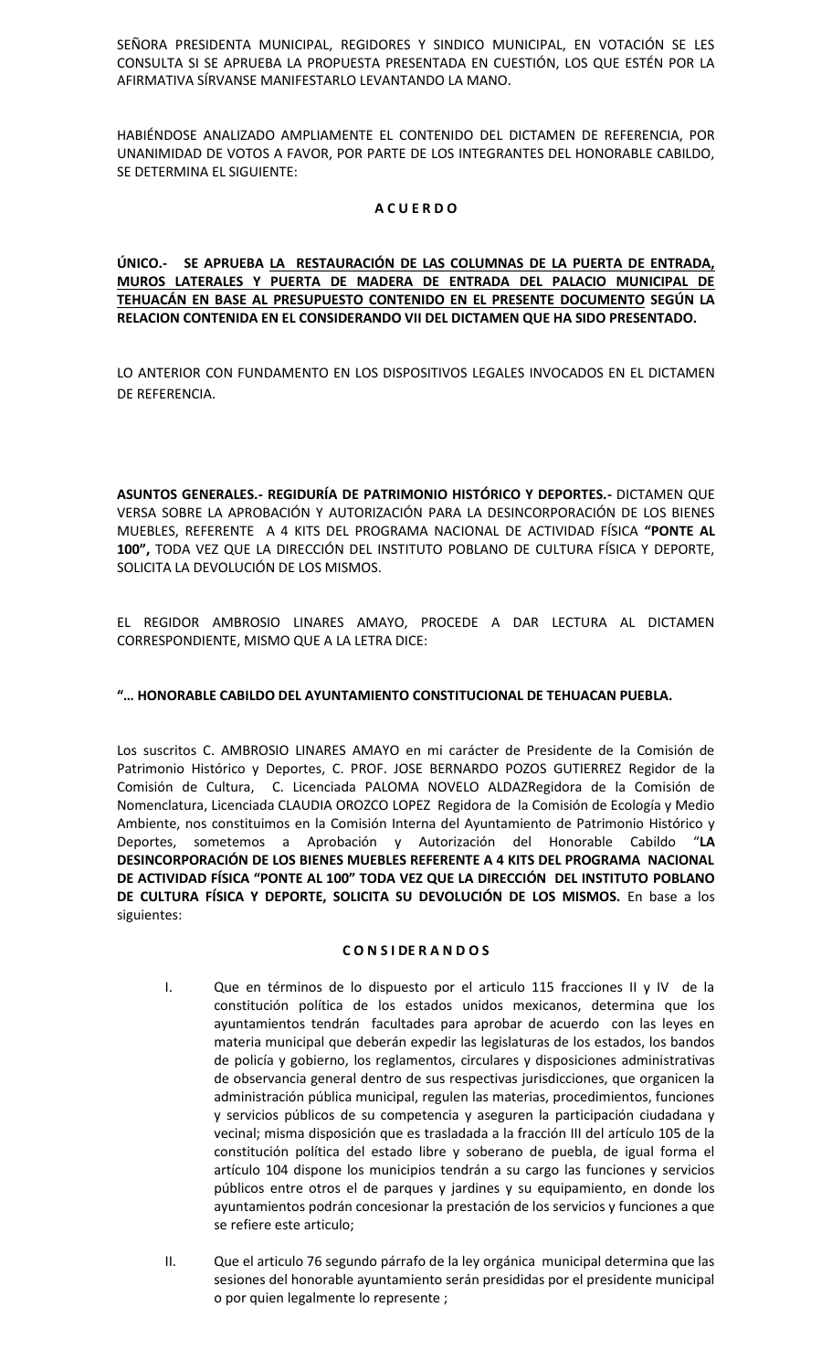SEÑORA PRESIDENTA MUNICIPAL, REGIDORES Y SINDICO MUNICIPAL, EN VOTACIÓN SE LES CONSULTA SI SE APRUEBA LA PROPUESTA PRESENTADA EN CUESTIÓN, LOS QUE ESTÉN POR LA AFIRMATIVA SÍRVANSE MANIFESTARLO LEVANTANDO LA MANO.

HABIÉNDOSE ANALIZADO AMPLIAMENTE EL CONTENIDO DEL DICTAMEN DE REFERENCIA, POR UNANIMIDAD DE VOTOS A FAVOR, POR PARTE DE LOS INTEGRANTES DEL HONORABLE CABILDO, SE DETERMINA EL SIGUIENTE:

**A C U E R D O**

**ÚNICO.- SE APRUEBA LA RESTAURACIÓN DE LAS COLUMNAS DE LA PUERTA DE ENTRADA, MUROS LATERALES Y PUERTA DE MADERA DE ENTRADA DEL PALACIO MUNICIPAL DE TEHUACÁN EN BASE AL PRESUPUESTO CONTENIDO EN EL PRESENTE DOCUMENTO SEGÚN LA RELACION CONTENIDA EN EL CONSIDERANDO VII DEL DICTAMEN QUE HA SIDO PRESENTADO.**

LO ANTERIOR CON FUNDAMENTO EN LOS DISPOSITIVOS LEGALES INVOCADOS EN EL DICTAMEN DE REFERENCIA.

**ASUNTOS GENERALES.- REGIDURÍA DE PATRIMONIO HISTÓRICO Y DEPORTES.-** DICTAMEN QUE VERSA SOBRE LA APROBACIÓN Y AUTORIZACIÓN PARA LA DESINCORPORACIÓN DE LOS BIENES MUEBLES, REFERENTE A 4 KITS DEL PROGRAMA NACIONAL DE ACTIVIDAD FÍSICA **"PONTE AL 100",** TODA VEZ QUE LA DIRECCIÓN DEL INSTITUTO POBLANO DE CULTURA FÍSICA Y DEPORTE, SOLICITA LA DEVOLUCIÓN DE LOS MISMOS.

EL REGIDOR AMBROSIO LINARES AMAYO, PROCEDE A DAR LECTURA AL DICTAMEN CORRESPONDIENTE, MISMO QUE A LA LETRA DICE:

**"… HONORABLE CABILDO DEL AYUNTAMIENTO CONSTITUCIONAL DE TEHUACAN PUEBLA.**

Los suscritos C. AMBROSIO LINARES AMAYO en mi carácter de Presidente de la Comisión de Patrimonio Histórico y Deportes, C. PROF. JOSE BERNARDO POZOS GUTIERREZ Regidor de la Comisión de Cultura, C. Licenciada PALOMA NOVELO ALDAZRegidora de la Comisión de Nomenclatura, Licenciada CLAUDIA OROZCO LOPEZ Regidora de la Comisión de Ecología y Medio Ambiente, nos constituimos en la Comisión Interna del Ayuntamiento de Patrimonio Histórico y Deportes, sometemos a Aprobación y Autorización del Honorable Cabildo "**LA DESINCORPORACIÓN DE LOS BIENES MUEBLES REFERENTE A 4 KITS DEL PROGRAMA NACIONAL DE ACTIVIDAD FÍSICA "PONTE AL 100" TODA VEZ QUE LA DIRECCIÓN DEL INSTITUTO POBLANO DE CULTURA FÍSICA Y DEPORTE, SOLICITA SU DEVOLUCIÓN DE LOS MISMOS.** En base a los siguientes:

**C O N S I D E R A N D O S**

I. Que en términos de lo dispuesto por el articulo 115 fracciones II y IV de la constitución política de los estados unidos mexicanos, determina que los ayuntamientos tendrán facultades para aprobar de acuerdo con las leyes en materia municipal que deberán expedir las legislaturas de los estados, los bandos de policía y gobierno, los reglamentos, circulares y disposiciones administrativas de observancia general dentro de sus respectivas jurisdicciones, que organicen la administración pública municipal, regulen las materias, procedimientos, funciones y servicios públicos de su competencia y aseguren la participación ciudadana y vecinal; misma disposición que es trasladada a la fracción III del artículo 105 de la constitución política del estado libre y soberano de puebla, de igual forma el artículo 104 dispone los municipios tendrán a su cargo las funciones y servicios públicos entre otros el de parques y jardines y su equipamiento, en donde los ayuntamientos podrán concesionar la prestación de los servicios y funciones a que se refiere este articulo;

II. Que el articulo 76 segundo párrafo de la ley orgánica municipal determina que las sesiones del honorable ayuntamiento serán presididas por el presidente municipal o por quien legalmente lo represente ;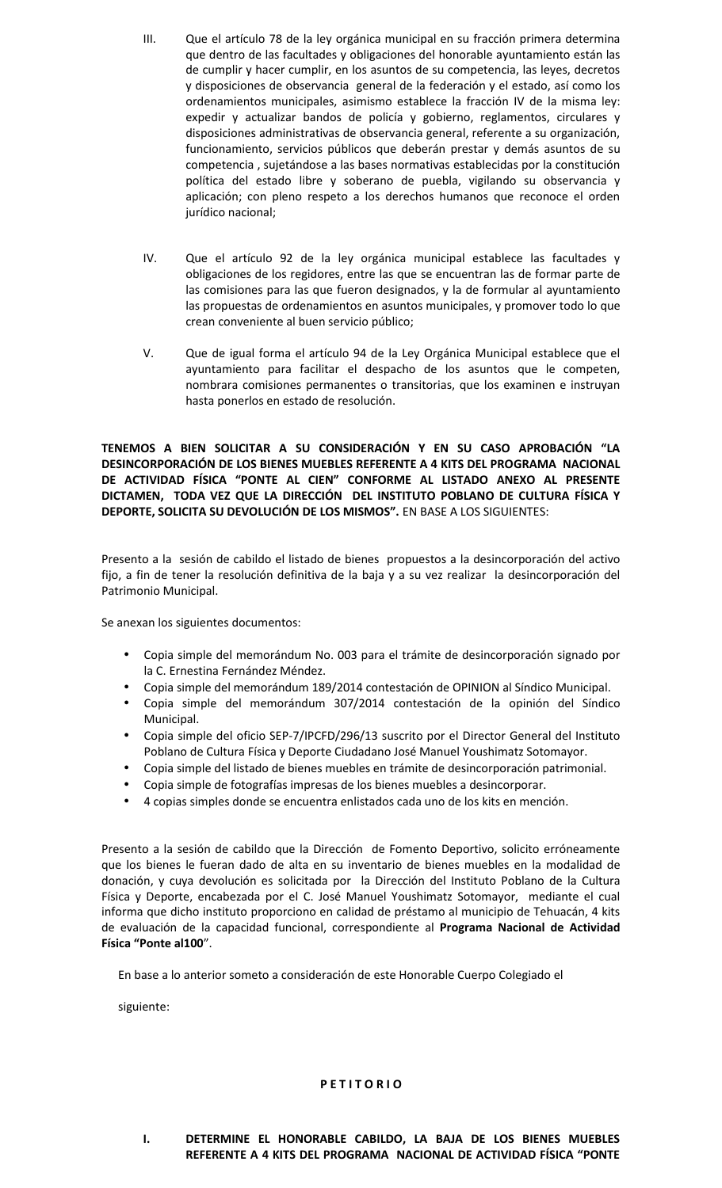III. Que el artículo 78 de la ley orgánica municipal en su fracción primera determina que dentro de las facultades y obligaciones del honorable ayuntamiento están las de cumplir y hacer cumplir, en los asuntos de su competencia, las leyes, decretos y disposiciones de observancia general de la federación y el estado, así como los ordenamientos municipales, asimismo establece la fracción IV de la misma ley: expedir y actualizar bandos de policía y gobierno, reglamentos, circulares y disposiciones administrativas de observancia general, referente a su organización, funcionamiento, servicios públicos que deberán prestar y demás asuntos de su competencia , sujetándose a las bases normativas establecidas por la constitución política del estado libre y soberano de puebla, vigilando su observancia y aplicación; con pleno respeto a los derechos humanos que reconoce el orden jurídico nacional;

IV. Que el artículo 92 de la ley orgánica municipal establece las facultades y obligaciones de los regidores, entre las que se encuentran las de formar parte de las comisiones para las que fueron designados, y la de formular al ayuntamiento las propuestas de ordenamientos en asuntos municipales, y promover todo lo que crean conveniente al buen servicio público;

V. Que de igual forma el artículo 94 de la Ley Orgánica Municipal establece que el ayuntamiento para facilitar el despacho de los asuntos que le competen, nombrara comisiones permanentes o transitorias, que los examinen e instruyan hasta ponerlos en estado de resolución.

**TENEMOS A BIEN SOLICITAR A SU CONSIDERACIÓN Y EN SU CASO APROBACIÓN "LA DESINCORPORACIÓN DE LOS BIENES MUEBLES REFERENTE A 4 KITS DEL PROGRAMA NACIONAL DE ACTIVIDAD FÍSICA "PONTE AL CIEN" CONFORME AL LISTADO ANEXO AL PRESENTE DICTAMEN, TODA VEZ QUE LA DIRECCIÓN DEL INSTITUTO POBLANO DE CULTURA FÍSICA Y DEPORTE, SOLICITA SU DEVOLUCIÓN DE LOS MISMOS".** EN BASE A LOS SIGUIENTES:

Presento a la sesión de cabildo el listado de bienes propuestos a la desincorporación del activo fijo, a fin de tener la resolución definitiva de la baja y a su vez realizar la desincorporación del Patrimonio Municipal.

Se anexan los siguientes documentos:

- Copia simple del memorándum No. 003 para el trámite de desincorporación signado por la C. Ernestina Fernández Méndez.
- Copia simple del memorándum 189/2014 contestación de OPINION al Síndico Municipal.
- Copia simple del memorándum 307/2014 contestación de la opinión del Síndico Municipal.
- Copia simple del oficio SEP-7/IPCFD/296/13 suscrito por el Director General del Instituto Poblano de Cultura Física y Deporte Ciudadano José Manuel Youshimatz Sotomayor.
- Copia simple del listado de bienes muebles en trámite de desincorporación patrimonial.
- Copia simple de fotografías impresas de los bienes muebles a desincorporar.
- 4 copias simples donde se encuentra enlistados cada uno de los kits en mención.

Presento a la sesión de cabildo que la Dirección de Fomento Deportivo, solicito erróneamente que los bienes le fueran dado de alta en su inventario de bienes muebles en la modalidad de donación, y cuya devolución es solicitada por la Dirección del Instituto Poblano de la Cultura Física y Deporte, encabezada por el C. José Manuel Youshimatz Sotomayor, mediante el cual informa que dicho instituto proporciono en calidad de préstamo al municipio de Tehuacán, 4 kits de evaluación de la capacidad funcional, correspondiente al **Programa Nacional de Actividad Física "Ponte al100"**.

En base a lo anterior someto a consideración de este Honorable Cuerpo Colegiado el siguiente:

**P E T I T O R I O**

**I. DETERMINE EL HONORABLE CABILDO, LA BAJA DE LOS BIENES MUEBLES REFERENTE A 4 KITS DEL PROGRAMA NACIONAL DE ACTIVIDAD FÍSICA "PONTE**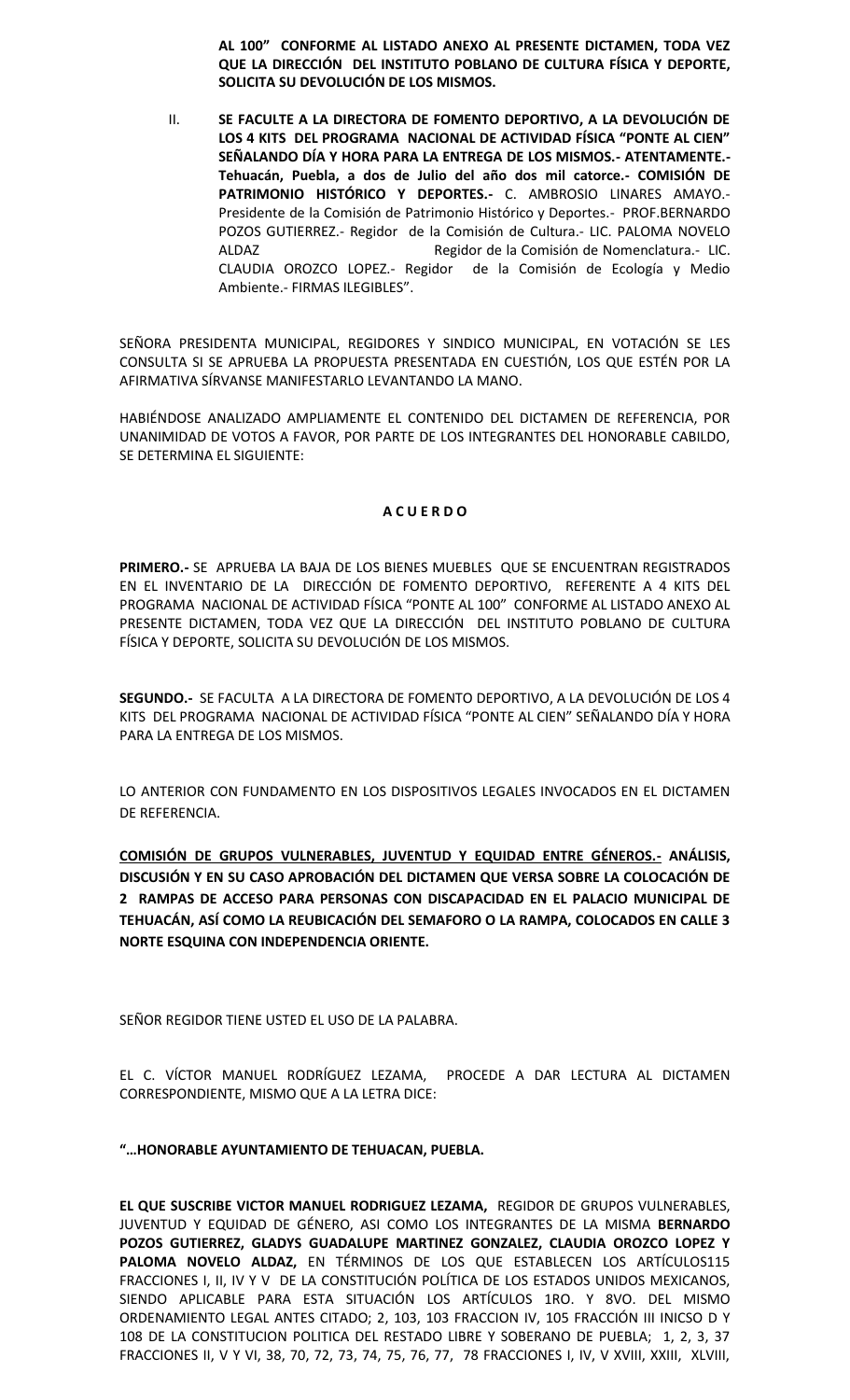**AL 100" CONFORME AL LISTADO ANEXO AL PRESENTE DICTAMEN, TODA VEZ QUE LA DIRECCIÓN DEL INSTITUTO POBLANO DE CULTURA FÍSICA Y DEPORTE, SOLICITA SU DEVOLUCIÓN DE LOS MISMOS.**

II. **SE FACULTE A LA DIRECTORA DE FOMENTO DEPORTIVO, A LA DEVOLUCIÓN DE LOS 4 KITS DEL PROGRAMA NACIONAL DE ACTIVIDAD FÍSICA "PONTE AL CIEN" SEÑALANDO DÍA Y HORA PARA LA ENTREGA DE LOS MISMOS.- ATENTAMENTE.- Tehuacán, Puebla, a dos de Julio del año dos mil catorce.- COMISIÓN DE PATRIMONIO HISTÓRICO Y DEPORTES.-** C. AMBROSIO LINARES AMAYO.- Presidente de la Comisión de Patrimonio Histórico y Deportes.- PROF.BERNARDO POZOS GUTIERREZ.- Regidor de la Comisión de Cultura.- LIC. PALOMA NOVELO ALDAZ Regidor de la Comisión de Nomenclatura.- LIC. CLAUDIA OROZCO LOPEZ.- Regidor de la Comisión de Ecología y Medio Ambiente.- FIRMAS ILEGIBLES".

SEÑORA PRESIDENTA MUNICIPAL, REGIDORES Y SINDICO MUNICIPAL, EN VOTACIÓN SE LES CONSULTA SI SE APRUEBA LA PROPUESTA PRESENTADA EN CUESTIÓN, LOS QUE ESTÉN POR LA AFIRMATIVA SÍRVANSE MANIFESTARLO LEVANTANDO LA MANO.

HABIÉNDOSE ANALIZADO AMPLIAMENTE EL CONTENIDO DEL DICTAMEN DE REFERENCIA, POR UNANIMIDAD DE VOTOS A FAVOR, POR PARTE DE LOS INTEGRANTES DEL HONORABLE CABILDO, SE DETERMINA EL SIGUIENTE:

**A C U E R D O**

**PRIMERO.-** SE APRUEBA LA BAJA DE LOS BIENES MUEBLES QUE SE ENCUENTRAN REGISTRADOS EN EL INVENTARIO DE LA DIRECCIÓN DE FOMENTO DEPORTIVO, REFERENTE A 4 KITS DEL PROGRAMA NACIONAL DE ACTIVIDAD FÍSICA "PONTE AL 100" CONFORME AL LISTADO ANEXO AL PRESENTE DICTAMEN, TODA VEZ QUE LA DIRECCIÓN DEL INSTITUTO POBLANO DE CULTURA FÍSICA Y DEPORTE, SOLICITA SU DEVOLUCIÓN DE LOS MISMOS.

**SEGUNDO.-** SE FACULTA A LA DIRECTORA DE FOMENTO DEPORTIVO, A LA DEVOLUCIÓN DE LOS 4 KITS DEL PROGRAMA NACIONAL DE ACTIVIDAD FÍSICA "PONTE AL CIEN" SEÑALANDO DÍA Y HORA PARA LA ENTREGA DE LOS MISMOS.

LO ANTERIOR CON FUNDAMENTO EN LOS DISPOSITIVOS LEGALES INVOCADOS EN EL DICTAMEN DE REFERENCIA.

**<u>COMISIÓN DE GRUPOS VULNERABLES, JUVENTUD Y EQUIDAD ENTRE GÉNEROS.-</u> ANÁLISIS, DISCUSIÓN Y EN SU CASO APROBACIÓN DEL DICTAMEN QUE VERSA SOBRE LA COLOCACIÓN DE 2 RAMPAS DE ACCESO PARA PERSONAS CON DISCAPACIDAD EN EL PALACIO MUNICIPAL DE TEHUACÁN, ASÍ COMO LA REUBICACIÓN DEL SEMAFORO O LA RAMPA, COLOCADOS EN CALLE 3 NORTE ESQUINA CON INDEPENDENCIA ORIENTE.**

SEÑOR REGIDOR TIENE USTED EL USO DE LA PALABRA.

EL C. VÍCTOR MANUEL RODRÍGUEZ LEZAMA, PROCEDE A DAR LECTURA AL DICTAMEN CORRESPONDIENTE, MISMO QUE A LA LETRA DICE:

**"…HONORABLE AYUNTAMIENTO DE TEHUACAN, PUEBLA.**

**EL QUE SUSCRIBE VICTOR MANUEL RODRIGUEZ LEZAMA,** REGIDOR DE GRUPOS VULNERABLES, JUVENTUD Y EQUIDAD DE GÉNERO, ASI COMO LOS INTEGRANTES DE LA MISMA **BERNARDO POZOS GUTIERREZ, GLADYS GUADALUPE MARTINEZ GONZALEZ, CLAUDIA OROZCO LOPEZ Y PALOMA NOVELO ALDAZ,** EN TÉRMINOS DE LOS QUE ESTABLECEN LOS ARTÍCULOS115 FRACCIONES I, II, IV Y V DE LA CONSTITUCIÓN POLÍTICA DE LOS ESTADOS UNIDOS MEXICANOS, SIENDO APLICABLE PARA ESTA SITUACIÓN LOS ARTÍCULOS 1RO. Y 8VO. DEL MISMO ORDENAMIENTO LEGAL ANTES CITADO; 2, 103, 103 FRACCION IV, 105 FRACCIÓN III INICSO D Y 108 DE LA CONSTITUCION POLITICA DEL RESTADO LIBRE Y SOBERANO DE PUEBLA; 1, 2, 3, 37 FRACCIONES II, V Y VI, 38, 70, 72, 73, 74, 75, 76, 77, 78 FRACCIONES I, IV, V XVIII, XXIII, XLVIII,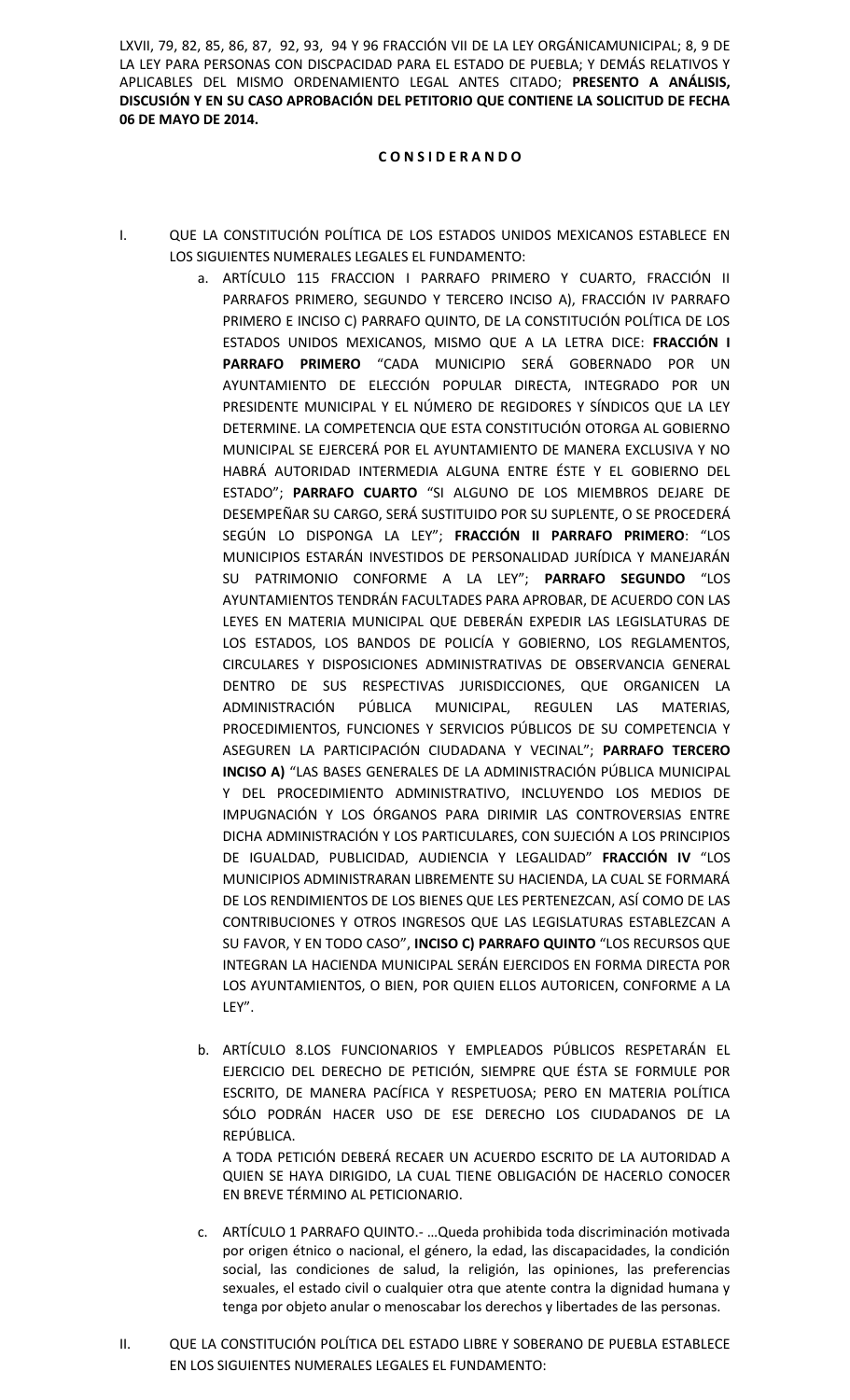LXVII, 79, 82, 85, 86, 87, 92, 93, 94 Y 96 FRACCIÓN VII DE LA LEY ORGÁNICAMUNICIPAL; 8, 9 DE LA LEY PARA PERSONAS CON DISCPACIDAD PARA EL ESTADO DE PUEBLA; Y DEMÁS RELATIVOS Y APLICABLES DEL MISMO ORDENAMIENTO LEGAL ANTES CITADO; **PRESENTO A ANÁLISIS, DISCUSIÓN Y EN SU CASO APROBACIÓN DEL PETITORIO QUE CONTIENE LA SOLICITUD DE FECHA 06 DE MAYO DE 2014.**

**C O N S I D E R A N D O**

I. QUE LA CONSTITUCIÓN POLÍTICA DE LOS ESTADOS UNIDOS MEXICANOS ESTABLECE EN LOS SIGUIENTES NUMERALES LEGALES EL FUNDAMENTO:

   a. ARTÍCULO 115 FRACCION I PARRAFO PRIMERO Y CUARTO, FRACCIÓN II PARRAFOS PRIMERO, SEGUNDO Y TERCERO INCISO A), FRACCIÓN IV PARRAFO PRIMERO E INCISO C) PARRAFO QUINTO, DE LA CONSTITUCIÓN POLÍTICA DE LOS ESTADOS UNIDOS MEXICANOS, MISMO QUE A LA LETRA DICE: **FRACCIÓN I PARRAFO PRIMERO** "CADA MUNICIPIO SERÁ GOBERNADO POR UN AYUNTAMIENTO DE ELECCIÓN POPULAR DIRECTA, INTEGRADO POR UN PRESIDENTE MUNICIPAL Y EL NÚMERO DE REGIDORES Y SÍNDICOS QUE LA LEY DETERMINE. LA COMPETENCIA QUE ESTA CONSTITUCIÓN OTORGA AL GOBIERNO MUNICIPAL SE EJERCERÁ POR EL AYUNTAMIENTO DE MANERA EXCLUSIVA Y NO HABRÁ AUTORIDAD INTERMEDIA ALGUNA ENTRE ÉSTE Y EL GOBIERNO DEL ESTADO"; **PARRAFO CUARTO** "SI ALGUNO DE LOS MIEMBROS DEJARE DE DESEMPEÑAR SU CARGO, SERÁ SUSTITUIDO POR SU SUPLENTE, O SE PROCEDERÁ SEGÚN LO DISPONGA LA LEY"; **FRACCIÓN II PARRAFO PRIMERO**: "LOS MUNICIPIOS ESTARÁN INVESTIDOS DE PERSONALIDAD JURÍDICA Y MANEJARÁN SU PATRIMONIO CONFORME A LA LEY"; **PARRAFO SEGUNDO** "LOS AYUNTAMIENTOS TENDRÁN FACULTADES PARA APROBAR, DE ACUERDO CON LAS LEYES EN MATERIA MUNICIPAL QUE DEBERÁN EXPEDIR LAS LEGISLATURAS DE LOS ESTADOS, LOS BANDOS DE POLICÍA Y GOBIERNO, LOS REGLAMENTOS, CIRCULARES Y DISPOSICIONES ADMINISTRATIVAS DE OBSERVANCIA GENERAL DENTRO DE SUS RESPECTIVAS JURISDICCIONES, QUE ORGANICEN LA ADMINISTRACIÓN PÚBLICA MUNICIPAL, REGULEN LAS MATERIAS, PROCEDIMIENTOS, FUNCIONES Y SERVICIOS PÚBLICOS DE SU COMPETENCIA Y ASEGUREN LA PARTICIPACIÓN CIUDADANA Y VECINAL"; **PARRAFO TERCERO INCISO A)** "LAS BASES GENERALES DE LA ADMINISTRACIÓN PÚBLICA MUNICIPAL Y DEL PROCEDIMIENTO ADMINISTRATIVO, INCLUYENDO LOS MEDIOS DE IMPUGNACIÓN Y LOS ÓRGANOS PARA DIRIMIR LAS CONTROVERSIAS ENTRE DICHA ADMINISTRACIÓN Y LOS PARTICULARES, CON SUJECIÓN A LOS PRINCIPIOS DE IGUALDAD, PUBLICIDAD, AUDIENCIA Y LEGALIDAD" **FRACCIÓN IV** "LOS MUNICIPIOS ADMINISTRARAN LIBREMENTE SU HACIENDA, LA CUAL SE FORMARÁ DE LOS RENDIMIENTOS DE LOS BIENES QUE LES PERTENEZCAN, ASÍ COMO DE LAS CONTRIBUCIONES Y OTROS INGRESOS QUE LAS LEGISLATURAS ESTABLEZCAN A SU FAVOR, Y EN TODO CASO", **INCISO C) PARRAFO QUINTO** "LOS RECURSOS QUE INTEGRAN LA HACIENDA MUNICIPAL SERÁN EJERCIDOS EN FORMA DIRECTA POR LOS AYUNTAMIENTOS, O BIEN, POR QUIEN ELLOS AUTORICEN, CONFORME A LA LEY".

   b. ARTÍCULO 8.LOS FUNCIONARIOS Y EMPLEADOS PÚBLICOS RESPETARÁN EL EJERCICIO DEL DERECHO DE PETICIÓN, SIEMPRE QUE ÉSTA SE FORMULE POR ESCRITO, DE MANERA PACÍFICA Y RESPETUOSA; PERO EN MATERIA POLÍTICA SÓLO PODRÁN HACER USO DE ESE DERECHO LOS CIUDADANOS DE LA REPÚBLICA.
   A TODA PETICIÓN DEBERÁ RECAER UN ACUERDO ESCRITO DE LA AUTORIDAD A QUIEN SE HAYA DIRIGIDO, LA CUAL TIENE OBLIGACIÓN DE HACERLO CONOCER EN BREVE TÉRMINO AL PETICIONARIO.

   c. ARTÍCULO 1 PARRAFO QUINTO.- …Queda prohibida toda discriminación motivada por origen étnico o nacional, el género, la edad, las discapacidades, la condición social, las condiciones de salud, la religión, las opiniones, las preferencias sexuales, el estado civil o cualquier otra que atente contra la dignidad humana y tenga por objeto anular o menoscabar los derechos y libertades de las personas.

II. QUE LA CONSTITUCIÓN POLÍTICA DEL ESTADO LIBRE Y SOBERANO DE PUEBLA ESTABLECE EN LOS SIGUIENTES NUMERALES LEGALES EL FUNDAMENTO: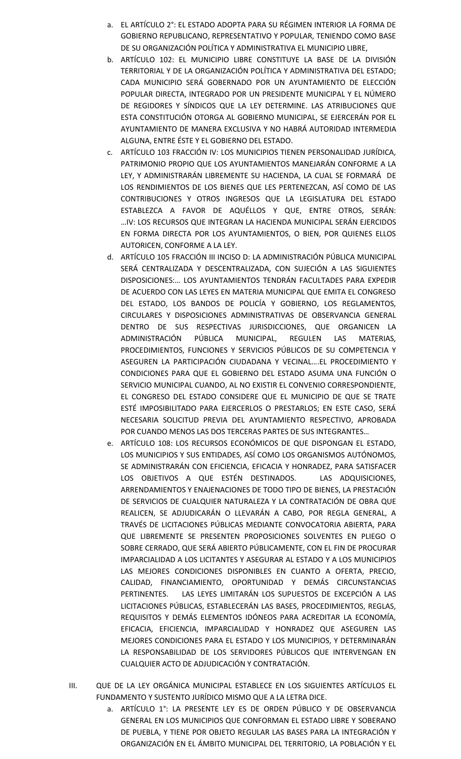a. EL ARTÍCULO 2°: EL ESTADO ADOPTA PARA SU RÉGIMEN INTERIOR LA FORMA DE GOBIERNO REPUBLICANO, REPRESENTATIVO Y POPULAR, TENIENDO COMO BASE DE SU ORGANIZACIÓN POLÍTICA Y ADMINISTRATIVA EL MUNICIPIO LIBRE,

b. ARTÍCULO 102: EL MUNICIPIO LIBRE CONSTITUYE LA BASE DE LA DIVISIÓN TERRITORIAL Y DE LA ORGANIZACIÓN POLÍTICA Y ADMINISTRATIVA DEL ESTADO; CADA MUNICIPIO SERÁ GOBERNADO POR UN AYUNTAMIENTO DE ELECCIÓN POPULAR DIRECTA, INTEGRADO POR UN PRESIDENTE MUNICIPAL Y EL NÚMERO DE REGIDORES Y SÍNDICOS QUE LA LEY DETERMINE. LAS ATRIBUCIONES QUE ESTA CONSTITUCIÓN OTORGA AL GOBIERNO MUNICIPAL, SE EJERCERÁN POR EL AYUNTAMIENTO DE MANERA EXCLUSIVA Y NO HABRÁ AUTORIDAD INTERMEDIA ALGUNA, ENTRE ÉSTE Y EL GOBIERNO DEL ESTADO.

c. ARTÍCULO 103 FRACCIÓN IV: LOS MUNICIPIOS TIENEN PERSONALIDAD JURÍDICA, PATRIMONIO PROPIO QUE LOS AYUNTAMIENTOS MANEJARÁN CONFORME A LA LEY, Y ADMINISTRARÁN LIBREMENTE SU HACIENDA, LA CUAL SE FORMARÁ DE LOS RENDIMIENTOS DE LOS BIENES QUE LES PERTENEZCAN, ASÍ COMO DE LAS CONTRIBUCIONES Y OTROS INGRESOS QUE LA LEGISLATURA DEL ESTADO ESTABLEZCA A FAVOR DE AQUÉLLOS Y QUE, ENTRE OTROS, SERÁN: …IV: LOS RECURSOS QUE INTEGRAN LA HACIENDA MUNICIPAL SERÁN EJERCIDOS EN FORMA DIRECTA POR LOS AYUNTAMIENTOS, O BIEN, POR QUIENES ELLOS AUTORICEN, CONFORME A LA LEY.

d. ARTÍCULO 105 FRACCIÓN III INCISO D: LA ADMINISTRACIÓN PÚBLICA MUNICIPAL SERÁ CENTRALIZADA Y DESCENTRALIZADA, CON SUJECIÓN A LAS SIGUIENTES DISPOSICIONES:… LOS AYUNTAMIENTOS TENDRÁN FACULTADES PARA EXPEDIR DE ACUERDO CON LAS LEYES EN MATERIA MUNICIPAL QUE EMITA EL CONGRESO DEL ESTADO, LOS BANDOS DE POLICÍA Y GOBIERNO, LOS REGLAMENTOS, CIRCULARES Y DISPOSICIONES ADMINISTRATIVAS DE OBSERVANCIA GENERAL DENTRO DE SUS RESPECTIVAS JURISDICCIONES, QUE ORGANICEN LA ADMINISTRACIÓN PÚBLICA MUNICIPAL, REGULEN LAS MATERIAS, PROCEDIMIENTOS, FUNCIONES Y SERVICIOS PÚBLICOS DE SU COMPETENCIA Y ASEGUREN LA PARTICIPACIÓN CIUDADANA Y VECINAL….EL PROCEDIMIENTO Y CONDICIONES PARA QUE EL GOBIERNO DEL ESTADO ASUMA UNA FUNCIÓN O SERVICIO MUNICIPAL CUANDO, AL NO EXISTIR EL CONVENIO CORRESPONDIENTE, EL CONGRESO DEL ESTADO CONSIDERE QUE EL MUNICIPIO DE QUE SE TRATE ESTÉ IMPOSIBILITADO PARA EJERCERLOS O PRESTARLOS; EN ESTE CASO, SERÁ NECESARIA SOLICITUD PREVIA DEL AYUNTAMIENTO RESPECTIVO, APROBADA POR CUANDO MENOS LAS DOS TERCERAS PARTES DE SUS INTEGRANTES…

e. ARTÍCULO 108: LOS RECURSOS ECONÓMICOS DE QUE DISPONGAN EL ESTADO, LOS MUNICIPIOS Y SUS ENTIDADES, ASÍ COMO LOS ORGANISMOS AUTÓNOMOS, SE ADMINISTRARÁN CON EFICIENCIA, EFICACIA Y HONRADEZ, PARA SATISFACER LOS OBJETIVOS A QUE ESTÉN DESTINADOS. LAS ADQUISICIONES, ARRENDAMIENTOS Y ENAJENACIONES DE TODO TIPO DE BIENES, LA PRESTACIÓN DE SERVICIOS DE CUALQUIER NATURALEZA Y LA CONTRATACIÓN DE OBRA QUE REALICEN, SE ADJUDICARÁN O LLEVARÁN A CABO, POR REGLA GENERAL, A TRAVÉS DE LICITACIONES PÚBLICAS MEDIANTE CONVOCATORIA ABIERTA, PARA QUE LIBREMENTE SE PRESENTEN PROPOSICIONES SOLVENTES EN PLIEGO O SOBRE CERRADO, QUE SERÁ ABIERTO PÚBLICAMENTE, CON EL FIN DE PROCURAR IMPARCIALIDAD A LOS LICITANTES Y ASEGURAR AL ESTADO Y A LOS MUNICIPIOS LAS MEJORES CONDICIONES DISPONIBLES EN CUANTO A OFERTA, PRECIO, CALIDAD, FINANCIAMIENTO, OPORTUNIDAD Y DEMÁS CIRCUNSTANCIAS PERTINENTES. LAS LEYES LIMITARÁN LOS SUPUESTOS DE EXCEPCIÓN A LAS LICITACIONES PÚBLICAS, ESTABLECERÁN LAS BASES, PROCEDIMIENTOS, REGLAS, REQUISITOS Y DEMÁS ELEMENTOS IDÓNEOS PARA ACREDITAR LA ECONOMÍA, EFICACIA, EFICIENCIA, IMPARCIALIDAD Y HONRADEZ QUE ASEGUREN LAS MEJORES CONDICIONES PARA EL ESTADO Y LOS MUNICIPIOS, Y DETERMINARÁN LA RESPONSABILIDAD DE LOS SERVIDORES PÚBLICOS QUE INTERVENGAN EN CUALQUIER ACTO DE ADJUDICACIÓN Y CONTRATACIÓN.

III. QUE DE LA LEY ORGÁNICA MUNICIPAL ESTABLECE EN LOS SIGUIENTES ARTÍCULOS EL FUNDAMENTO Y SUSTENTO JURÍDICO MISMO QUE A LA LETRA DICE.

a. ARTÍCULO 1°: LA PRESENTE LEY ES DE ORDEN PÚBLICO Y DE OBSERVANCIA GENERAL EN LOS MUNICIPIOS QUE CONFORMAN EL ESTADO LIBRE Y SOBERANO DE PUEBLA, Y TIENE POR OBJETO REGULAR LAS BASES PARA LA INTEGRACIÓN Y ORGANIZACIÓN EN EL ÁMBITO MUNICIPAL DEL TERRITORIO, LA POBLACIÓN Y EL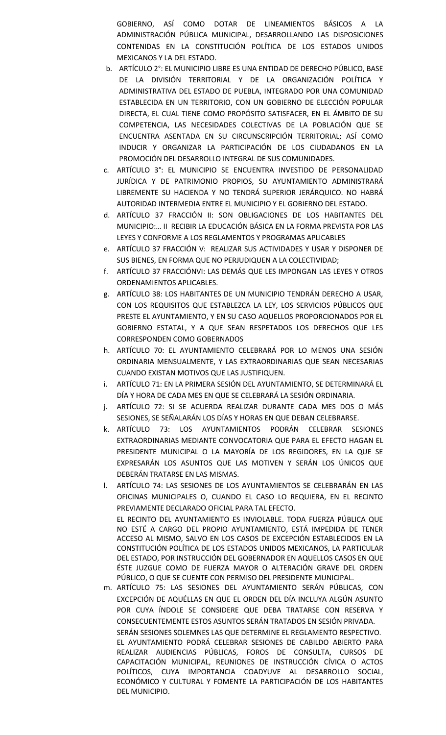GOBIERNO, ASÍ COMO DOTAR DE LINEAMIENTOS BÁSICOS A LA ADMINISTRACIÓN PÚBLICA MUNICIPAL, DESARROLLANDO LAS DISPOSICIONES CONTENIDAS EN LA CONSTITUCIÓN POLÍTICA DE LOS ESTADOS UNIDOS MEXICANOS Y LA DEL ESTADO.

b. ARTÍCULO 2°: EL MUNICIPIO LIBRE ES UNA ENTIDAD DE DERECHO PÚBLICO, BASE DE LA DIVISIÓN TERRITORIAL Y DE LA ORGANIZACIÓN POLÍTICA Y ADMINISTRATIVA DEL ESTADO DE PUEBLA, INTEGRADO POR UNA COMUNIDAD ESTABLECIDA EN UN TERRITORIO, CON UN GOBIERNO DE ELECCIÓN POPULAR DIRECTA, EL CUAL TIENE COMO PROPÓSITO SATISFACER, EN EL ÁMBITO DE SU COMPETENCIA, LAS NECESIDADES COLECTIVAS DE LA POBLACIÓN QUE SE ENCUENTRA ASENTADA EN SU CIRCUNSCRIPCIÓN TERRITORIAL; ASÍ COMO INDUCIR Y ORGANIZAR LA PARTICIPACIÓN DE LOS CIUDADANOS EN LA PROMOCIÓN DEL DESARROLLO INTEGRAL DE SUS COMUNIDADES.
c. ARTÍCULO 3°: EL MUNICIPIO SE ENCUENTRA INVESTIDO DE PERSONALIDAD JURÍDICA Y DE PATRIMONIO PROPIOS, SU AYUNTAMIENTO ADMINISTRARÁ LIBREMENTE SU HACIENDA Y NO TENDRÁ SUPERIOR JERÁRQUICO. NO HABRÁ AUTORIDAD INTERMEDIA ENTRE EL MUNICIPIO Y EL GOBIERNO DEL ESTADO.
d. ARTÍCULO 37 FRACCIÓN II: SON OBLIGACIONES DE LOS HABITANTES DEL MUNICIPIO:… II RECIBIR LA EDUCACIÓN BÁSICA EN LA FORMA PREVISTA POR LAS LEYES Y CONFORME A LOS REGLAMENTOS Y PROGRAMAS APLICABLES
e. ARTÍCULO 37 FRACCIÓN V: REALIZAR SUS ACTIVIDADES Y USAR Y DISPONER DE SUS BIENES, EN FORMA QUE NO PERJUDIQUEN A LA COLECTIVIDAD;
f. ARTÍCULO 37 FRACCIÓNVI: LAS DEMÁS QUE LES IMPONGAN LAS LEYES Y OTROS ORDENAMIENTOS APLICABLES.
g. ARTÍCULO 38: LOS HABITANTES DE UN MUNICIPIO TENDRÁN DERECHO A USAR, CON LOS REQUISITOS QUE ESTABLEZCA LA LEY, LOS SERVICIOS PÚBLICOS QUE PRESTE EL AYUNTAMIENTO, Y EN SU CASO AQUELLOS PROPORCIONADOS POR EL GOBIERNO ESTATAL, Y A QUE SEAN RESPETADOS LOS DERECHOS QUE LES CORRESPONDEN COMO GOBERNADOS
h. ARTÍCULO 70: EL AYUNTAMIENTO CELEBRARÁ POR LO MENOS UNA SESIÓN ORDINARIA MENSUALMENTE, Y LAS EXTRAORDINARIAS QUE SEAN NECESARIAS CUANDO EXISTAN MOTIVOS QUE LAS JUSTIFIQUEN.
i. ARTÍCULO 71: EN LA PRIMERA SESIÓN DEL AYUNTAMIENTO, SE DETERMINARÁ EL DÍA Y HORA DE CADA MES EN QUE SE CELEBRARÁ LA SESIÓN ORDINARIA.
j. ARTÍCULO 72: SI SE ACUERDA REALIZAR DURANTE CADA MES DOS O MÁS SESIONES, SE SEÑALARÁN LOS DÍAS Y HORAS EN QUE DEBAN CELEBRARSE.
k. ARTÍCULO 73: LOS AYUNTAMIENTOS PODRÁN CELEBRAR SESIONES EXTRAORDINARIAS MEDIANTE CONVOCATORIA QUE PARA EL EFECTO HAGAN EL PRESIDENTE MUNICIPAL O LA MAYORÍA DE LOS REGIDORES, EN LA QUE SE EXPRESARÁN LOS ASUNTOS QUE LAS MOTIVEN Y SERÁN LOS ÚNICOS QUE DEBERÁN TRATARSE EN LAS MISMAS.
l. ARTÍCULO 74: LAS SESIONES DE LOS AYUNTAMIENTOS SE CELEBRARÁN EN LAS OFICINAS MUNICIPALES O, CUANDO EL CASO LO REQUIERA, EN EL RECINTO PREVIAMENTE DECLARADO OFICIAL PARA TAL EFECTO.

   EL RECINTO DEL AYUNTAMIENTO ES INVIOLABLE. TODA FUERZA PÚBLICA QUE NO ESTÉ A CARGO DEL PROPIO AYUNTAMIENTO, ESTÁ IMPEDIDA DE TENER ACCESO AL MISMO, SALVO EN LOS CASOS DE EXCEPCIÓN ESTABLECIDOS EN LA CONSTITUCIÓN POLÍTICA DE LOS ESTADOS UNIDOS MEXICANOS, LA PARTICULAR DEL ESTADO, POR INSTRUCCIÓN DEL GOBERNADOR EN AQUELLOS CASOS EN QUE ÉSTE JUZGUE COMO DE FUERZA MAYOR O ALTERACIÓN GRAVE DEL ORDEN PÚBLICO, O QUE SE CUENTE CON PERMISO DEL PRESIDENTE MUNICIPAL.
m. ARTÍCULO 75: LAS SESIONES DEL AYUNTAMIENTO SERÁN PÚBLICAS, CON EXCEPCIÓN DE AQUÉLLAS EN QUE EL ORDEN DEL DÍA INCLUYA ALGÚN ASUNTO POR CUYA ÍNDOLE SE CONSIDERE QUE DEBA TRATARSE CON RESERVA Y CONSECUENTEMENTE ESTOS ASUNTOS SERÁN TRATADOS EN SESIÓN PRIVADA.

   SERÁN SESIONES SOLEMNES LAS QUE DETERMINE EL REGLAMENTO RESPECTIVO.

   EL AYUNTAMIENTO PODRÁ CELEBRAR SESIONES DE CABILDO ABIERTO PARA REALIZAR AUDIENCIAS PÚBLICAS, FOROS DE CONSULTA, CURSOS DE CAPACITACIÓN MUNICIPAL, REUNIONES DE INSTRUCCIÓN CÍVICA O ACTOS POLÍTICOS, CUYA IMPORTANCIA COADYUVE AL DESARROLLO SOCIAL, ECONÓMICO Y CULTURAL Y FOMENTE LA PARTICIPACIÓN DE LOS HABITANTES DEL MUNICIPIO.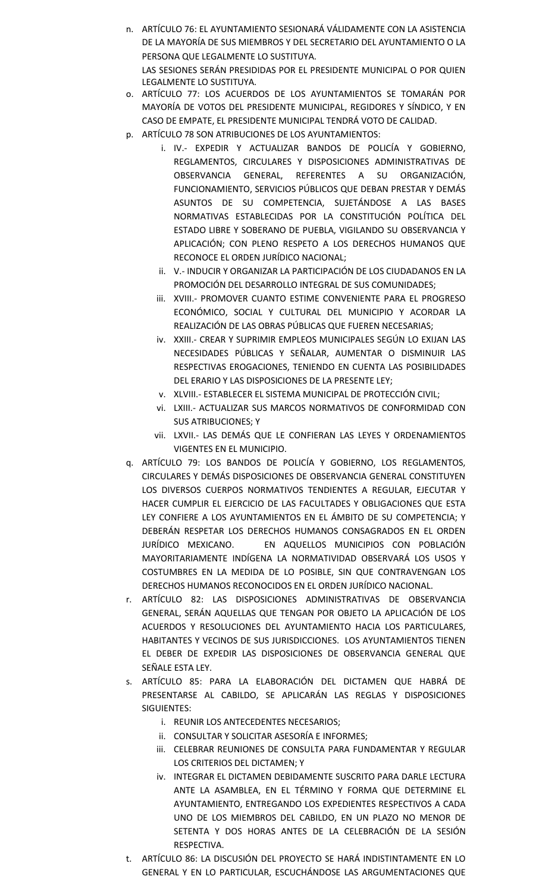n. ARTÍCULO 76: EL AYUNTAMIENTO SESIONARÁ VÁLIDAMENTE CON LA ASISTENCIA DE LA MAYORÍA DE SUS MIEMBROS Y DEL SECRETARIO DEL AYUNTAMIENTO O LA PERSONA QUE LEGALMENTE LO SUSTITUYA.

   LAS SESIONES SERÁN PRESIDIDAS POR EL PRESIDENTE MUNICIPAL O POR QUIEN LEGALMENTE LO SUSTITUYA.

o. ARTÍCULO 77: LOS ACUERDOS DE LOS AYUNTAMIENTOS SE TOMARÁN POR MAYORÍA DE VOTOS DEL PRESIDENTE MUNICIPAL, REGIDORES Y SÍNDICO, Y EN CASO DE EMPATE, EL PRESIDENTE MUNICIPAL TENDRÁ VOTO DE CALIDAD.

p. ARTÍCULO 78 SON ATRIBUCIONES DE LOS AYUNTAMIENTOS:
   i. IV.- EXPEDIR Y ACTUALIZAR BANDOS DE POLICÍA Y GOBIERNO, REGLAMENTOS, CIRCULARES Y DISPOSICIONES ADMINISTRATIVAS DE OBSERVANCIA GENERAL, REFERENTES A SU ORGANIZACIÓN, FUNCIONAMIENTO, SERVICIOS PÚBLICOS QUE DEBAN PRESTAR Y DEMÁS ASUNTOS DE SU COMPETENCIA, SUJETÁNDOSE A LAS BASES NORMATIVAS ESTABLECIDAS POR LA CONSTITUCIÓN POLÍTICA DEL ESTADO LIBRE Y SOBERANO DE PUEBLA, VIGILANDO SU OBSERVANCIA Y APLICACIÓN; CON PLENO RESPETO A LOS DERECHOS HUMANOS QUE RECONOCE EL ORDEN JURÍDICO NACIONAL;
   ii. V.- INDUCIR Y ORGANIZAR LA PARTICIPACIÓN DE LOS CIUDADANOS EN LA PROMOCIÓN DEL DESARROLLO INTEGRAL DE SUS COMUNIDADES;
   iii. XVIII.- PROMOVER CUANTO ESTIME CONVENIENTE PARA EL PROGRESO ECONÓMICO, SOCIAL Y CULTURAL DEL MUNICIPIO Y ACORDAR LA REALIZACIÓN DE LAS OBRAS PÚBLICAS QUE FUEREN NECESARIAS;
   iv. XXIII.- CREAR Y SUPRIMIR EMPLEOS MUNICIPALES SEGÚN LO EXIJAN LAS NECESIDADES PÚBLICAS Y SEÑALAR, AUMENTAR O DISMINUIR LAS RESPECTIVAS EROGACIONES, TENIENDO EN CUENTA LAS POSIBILIDADES DEL ERARIO Y LAS DISPOSICIONES DE LA PRESENTE LEY;
   v. XLVIII.- ESTABLECER EL SISTEMA MUNICIPAL DE PROTECCIÓN CIVIL;
   vi. LXIII.- ACTUALIZAR SUS MARCOS NORMATIVOS DE CONFORMIDAD CON SUS ATRIBUCIONES; Y
   vii. LXVII.- LAS DEMÁS QUE LE CONFIERAN LAS LEYES Y ORDENAMIENTOS VIGENTES EN EL MUNICIPIO.

q. ARTÍCULO 79: LOS BANDOS DE POLICÍA Y GOBIERNO, LOS REGLAMENTOS, CIRCULARES Y DEMÁS DISPOSICIONES DE OBSERVANCIA GENERAL CONSTITUYEN LOS DIVERSOS CUERPOS NORMATIVOS TENDIENTES A REGULAR, EJECUTAR Y HACER CUMPLIR EL EJERCICIO DE LAS FACULTADES Y OBLIGACIONES QUE ESTA LEY CONFIERE A LOS AYUNTAMIENTOS EN EL ÁMBITO DE SU COMPETENCIA; Y DEBERÁN RESPETAR LOS DERECHOS HUMANOS CONSAGRADOS EN EL ORDEN JURÍDICO MEXICANO. EN AQUELLOS MUNICIPIOS CON POBLACIÓN MAYORITARIAMENTE INDÍGENA LA NORMATIVIDAD OBSERVARÁ LOS USOS Y COSTUMBRES EN LA MEDIDA DE LO POSIBLE, SIN QUE CONTRAVENGAN LOS DERECHOS HUMANOS RECONOCIDOS EN EL ORDEN JURÍDICO NACIONAL.

r. ARTÍCULO 82: LAS DISPOSICIONES ADMINISTRATIVAS DE OBSERVANCIA GENERAL, SERÁN AQUELLAS QUE TENGAN POR OBJETO LA APLICACIÓN DE LOS ACUERDOS Y RESOLUCIONES DEL AYUNTAMIENTO HACIA LOS PARTICULARES, HABITANTES Y VECINOS DE SUS JURISDICCIONES. LOS AYUNTAMIENTOS TIENEN EL DEBER DE EXPEDIR LAS DISPOSICIONES DE OBSERVANCIA GENERAL QUE SEÑALE ESTA LEY.

s. ARTÍCULO 85: PARA LA ELABORACIÓN DEL DICTAMEN QUE HABRÁ DE PRESENTARSE AL CABILDO, SE APLICARÁN LAS REGLAS Y DISPOSICIONES SIGUIENTES:
   i. REUNIR LOS ANTECEDENTES NECESARIOS;
   ii. CONSULTAR Y SOLICITAR ASESORÍA E INFORMES;
   iii. CELEBRAR REUNIONES DE CONSULTA PARA FUNDAMENTAR Y REGULAR LOS CRITERIOS DEL DICTAMEN; Y
   iv. INTEGRAR EL DICTAMEN DEBIDAMENTE SUSCRITO PARA DARLE LECTURA ANTE LA ASAMBLEA, EN EL TÉRMINO Y FORMA QUE DETERMINE EL AYUNTAMIENTO, ENTREGANDO LOS EXPEDIENTES RESPECTIVOS A CADA UNO DE LOS MIEMBROS DEL CABILDO, EN UN PLAZO NO MENOR DE SETENTA Y DOS HORAS ANTES DE LA CELEBRACIÓN DE LA SESIÓN RESPECTIVA.

t. ARTÍCULO 86: LA DISCUSIÓN DEL PROYECTO SE HARÁ INDISTINTAMENTE EN LO GENERAL Y EN LO PARTICULAR, ESCUCHÁNDOSE LAS ARGUMENTACIONES QUE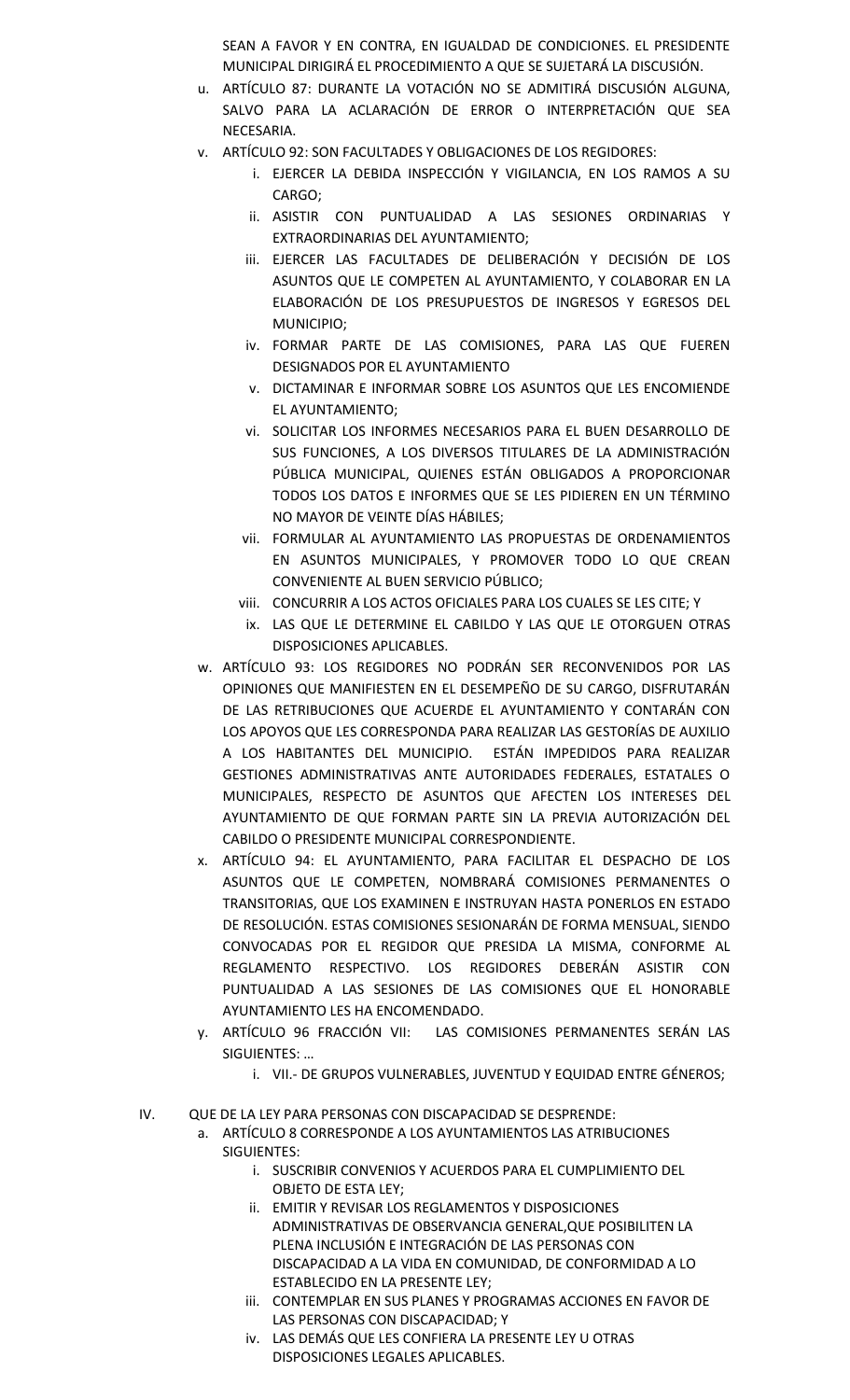SEAN A FAVOR Y EN CONTRA, EN IGUALDAD DE CONDICIONES. EL PRESIDENTE MUNICIPAL DIRIGIRÁ EL PROCEDIMIENTO A QUE SE SUJETARÁ LA DISCUSIÓN.

u. ARTÍCULO 87: DURANTE LA VOTACIÓN NO SE ADMITIRÁ DISCUSIÓN ALGUNA, SALVO PARA LA ACLARACIÓN DE ERROR O INTERPRETACIÓN QUE SEA NECESARIA.

v. ARTÍCULO 92: SON FACULTADES Y OBLIGACIONES DE LOS REGIDORES:
   i. EJERCER LA DEBIDA INSPECCIÓN Y VIGILANCIA, EN LOS RAMOS A SU CARGO;
   ii. ASISTIR CON PUNTUALIDAD A LAS SESIONES ORDINARIAS Y EXTRAORDINARIAS DEL AYUNTAMIENTO;
   iii. EJERCER LAS FACULTADES DE DELIBERACIÓN Y DECISIÓN DE LOS ASUNTOS QUE LE COMPETEN AL AYUNTAMIENTO, Y COLABORAR EN LA ELABORACIÓN DE LOS PRESUPUESTOS DE INGRESOS Y EGRESOS DEL MUNICIPIO;
   iv. FORMAR PARTE DE LAS COMISIONES, PARA LAS QUE FUEREN DESIGNADOS POR EL AYUNTAMIENTO
   v. DICTAMINAR E INFORMAR SOBRE LOS ASUNTOS QUE LES ENCOMIENDE EL AYUNTAMIENTO;
   vi. SOLICITAR LOS INFORMES NECESARIOS PARA EL BUEN DESARROLLO DE SUS FUNCIONES, A LOS DIVERSOS TITULARES DE LA ADMINISTRACIÓN PÚBLICA MUNICIPAL, QUIENES ESTÁN OBLIGADOS A PROPORCIONAR TODOS LOS DATOS E INFORMES QUE SE LES PIDIEREN EN UN TÉRMINO NO MAYOR DE VEINTE DÍAS HÁBILES;
   vii. FORMULAR AL AYUNTAMIENTO LAS PROPUESTAS DE ORDENAMIENTOS EN ASUNTOS MUNICIPALES, Y PROMOVER TODO LO QUE CREAN CONVENIENTE AL BUEN SERVICIO PÚBLICO;
   viii. CONCURRIR A LOS ACTOS OFICIALES PARA LOS CUALES SE LES CITE; Y
   ix. LAS QUE LE DETERMINE EL CABILDO Y LAS QUE LE OTORGUEN OTRAS DISPOSICIONES APLICABLES.

w. ARTÍCULO 93: LOS REGIDORES NO PODRÁN SER RECONVENIDOS POR LAS OPINIONES QUE MANIFIESTEN EN EL DESEMPEÑO DE SU CARGO, DISFRUTARÁN DE LAS RETRIBUCIONES QUE ACUERDE EL AYUNTAMIENTO Y CONTARÁN CON LOS APOYOS QUE LES CORRESPONDA PARA REALIZAR LAS GESTORÍAS DE AUXILIO A LOS HABITANTES DEL MUNICIPIO. ESTÁN IMPEDIDOS PARA REALIZAR GESTIONES ADMINISTRATIVAS ANTE AUTORIDADES FEDERALES, ESTATALES O MUNICIPALES, RESPECTO DE ASUNTOS QUE AFECTEN LOS INTERESES DEL AYUNTAMIENTO DE QUE FORMAN PARTE SIN LA PREVIA AUTORIZACIÓN DEL CABILDO O PRESIDENTE MUNICIPAL CORRESPONDIENTE.

x. ARTÍCULO 94: EL AYUNTAMIENTO, PARA FACILITAR EL DESPACHO DE LOS ASUNTOS QUE LE COMPETEN, NOMBRARÁ COMISIONES PERMANENTES O TRANSITORIAS, QUE LOS EXAMINEN E INSTRUYAN HASTA PONERLOS EN ESTADO DE RESOLUCIÓN. ESTAS COMISIONES SESIONARÁN DE FORMA MENSUAL, SIENDO CONVOCADAS POR EL REGIDOR QUE PRESIDA LA MISMA, CONFORME AL REGLAMENTO RESPECTIVO. LOS REGIDORES DEBERÁN ASISTIR CON PUNTUALIDAD A LAS SESIONES DE LAS COMISIONES QUE EL HONORABLE AYUNTAMIENTO LES HA ENCOMENDADO.

y. ARTÍCULO 96 FRACCIÓN VII: LAS COMISIONES PERMANENTES SERÁN LAS SIGUIENTES: …
   i. VII.- DE GRUPOS VULNERABLES, JUVENTUD Y EQUIDAD ENTRE GÉNEROS;

IV. QUE DE LA LEY PARA PERSONAS CON DISCAPACIDAD SE DESPRENDE:

a. ARTÍCULO 8 CORRESPONDE A LOS AYUNTAMIENTOS LAS ATRIBUCIONES SIGUIENTES:
   i. SUSCRIBIR CONVENIOS Y ACUERDOS PARA EL CUMPLIMIENTO DEL OBJETO DE ESTA LEY;
   ii. EMITIR Y REVISAR LOS REGLAMENTOS Y DISPOSICIONES ADMINISTRATIVAS DE OBSERVANCIA GENERAL,QUE POSIBILITEN LA PLENA INCLUSIÓN E INTEGRACIÓN DE LAS PERSONAS CON DISCAPACIDAD A LA VIDA EN COMUNIDAD, DE CONFORMIDAD A LO ESTABLECIDO EN LA PRESENTE LEY;
   iii. CONTEMPLAR EN SUS PLANES Y PROGRAMAS ACCIONES EN FAVOR DE LAS PERSONAS CON DISCAPACIDAD; Y
   iv. LAS DEMÁS QUE LES CONFIERA LA PRESENTE LEY U OTRAS DISPOSICIONES LEGALES APLICABLES.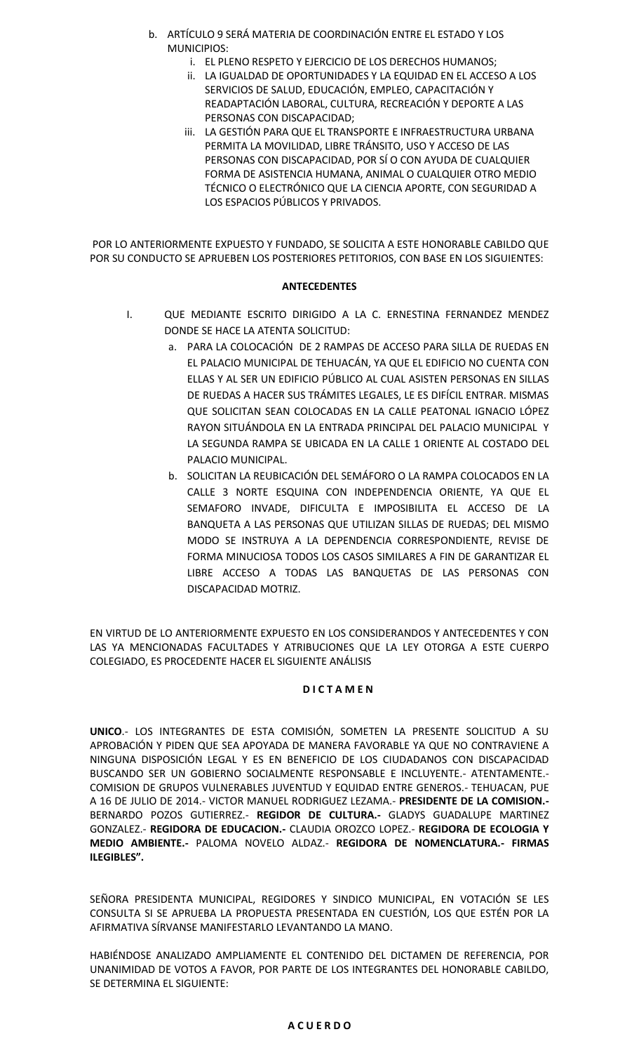b. ARTÍCULO 9 SERÁ MATERIA DE COORDINACIÓN ENTRE EL ESTADO Y LOS MUNICIPIOS:
   i. EL PLENO RESPETO Y EJERCICIO DE LOS DERECHOS HUMANOS;
   ii. LA IGUALDAD DE OPORTUNIDADES Y LA EQUIDAD EN EL ACCESO A LOS SERVICIOS DE SALUD, EDUCACIÓN, EMPLEO, CAPACITACIÓN Y READAPTACIÓN LABORAL, CULTURA, RECREACIÓN Y DEPORTE A LAS PERSONAS CON DISCAPACIDAD;
   iii. LA GESTIÓN PARA QUE EL TRANSPORTE E INFRAESTRUCTURA URBANA PERMITA LA MOVILIDAD, LIBRE TRÁNSITO, USO Y ACCESO DE LAS PERSONAS CON DISCAPACIDAD, POR SÍ O CON AYUDA DE CUALQUIER FORMA DE ASISTENCIA HUMANA, ANIMAL O CUALQUIER OTRO MEDIO TÉCNICO O ELECTRÓNICO QUE LA CIENCIA APORTE, CON SEGURIDAD A LOS ESPACIOS PÚBLICOS Y PRIVADOS.

POR LO ANTERIORMENTE EXPUESTO Y FUNDADO, SE SOLICITA A ESTE HONORABLE CABILDO QUE POR SU CONDUCTO SE APRUEBEN LOS POSTERIORES PETITORIOS, CON BASE EN LOS SIGUIENTES:

**ANTECEDENTES**

I. QUE MEDIANTE ESCRITO DIRIGIDO A LA C. ERNESTINA FERNANDEZ MENDEZ DONDE SE HACE LA ATENTA SOLICITUD:
   a. PARA LA COLOCACIÓN DE 2 RAMPAS DE ACCESO PARA SILLA DE RUEDAS EN EL PALACIO MUNICIPAL DE TEHUACÁN, YA QUE EL EDIFICIO NO CUENTA CON ELLAS Y AL SER UN EDIFICIO PÚBLICO AL CUAL ASISTEN PERSONAS EN SILLAS DE RUEDAS A HACER SUS TRÁMITES LEGALES, LE ES DIFÍCIL ENTRAR. MISMAS QUE SOLICITAN SEAN COLOCADAS EN LA CALLE PEATONAL IGNACIO LÓPEZ RAYON SITUÁNDOLA EN LA ENTRADA PRINCIPAL DEL PALACIO MUNICIPAL Y LA SEGUNDA RAMPA SE UBICADA EN LA CALLE 1 ORIENTE AL COSTADO DEL PALACIO MUNICIPAL.
   b. SOLICITAN LA REUBICACIÓN DEL SEMÁFORO O LA RAMPA COLOCADOS EN LA CALLE 3 NORTE ESQUINA CON INDEPENDENCIA ORIENTE, YA QUE EL SEMAFORO INVADE, DIFICULTA E IMPOSIBILITA EL ACCESO DE LA BANQUETA A LAS PERSONAS QUE UTILIZAN SILLAS DE RUEDAS; DEL MISMO MODO SE INSTRUYA A LA DEPENDENCIA CORRESPONDIENTE, REVISE DE FORMA MINUCIOSA TODOS LOS CASOS SIMILARES A FIN DE GARANTIZAR EL LIBRE ACCESO A TODAS LAS BANQUETAS DE LAS PERSONAS CON DISCAPACIDAD MOTRIZ.

EN VIRTUD DE LO ANTERIORMENTE EXPUESTO EN LOS CONSIDERANDOS Y ANTECEDENTES Y CON LAS YA MENCIONADAS FACULTADES Y ATRIBUCIONES QUE LA LEY OTORGA A ESTE CUERPO COLEGIADO, ES PROCEDENTE HACER EL SIGUIENTE ANÁLISIS

**D I C T A M E N**

**UNICO**.- LOS INTEGRANTES DE ESTA COMISIÓN, SOMETEN LA PRESENTE SOLICITUD A SU APROBACIÓN Y PIDEN QUE SEA APOYADA DE MANERA FAVORABLE YA QUE NO CONTRAVIENE A NINGUNA DISPOSICIÓN LEGAL Y ES EN BENEFICIO DE LOS CIUDADANOS CON DISCAPACIDAD BUSCANDO SER UN GOBIERNO SOCIALMENTE RESPONSABLE E INCLUYENTE.- ATENTAMENTE.- COMISION DE GRUPOS VULNERABLES JUVENTUD Y EQUIDAD ENTRE GENEROS.- TEHUACAN, PUE A 16 DE JULIO DE 2014.- VICTOR MANUEL RODRIGUEZ LEZAMA.- **PRESIDENTE DE LA COMISION.-** BERNARDO POZOS GUTIERREZ.- **REGIDOR DE CULTURA.-** GLADYS GUADALUPE MARTINEZ GONZALEZ.- **REGIDORA DE EDUCACION.-** CLAUDIA OROZCO LOPEZ.- **REGIDORA DE ECOLOGIA Y MEDIO AMBIENTE.-** PALOMA NOVELO ALDAZ.- **REGIDORA DE NOMENCLATURA.- FIRMAS ILEGIBLES".**

SEÑORA PRESIDENTA MUNICIPAL, REGIDORES Y SINDICO MUNICIPAL, EN VOTACIÓN SE LES CONSULTA SI SE APRUEBA LA PROPUESTA PRESENTADA EN CUESTIÓN, LOS QUE ESTÉN POR LA AFIRMATIVA SÍRVANSE MANIFESTARLO LEVANTANDO LA MANO.

HABIÉNDOSE ANALIZADO AMPLIAMENTE EL CONTENIDO DEL DICTAMEN DE REFERENCIA, POR UNANIMIDAD DE VOTOS A FAVOR, POR PARTE DE LOS INTEGRANTES DEL HONORABLE CABILDO, SE DETERMINA EL SIGUIENTE:

**A C U E R D O**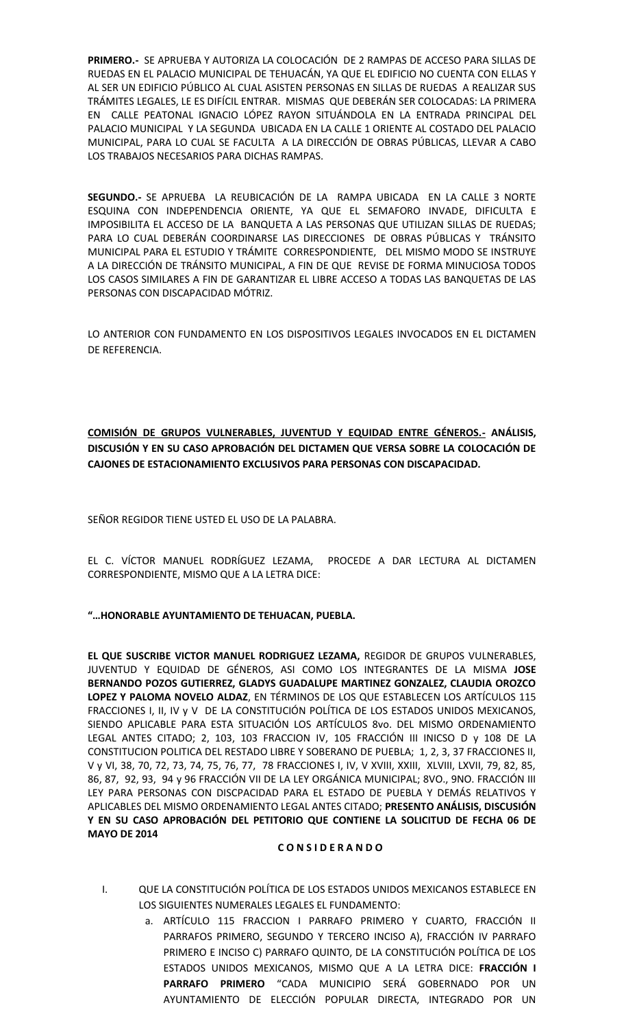**PRIMERO.-** SE APRUEBA Y AUTORIZA LA COLOCACIÓN DE 2 RAMPAS DE ACCESO PARA SILLAS DE RUEDAS EN EL PALACIO MUNICIPAL DE TEHUACÁN, YA QUE EL EDIFICIO NO CUENTA CON ELLAS Y AL SER UN EDIFICIO PÚBLICO AL CUAL ASISTEN PERSONAS EN SILLAS DE RUEDAS A REALIZAR SUS TRÁMITES LEGALES, LE ES DIFÍCIL ENTRAR. MISMAS QUE DEBERÁN SER COLOCADAS: LA PRIMERA EN CALLE PEATONAL IGNACIO LÓPEZ RAYON SITUÁNDOLA EN LA ENTRADA PRINCIPAL DEL PALACIO MUNICIPAL Y LA SEGUNDA UBICADA EN LA CALLE 1 ORIENTE AL COSTADO DEL PALACIO MUNICIPAL, PARA LO CUAL SE FACULTA A LA DIRECCIÓN DE OBRAS PÚBLICAS, LLEVAR A CABO LOS TRABAJOS NECESARIOS PARA DICHAS RAMPAS.

**SEGUNDO.-** SE APRUEBA LA REUBICACIÓN DE LA RAMPA UBICADA EN LA CALLE 3 NORTE ESQUINA CON INDEPENDENCIA ORIENTE, YA QUE EL SEMAFORO INVADE, DIFICULTA E IMPOSIBILITA EL ACCESO DE LA BANQUETA A LAS PERSONAS QUE UTILIZAN SILLAS DE RUEDAS; PARA LO CUAL DEBERÁN COORDINARSE LAS DIRECCIONES DE OBRAS PÚBLICAS Y TRÁNSITO MUNICIPAL PARA EL ESTUDIO Y TRÁMITE CORRESPONDIENTE, DEL MISMO MODO SE INSTRUYE A LA DIRECCIÓN DE TRÁNSITO MUNICIPAL, A FIN DE QUE REVISE DE FORMA MINUCIOSA TODOS LOS CASOS SIMILARES A FIN DE GARANTIZAR EL LIBRE ACCESO A TODAS LAS BANQUETAS DE LAS PERSONAS CON DISCAPACIDAD MÓTRIZ.

LO ANTERIOR CON FUNDAMENTO EN LOS DISPOSITIVOS LEGALES INVOCADOS EN EL DICTAMEN DE REFERENCIA.

**<u>COMISIÓN DE GRUPOS VULNERABLES, JUVENTUD Y EQUIDAD ENTRE GÉNEROS.-</u> ANÁLISIS, DISCUSIÓN Y EN SU CASO APROBACIÓN DEL DICTAMEN QUE VERSA SOBRE LA COLOCACIÓN DE CAJONES DE ESTACIONAMIENTO EXCLUSIVOS PARA PERSONAS CON DISCAPACIDAD.**

SEÑOR REGIDOR TIENE USTED EL USO DE LA PALABRA.

EL C. VÍCTOR MANUEL RODRÍGUEZ LEZAMA, PROCEDE A DAR LECTURA AL DICTAMEN CORRESPONDIENTE, MISMO QUE A LA LETRA DICE:

**"…HONORABLE AYUNTAMIENTO DE TEHUACAN, PUEBLA.**

**EL QUE SUSCRIBE VICTOR MANUEL RODRIGUEZ LEZAMA,** REGIDOR DE GRUPOS VULNERABLES, JUVENTUD Y EQUIDAD DE GÉNEROS, ASI COMO LOS INTEGRANTES DE LA MISMA **JOSE BERNANDO POZOS GUTIERREZ, GLADYS GUADALUPE MARTINEZ GONZALEZ, CLAUDIA OROZCO LOPEZ Y PALOMA NOVELO ALDAZ**, EN TÉRMINOS DE LOS QUE ESTABLECEN LOS ARTÍCULOS 115 FRACCIONES I, II, IV y V DE LA CONSTITUCIÓN POLÍTICA DE LOS ESTADOS UNIDOS MEXICANOS, SIENDO APLICABLE PARA ESTA SITUACIÓN LOS ARTÍCULOS 8vo. DEL MISMO ORDENAMIENTO LEGAL ANTES CITADO; 2, 103, 103 FRACCION IV, 105 FRACCIÓN III INICSO D y 108 DE LA CONSTITUCION POLITICA DEL RESTADO LIBRE Y SOBERANO DE PUEBLA; 1, 2, 3, 37 FRACCIONES II, V y VI, 38, 70, 72, 73, 74, 75, 76, 77, 78 FRACCIONES I, IV, V XVIII, XXIII, XLVIII, LXVII, 79, 82, 85, 86, 87, 92, 93, 94 y 96 FRACCIÓN VII DE LA LEY ORGÁNICA MUNICIPAL; 8VO., 9NO. FRACCIÓN III LEY PARA PERSONAS CON DISCPACIDAD PARA EL ESTADO DE PUEBLA Y DEMÁS RELATIVOS Y APLICABLES DEL MISMO ORDENAMIENTO LEGAL ANTES CITADO; **PRESENTO ANÁLISIS, DISCUSIÓN Y EN SU CASO APROBACIÓN DEL PETITORIO QUE CONTIENE LA SOLICITUD DE FECHA 06 DE MAYO DE 2014**

**C O N S I D E R A N D O**

I. QUE LA CONSTITUCIÓN POLÍTICA DE LOS ESTADOS UNIDOS MEXICANOS ESTABLECE EN LOS SIGUIENTES NUMERALES LEGALES EL FUNDAMENTO:
   a. ARTÍCULO 115 FRACCION I PARRAFO PRIMERO Y CUARTO, FRACCIÓN II PARRAFOS PRIMERO, SEGUNDO Y TERCERO INCISO A), FRACCIÓN IV PARRAFO PRIMERO E INCISO C) PARRAFO QUINTO, DE LA CONSTITUCIÓN POLÍTICA DE LOS ESTADOS UNIDOS MEXICANOS, MISMO QUE A LA LETRA DICE: **FRACCIÓN I PARRAFO PRIMERO** "CADA MUNICIPIO SERÁ GOBERNADO POR UN AYUNTAMIENTO DE ELECCIÓN POPULAR DIRECTA, INTEGRADO POR UN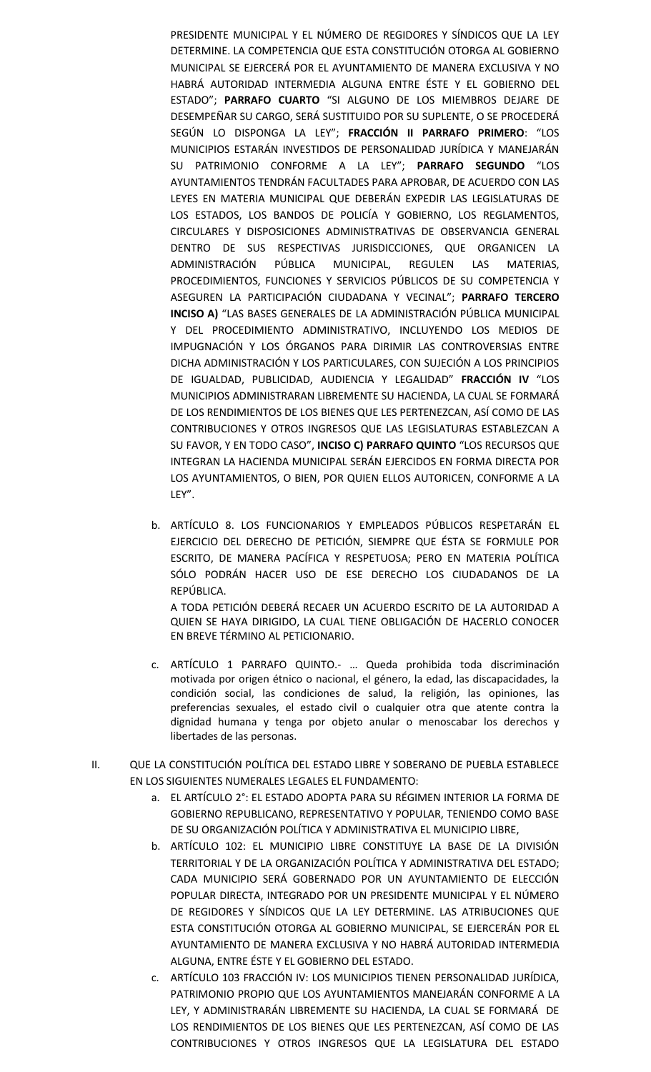PRESIDENTE MUNICIPAL Y EL NÚMERO DE REGIDORES Y SÍNDICOS QUE LA LEY DETERMINE. LA COMPETENCIA QUE ESTA CONSTITUCIÓN OTORGA AL GOBIERNO MUNICIPAL SE EJERCERÁ POR EL AYUNTAMIENTO DE MANERA EXCLUSIVA Y NO HABRÁ AUTORIDAD INTERMEDIA ALGUNA ENTRE ÉSTE Y EL GOBIERNO DEL ESTADO"; **PARRAFO CUARTO** "SI ALGUNO DE LOS MIEMBROS DEJARE DE DESEMPEÑAR SU CARGO, SERÁ SUSTITUIDO POR SU SUPLENTE, O SE PROCEDERÁ SEGÚN LO DISPONGA LA LEY"; **FRACCIÓN II PARRAFO PRIMERO**: "LOS MUNICIPIOS ESTARÁN INVESTIDOS DE PERSONALIDAD JURÍDICA Y MANEJARÁN SU PATRIMONIO CONFORME A LA LEY"; **PARRAFO SEGUNDO** "LOS AYUNTAMIENTOS TENDRÁN FACULTADES PARA APROBAR, DE ACUERDO CON LAS LEYES EN MATERIA MUNICIPAL QUE DEBERÁN EXPEDIR LAS LEGISLATURAS DE LOS ESTADOS, LOS BANDOS DE POLICÍA Y GOBIERNO, LOS REGLAMENTOS, CIRCULARES Y DISPOSICIONES ADMINISTRATIVAS DE OBSERVANCIA GENERAL DENTRO DE SUS RESPECTIVAS JURISDICCIONES, QUE ORGANICEN LA ADMINISTRACIÓN PÚBLICA MUNICIPAL, REGULEN LAS MATERIAS, PROCEDIMIENTOS, FUNCIONES Y SERVICIOS PÚBLICOS DE SU COMPETENCIA Y ASEGUREN LA PARTICIPACIÓN CIUDADANA Y VECINAL"; **PARRAFO TERCERO INCISO A)** "LAS BASES GENERALES DE LA ADMINISTRACIÓN PÚBLICA MUNICIPAL Y DEL PROCEDIMIENTO ADMINISTRATIVO, INCLUYENDO LOS MEDIOS DE IMPUGNACIÓN Y LOS ÓRGANOS PARA DIRIMIR LAS CONTROVERSIAS ENTRE DICHA ADMINISTRACIÓN Y LOS PARTICULARES, CON SUJECIÓN A LOS PRINCIPIOS DE IGUALDAD, PUBLICIDAD, AUDIENCIA Y LEGALIDAD" **FRACCIÓN IV** "LOS MUNICIPIOS ADMINISTRARAN LIBREMENTE SU HACIENDA, LA CUAL SE FORMARÁ DE LOS RENDIMIENTOS DE LOS BIENES QUE LES PERTENEZCAN, ASÍ COMO DE LAS CONTRIBUCIONES Y OTROS INGRESOS QUE LAS LEGISLATURAS ESTABLEZCAN A SU FAVOR, Y EN TODO CASO", **INCISO C) PARRAFO QUINTO** "LOS RECURSOS QUE INTEGRAN LA HACIENDA MUNICIPAL SERÁN EJERCIDOS EN FORMA DIRECTA POR LOS AYUNTAMIENTOS, O BIEN, POR QUIEN ELLOS AUTORICEN, CONFORME A LA LEY".

b. ARTÍCULO 8. LOS FUNCIONARIOS Y EMPLEADOS PÚBLICOS RESPETARÁN EL EJERCICIO DEL DERECHO DE PETICIÓN, SIEMPRE QUE ÉSTA SE FORMULE POR ESCRITO, DE MANERA PACÍFICA Y RESPETUOSA; PERO EN MATERIA POLÍTICA SÓLO PODRÁN HACER USO DE ESE DERECHO LOS CIUDADANOS DE LA REPÚBLICA.

   A TODA PETICIÓN DEBERÁ RECAER UN ACUERDO ESCRITO DE LA AUTORIDAD A QUIEN SE HAYA DIRIGIDO, LA CUAL TIENE OBLIGACIÓN DE HACERLO CONOCER EN BREVE TÉRMINO AL PETICIONARIO.

c. ARTÍCULO 1 PARRAFO QUINTO.- … Queda prohibida toda discriminación motivada por origen étnico o nacional, el género, la edad, las discapacidades, la condición social, las condiciones de salud, la religión, las opiniones, las preferencias sexuales, el estado civil o cualquier otra que atente contra la dignidad humana y tenga por objeto anular o menoscabar los derechos y libertades de las personas.

II. QUE LA CONSTITUCIÓN POLÍTICA DEL ESTADO LIBRE Y SOBERANO DE PUEBLA ESTABLECE EN LOS SIGUIENTES NUMERALES LEGALES EL FUNDAMENTO:

   a. EL ARTÍCULO 2°: EL ESTADO ADOPTA PARA SU RÉGIMEN INTERIOR LA FORMA DE GOBIERNO REPUBLICANO, REPRESENTATIVO Y POPULAR, TENIENDO COMO BASE DE SU ORGANIZACIÓN POLÍTICA Y ADMINISTRATIVA EL MUNICIPIO LIBRE,

   b. ARTÍCULO 102: EL MUNICIPIO LIBRE CONSTITUYE LA BASE DE LA DIVISIÓN TERRITORIAL Y DE LA ORGANIZACIÓN POLÍTICA Y ADMINISTRATIVA DEL ESTADO; CADA MUNICIPIO SERÁ GOBERNADO POR UN AYUNTAMIENTO DE ELECCIÓN POPULAR DIRECTA, INTEGRADO POR UN PRESIDENTE MUNICIPAL Y EL NÚMERO DE REGIDORES Y SÍNDICOS QUE LA LEY DETERMINE. LAS ATRIBUCIONES QUE ESTA CONSTITUCIÓN OTORGA AL GOBIERNO MUNICIPAL, SE EJERCERÁN POR EL AYUNTAMIENTO DE MANERA EXCLUSIVA Y NO HABRÁ AUTORIDAD INTERMEDIA ALGUNA, ENTRE ÉSTE Y EL GOBIERNO DEL ESTADO.

   c. ARTÍCULO 103 FRACCIÓN IV: LOS MUNICIPIOS TIENEN PERSONALIDAD JURÍDICA, PATRIMONIO PROPIO QUE LOS AYUNTAMIENTOS MANEJARÁN CONFORME A LA LEY, Y ADMINISTRARÁN LIBREMENTE SU HACIENDA, LA CUAL SE FORMARÁ DE LOS RENDIMIENTOS DE LOS BIENES QUE LES PERTENEZCAN, ASÍ COMO DE LAS CONTRIBUCIONES Y OTROS INGRESOS QUE LA LEGISLATURA DEL ESTADO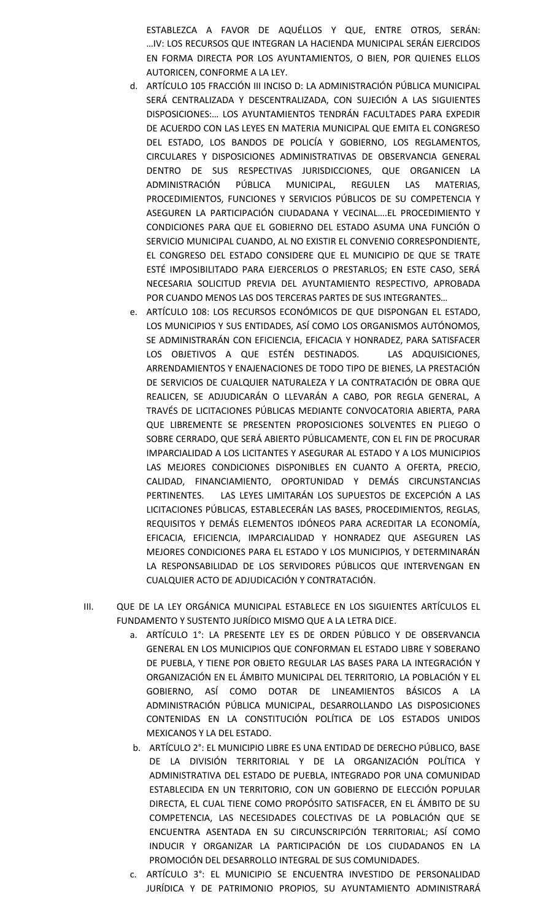ESTABLEZCA A FAVOR DE AQUÉLLOS Y QUE, ENTRE OTROS, SERÁN: …IV: LOS RECURSOS QUE INTEGRAN LA HACIENDA MUNICIPAL SERÁN EJERCIDOS EN FORMA DIRECTA POR LOS AYUNTAMIENTOS, O BIEN, POR QUIENES ELLOS AUTORICEN, CONFORME A LA LEY.

d. ARTÍCULO 105 FRACCIÓN III INCISO D: LA ADMINISTRACIÓN PÚBLICA MUNICIPAL SERÁ CENTRALIZADA Y DESCENTRALIZADA, CON SUJECIÓN A LAS SIGUIENTES DISPOSICIONES:… LOS AYUNTAMIENTOS TENDRÁN FACULTADES PARA EXPEDIR DE ACUERDO CON LAS LEYES EN MATERIA MUNICIPAL QUE EMITA EL CONGRESO DEL ESTADO, LOS BANDOS DE POLICÍA Y GOBIERNO, LOS REGLAMENTOS, CIRCULARES Y DISPOSICIONES ADMINISTRATIVAS DE OBSERVANCIA GENERAL DENTRO DE SUS RESPECTIVAS JURISDICCIONES, QUE ORGANICEN LA ADMINISTRACIÓN PÚBLICA MUNICIPAL, REGULEN LAS MATERIAS, PROCEDIMIENTOS, FUNCIONES Y SERVICIOS PÚBLICOS DE SU COMPETENCIA Y ASEGUREN LA PARTICIPACIÓN CIUDADANA Y VECINAL….EL PROCEDIMIENTO Y CONDICIONES PARA QUE EL GOBIERNO DEL ESTADO ASUMA UNA FUNCIÓN O SERVICIO MUNICIPAL CUANDO, AL NO EXISTIR EL CONVENIO CORRESPONDIENTE, EL CONGRESO DEL ESTADO CONSIDERE QUE EL MUNICIPIO DE QUE SE TRATE ESTÉ IMPOSIBILITADO PARA EJERCERLOS O PRESTARLOS; EN ESTE CASO, SERÁ NECESARIA SOLICITUD PREVIA DEL AYUNTAMIENTO RESPECTIVO, APROBADA POR CUANDO MENOS LAS DOS TERCERAS PARTES DE SUS INTEGRANTES…

e. ARTÍCULO 108: LOS RECURSOS ECONÓMICOS DE QUE DISPONGAN EL ESTADO, LOS MUNICIPIOS Y SUS ENTIDADES, ASÍ COMO LOS ORGANISMOS AUTÓNOMOS, SE ADMINISTRARÁN CON EFICIENCIA, EFICACIA Y HONRADEZ, PARA SATISFACER LOS OBJETIVOS A QUE ESTÉN DESTINADOS. LAS ADQUISICIONES, ARRENDAMIENTOS Y ENAJENACIONES DE TODO TIPO DE BIENES, LA PRESTACIÓN DE SERVICIOS DE CUALQUIER NATURALEZA Y LA CONTRATACIÓN DE OBRA QUE REALICEN, SE ADJUDICARÁN O LLEVARÁN A CABO, POR REGLA GENERAL, A TRAVÉS DE LICITACIONES PÚBLICAS MEDIANTE CONVOCATORIA ABIERTA, PARA QUE LIBREMENTE SE PRESENTEN PROPOSICIONES SOLVENTES EN PLIEGO O SOBRE CERRADO, QUE SERÁ ABIERTO PÚBLICAMENTE, CON EL FIN DE PROCURAR IMPARCIALIDAD A LOS LICITANTES Y ASEGURAR AL ESTADO Y A LOS MUNICIPIOS LAS MEJORES CONDICIONES DISPONIBLES EN CUANTO A OFERTA, PRECIO, CALIDAD, FINANCIAMIENTO, OPORTUNIDAD Y DEMÁS CIRCUNSTANCIAS PERTINENTES. LAS LEYES LIMITARÁN LOS SUPUESTOS DE EXCEPCIÓN A LAS LICITACIONES PÚBLICAS, ESTABLECERÁN LAS BASES, PROCEDIMIENTOS, REGLAS, REQUISITOS Y DEMÁS ELEMENTOS IDÓNEOS PARA ACREDITAR LA ECONOMÍA, EFICACIA, EFICIENCIA, IMPARCIALIDAD Y HONRADEZ QUE ASEGUREN LAS MEJORES CONDICIONES PARA EL ESTADO Y LOS MUNICIPIOS, Y DETERMINARÁN LA RESPONSABILIDAD DE LOS SERVIDORES PÚBLICOS QUE INTERVENGAN EN CUALQUIER ACTO DE ADJUDICACIÓN Y CONTRATACIÓN.

III. QUE DE LA LEY ORGÁNICA MUNICIPAL ESTABLECE EN LOS SIGUIENTES ARTÍCULOS EL FUNDAMENTO Y SUSTENTO JURÍDICO MISMO QUE A LA LETRA DICE.

a. ARTÍCULO 1°: LA PRESENTE LEY ES DE ORDEN PÚBLICO Y DE OBSERVANCIA GENERAL EN LOS MUNICIPIOS QUE CONFORMAN EL ESTADO LIBRE Y SOBERANO DE PUEBLA, Y TIENE POR OBJETO REGULAR LAS BASES PARA LA INTEGRACIÓN Y ORGANIZACIÓN EN EL ÁMBITO MUNICIPAL DEL TERRITORIO, LA POBLACIÓN Y EL GOBIERNO, ASÍ COMO DOTAR DE LINEAMIENTOS BÁSICOS A LA ADMINISTRACIÓN PÚBLICA MUNICIPAL, DESARROLLANDO LAS DISPOSICIONES CONTENIDAS EN LA CONSTITUCIÓN POLÍTICA DE LOS ESTADOS UNIDOS MEXICANOS Y LA DEL ESTADO.

b. ARTÍCULO 2°: EL MUNICIPIO LIBRE ES UNA ENTIDAD DE DERECHO PÚBLICO, BASE DE LA DIVISIÓN TERRITORIAL Y DE LA ORGANIZACIÓN POLÍTICA Y ADMINISTRATIVA DEL ESTADO DE PUEBLA, INTEGRADO POR UNA COMUNIDAD ESTABLECIDA EN UN TERRITORIO, CON UN GOBIERNO DE ELECCIÓN POPULAR DIRECTA, EL CUAL TIENE COMO PROPÓSITO SATISFACER, EN EL ÁMBITO DE SU COMPETENCIA, LAS NECESIDADES COLECTIVAS DE LA POBLACIÓN QUE SE ENCUENTRA ASENTADA EN SU CIRCUNSCRIPCIÓN TERRITORIAL; ASÍ COMO INDUCIR Y ORGANIZAR LA PARTICIPACIÓN DE LOS CIUDADANOS EN LA PROMOCIÓN DEL DESARROLLO INTEGRAL DE SUS COMUNIDADES.

c. ARTÍCULO 3°: EL MUNICIPIO SE ENCUENTRA INVESTIDO DE PERSONALIDAD JURÍDICA Y DE PATRIMONIO PROPIOS, SU AYUNTAMIENTO ADMINISTRARÁ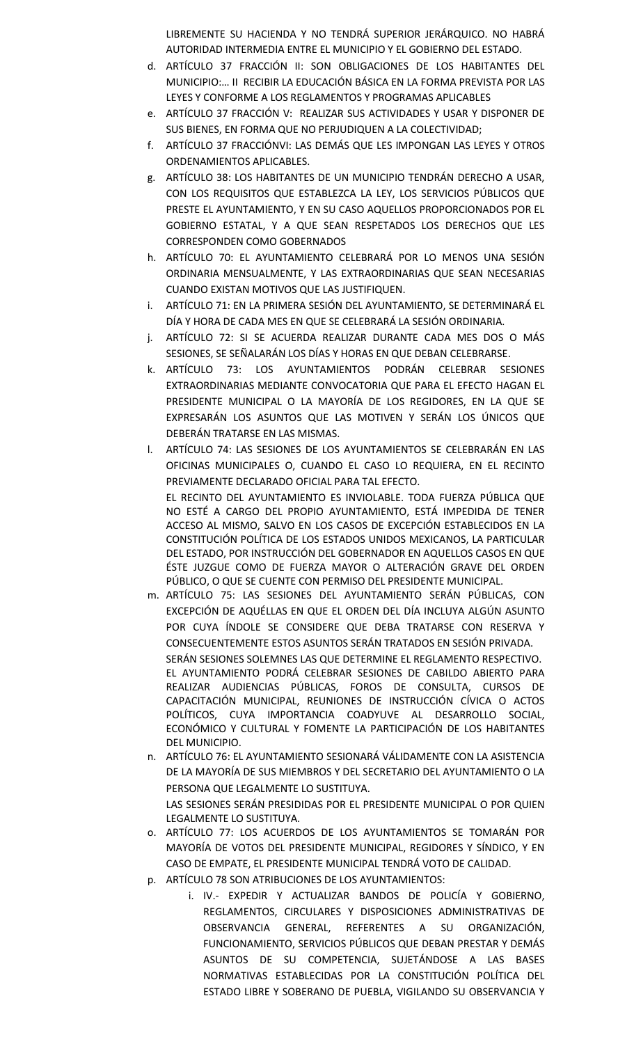LIBREMENTE SU HACIENDA Y NO TENDRÁ SUPERIOR JERÁRQUICO. NO HABRÁ AUTORIDAD INTERMEDIA ENTRE EL MUNICIPIO Y EL GOBIERNO DEL ESTADO.

d. ARTÍCULO 37 FRACCIÓN II: SON OBLIGACIONES DE LOS HABITANTES DEL MUNICIPIO:… II RECIBIR LA EDUCACIÓN BÁSICA EN LA FORMA PREVISTA POR LAS LEYES Y CONFORME A LOS REGLAMENTOS Y PROGRAMAS APLICABLES
e. ARTÍCULO 37 FRACCIÓN V: REALIZAR SUS ACTIVIDADES Y USAR Y DISPONER DE SUS BIENES, EN FORMA QUE NO PERJUDIQUEN A LA COLECTIVIDAD;
f. ARTÍCULO 37 FRACCIÓNVI: LAS DEMÁS QUE LES IMPONGAN LAS LEYES Y OTROS ORDENAMIENTOS APLICABLES.
g. ARTÍCULO 38: LOS HABITANTES DE UN MUNICIPIO TENDRÁN DERECHO A USAR, CON LOS REQUISITOS QUE ESTABLEZCA LA LEY, LOS SERVICIOS PÚBLICOS QUE PRESTE EL AYUNTAMIENTO, Y EN SU CASO AQUELLOS PROPORCIONADOS POR EL GOBIERNO ESTATAL, Y A QUE SEAN RESPETADOS LOS DERECHOS QUE LES CORRESPONDEN COMO GOBERNADOS
h. ARTÍCULO 70: EL AYUNTAMIENTO CELEBRARÁ POR LO MENOS UNA SESIÓN ORDINARIA MENSUALMENTE, Y LAS EXTRAORDINARIAS QUE SEAN NECESARIAS CUANDO EXISTAN MOTIVOS QUE LAS JUSTIFIQUEN.
i. ARTÍCULO 71: EN LA PRIMERA SESIÓN DEL AYUNTAMIENTO, SE DETERMINARÁ EL DÍA Y HORA DE CADA MES EN QUE SE CELEBRARÁ LA SESIÓN ORDINARIA.
j. ARTÍCULO 72: SI SE ACUERDA REALIZAR DURANTE CADA MES DOS O MÁS SESIONES, SE SEÑALARÁN LOS DÍAS Y HORAS EN QUE DEBAN CELEBRARSE.
k. ARTÍCULO 73: LOS AYUNTAMIENTOS PODRÁN CELEBRAR SESIONES EXTRAORDINARIAS MEDIANTE CONVOCATORIA QUE PARA EL EFECTO HAGAN EL PRESIDENTE MUNICIPAL O LA MAYORÍA DE LOS REGIDORES, EN LA QUE SE EXPRESARÁN LOS ASUNTOS QUE LAS MOTIVEN Y SERÁN LOS ÚNICOS QUE DEBERÁN TRATARSE EN LAS MISMAS.
l. ARTÍCULO 74: LAS SESIONES DE LOS AYUNTAMIENTOS SE CELEBRARÁN EN LAS OFICINAS MUNICIPALES O, CUANDO EL CASO LO REQUIERA, EN EL RECINTO PREVIAMENTE DECLARADO OFICIAL PARA TAL EFECTO.

   EL RECINTO DEL AYUNTAMIENTO ES INVIOLABLE. TODA FUERZA PÚBLICA QUE NO ESTÉ A CARGO DEL PROPIO AYUNTAMIENTO, ESTÁ IMPEDIDA DE TENER ACCESO AL MISMO, SALVO EN LOS CASOS DE EXCEPCIÓN ESTABLECIDOS EN LA CONSTITUCIÓN POLÍTICA DE LOS ESTADOS UNIDOS MEXICANOS, LA PARTICULAR DEL ESTADO, POR INSTRUCCIÓN DEL GOBERNADOR EN AQUELLOS CASOS EN QUE ÉSTE JUZGUE COMO DE FUERZA MAYOR O ALTERACIÓN GRAVE DEL ORDEN PÚBLICO, O QUE SE CUENTE CON PERMISO DEL PRESIDENTE MUNICIPAL.
m. ARTÍCULO 75: LAS SESIONES DEL AYUNTAMIENTO SERÁN PÚBLICAS, CON EXCEPCIÓN DE AQUÉLLAS EN QUE EL ORDEN DEL DÍA INCLUYA ALGÚN ASUNTO POR CUYA ÍNDOLE SE CONSIDERE QUE DEBA TRATARSE CON RESERVA Y CONSECUENTEMENTE ESTOS ASUNTOS SERÁN TRATADOS EN SESIÓN PRIVADA.

   SERÁN SESIONES SOLEMNES LAS QUE DETERMINE EL REGLAMENTO RESPECTIVO.

   EL AYUNTAMIENTO PODRÁ CELEBRAR SESIONES DE CABILDO ABIERTO PARA REALIZAR AUDIENCIAS PÚBLICAS, FOROS DE CONSULTA, CURSOS DE CAPACITACIÓN MUNICIPAL, REUNIONES DE INSTRUCCIÓN CÍVICA O ACTOS POLÍTICOS, CUYA IMPORTANCIA COADYUVE AL DESARROLLO SOCIAL, ECONÓMICO Y CULTURAL Y FOMENTE LA PARTICIPACIÓN DE LOS HABITANTES DEL MUNICIPIO.
n. ARTÍCULO 76: EL AYUNTAMIENTO SESIONARÁ VÁLIDAMENTE CON LA ASISTENCIA DE LA MAYORÍA DE SUS MIEMBROS Y DEL SECRETARIO DEL AYUNTAMIENTO O LA PERSONA QUE LEGALMENTE LO SUSTITUYA.

   LAS SESIONES SERÁN PRESIDIDAS POR EL PRESIDENTE MUNICIPAL O POR QUIEN LEGALMENTE LO SUSTITUYA.
o. ARTÍCULO 77: LOS ACUERDOS DE LOS AYUNTAMIENTOS SE TOMARÁN POR MAYORÍA DE VOTOS DEL PRESIDENTE MUNICIPAL, REGIDORES Y SÍNDICO, Y EN CASO DE EMPATE, EL PRESIDENTE MUNICIPAL TENDRÁ VOTO DE CALIDAD.
p. ARTÍCULO 78 SON ATRIBUCIONES DE LOS AYUNTAMIENTOS:
   i. IV.- EXPEDIR Y ACTUALIZAR BANDOS DE POLICÍA Y GOBIERNO, REGLAMENTOS, CIRCULARES Y DISPOSICIONES ADMINISTRATIVAS DE OBSERVANCIA GENERAL, REFERENTES A SU ORGANIZACIÓN, FUNCIONAMIENTO, SERVICIOS PÚBLICOS QUE DEBAN PRESTAR Y DEMÁS ASUNTOS DE SU COMPETENCIA, SUJETÁNDOSE A LAS BASES NORMATIVAS ESTABLECIDAS POR LA CONSTITUCIÓN POLÍTICA DEL ESTADO LIBRE Y SOBERANO DE PUEBLA, VIGILANDO SU OBSERVANCIA Y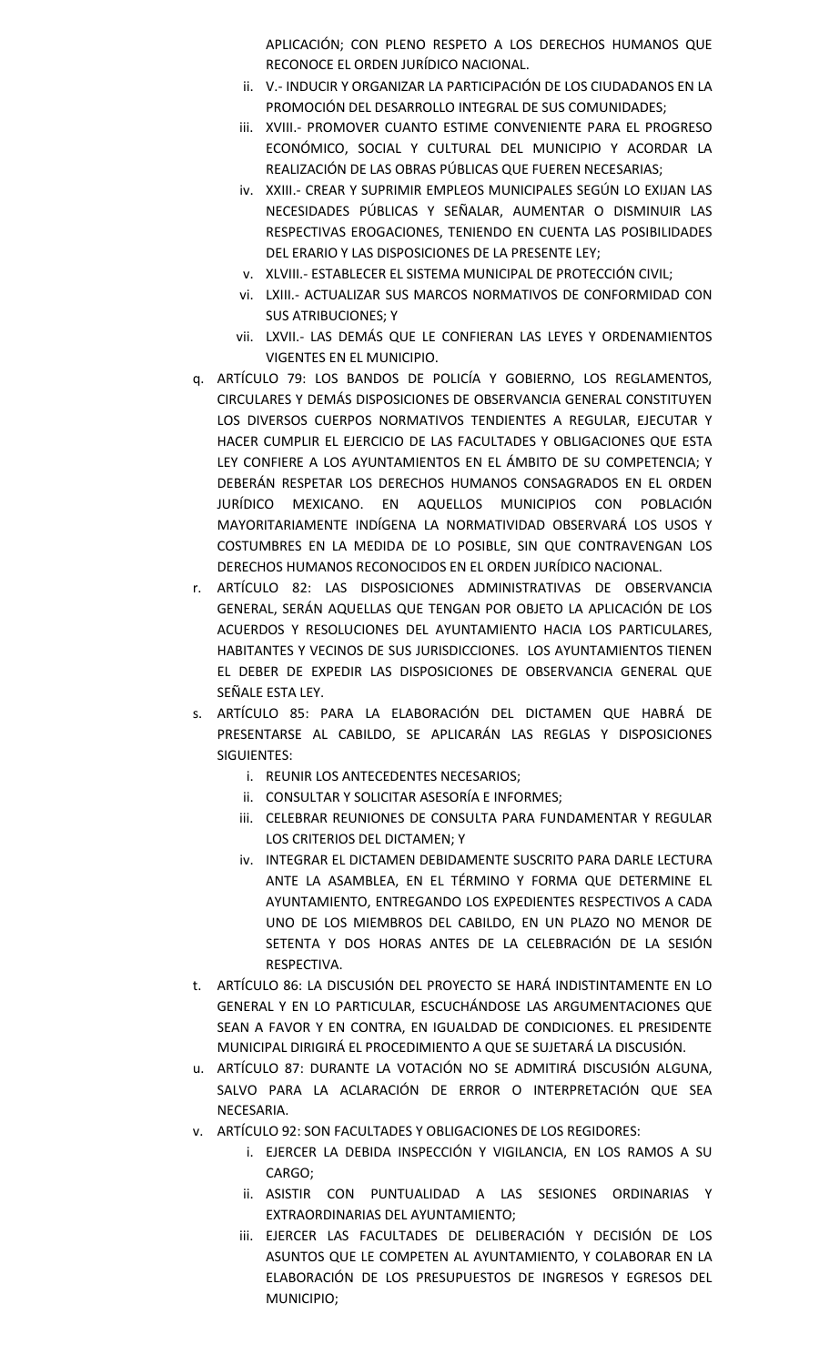APLICACIÓN; CON PLENO RESPETO A LOS DERECHOS HUMANOS QUE RECONOCE EL ORDEN JURÍDICO NACIONAL.

  - ii. V.- INDUCIR Y ORGANIZAR LA PARTICIPACIÓN DE LOS CIUDADANOS EN LA PROMOCIÓN DEL DESARROLLO INTEGRAL DE SUS COMUNIDADES;
  - iii. XVIII.- PROMOVER CUANTO ESTIME CONVENIENTE PARA EL PROGRESO ECONÓMICO, SOCIAL Y CULTURAL DEL MUNICIPIO Y ACORDAR LA REALIZACIÓN DE LAS OBRAS PÚBLICAS QUE FUEREN NECESARIAS;
  - iv. XXIII.- CREAR Y SUPRIMIR EMPLEOS MUNICIPALES SEGÚN LO EXIJAN LAS NECESIDADES PÚBLICAS Y SEÑALAR, AUMENTAR O DISMINUIR LAS RESPECTIVAS EROGACIONES, TENIENDO EN CUENTA LAS POSIBILIDADES DEL ERARIO Y LAS DISPOSICIONES DE LA PRESENTE LEY;
  - v. XLVIII.- ESTABLECER EL SISTEMA MUNICIPAL DE PROTECCIÓN CIVIL;
  - vi. LXIII.- ACTUALIZAR SUS MARCOS NORMATIVOS DE CONFORMIDAD CON SUS ATRIBUCIONES; Y
  - vii. LXVII.- LAS DEMÁS QUE LE CONFIERAN LAS LEYES Y ORDENAMIENTOS VIGENTES EN EL MUNICIPIO.

q. ARTÍCULO 79: LOS BANDOS DE POLICÍA Y GOBIERNO, LOS REGLAMENTOS, CIRCULARES Y DEMÁS DISPOSICIONES DE OBSERVANCIA GENERAL CONSTITUYEN LOS DIVERSOS CUERPOS NORMATIVOS TENDIENTES A REGULAR, EJECUTAR Y HACER CUMPLIR EL EJERCICIO DE LAS FACULTADES Y OBLIGACIONES QUE ESTA LEY CONFIERE A LOS AYUNTAMIENTOS EN EL ÁMBITO DE SU COMPETENCIA; Y DEBERÁN RESPETAR LOS DERECHOS HUMANOS CONSAGRADOS EN EL ORDEN JURÍDICO MEXICANO. EN AQUELLOS MUNICIPIOS CON POBLACIÓN MAYORITARIAMENTE INDÍGENA LA NORMATIVIDAD OBSERVARÁ LOS USOS Y COSTUMBRES EN LA MEDIDA DE LO POSIBLE, SIN QUE CONTRAVENGAN LOS DERECHOS HUMANOS RECONOCIDOS EN EL ORDEN JURÍDICO NACIONAL.

r. ARTÍCULO 82: LAS DISPOSICIONES ADMINISTRATIVAS DE OBSERVANCIA GENERAL, SERÁN AQUELLAS QUE TENGAN POR OBJETO LA APLICACIÓN DE LOS ACUERDOS Y RESOLUCIONES DEL AYUNTAMIENTO HACIA LOS PARTICULARES, HABITANTES Y VECINOS DE SUS JURISDICCIONES. LOS AYUNTAMIENTOS TIENEN EL DEBER DE EXPEDIR LAS DISPOSICIONES DE OBSERVANCIA GENERAL QUE SEÑALE ESTA LEY.

s. ARTÍCULO 85: PARA LA ELABORACIÓN DEL DICTAMEN QUE HABRÁ DE PRESENTARSE AL CABILDO, SE APLICARÁN LAS REGLAS Y DISPOSICIONES SIGUIENTES:
  - i. REUNIR LOS ANTECEDENTES NECESARIOS;
  - ii. CONSULTAR Y SOLICITAR ASESORÍA E INFORMES;
  - iii. CELEBRAR REUNIONES DE CONSULTA PARA FUNDAMENTAR Y REGULAR LOS CRITERIOS DEL DICTAMEN; Y
  - iv. INTEGRAR EL DICTAMEN DEBIDAMENTE SUSCRITO PARA DARLE LECTURA ANTE LA ASAMBLEA, EN EL TÉRMINO Y FORMA QUE DETERMINE EL AYUNTAMIENTO, ENTREGANDO LOS EXPEDIENTES RESPECTIVOS A CADA UNO DE LOS MIEMBROS DEL CABILDO, EN UN PLAZO NO MENOR DE SETENTA Y DOS HORAS ANTES DE LA CELEBRACIÓN DE LA SESIÓN RESPECTIVA.

t. ARTÍCULO 86: LA DISCUSIÓN DEL PROYECTO SE HARÁ INDISTINTAMENTE EN LO GENERAL Y EN LO PARTICULAR, ESCUCHÁNDOSE LAS ARGUMENTACIONES QUE SEAN A FAVOR Y EN CONTRA, EN IGUALDAD DE CONDICIONES. EL PRESIDENTE MUNICIPAL DIRIGIRÁ EL PROCEDIMIENTO A QUE SE SUJETARÁ LA DISCUSIÓN.

u. ARTÍCULO 87: DURANTE LA VOTACIÓN NO SE ADMITIRÁ DISCUSIÓN ALGUNA, SALVO PARA LA ACLARACIÓN DE ERROR O INTERPRETACIÓN QUE SEA NECESARIA.

v. ARTÍCULO 92: SON FACULTADES Y OBLIGACIONES DE LOS REGIDORES:
  - i. EJERCER LA DEBIDA INSPECCIÓN Y VIGILANCIA, EN LOS RAMOS A SU CARGO;
  - ii. ASISTIR CON PUNTUALIDAD A LAS SESIONES ORDINARIAS Y EXTRAORDINARIAS DEL AYUNTAMIENTO;
  - iii. EJERCER LAS FACULTADES DE DELIBERACIÓN Y DECISIÓN DE LOS ASUNTOS QUE LE COMPETEN AL AYUNTAMIENTO, Y COLABORAR EN LA ELABORACIÓN DE LOS PRESUPUESTOS DE INGRESOS Y EGRESOS DEL MUNICIPIO;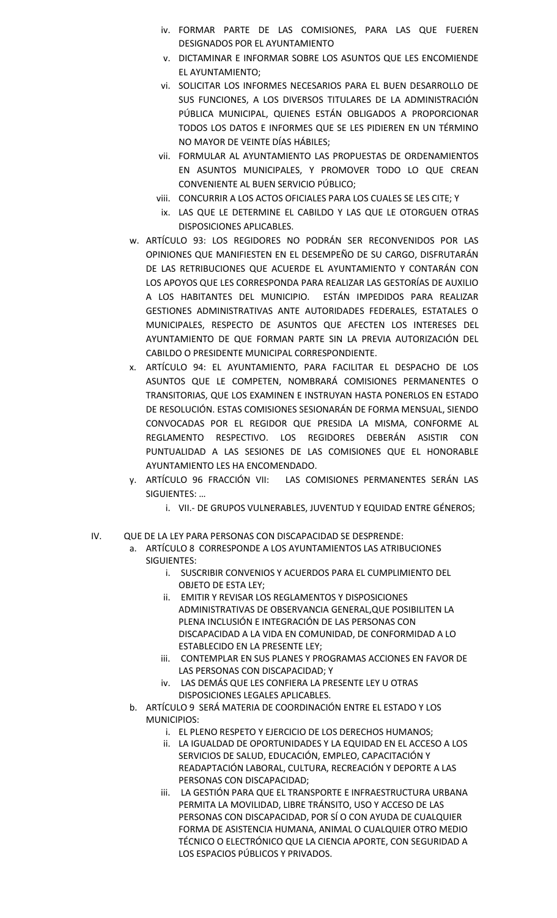iv. FORMAR PARTE DE LAS COMISIONES, PARA LAS QUE FUEREN DESIGNADOS POR EL AYUNTAMIENTO
v. DICTAMINAR E INFORMAR SOBRE LOS ASUNTOS QUE LES ENCOMIENDE EL AYUNTAMIENTO;
vi. SOLICITAR LOS INFORMES NECESARIOS PARA EL BUEN DESARROLLO DE SUS FUNCIONES, A LOS DIVERSOS TITULARES DE LA ADMINISTRACIÓN PÚBLICA MUNICIPAL, QUIENES ESTÁN OBLIGADOS A PROPORCIONAR TODOS LOS DATOS E INFORMES QUE SE LES PIDIEREN EN UN TÉRMINO NO MAYOR DE VEINTE DÍAS HÁBILES;
vii. FORMULAR AL AYUNTAMIENTO LAS PROPUESTAS DE ORDENAMIENTOS EN ASUNTOS MUNICIPALES, Y PROMOVER TODO LO QUE CREAN CONVENIENTE AL BUEN SERVICIO PÚBLICO;
viii. CONCURRIR A LOS ACTOS OFICIALES PARA LOS CUALES SE LES CITE; Y
ix. LAS QUE LE DETERMINE EL CABILDO Y LAS QUE LE OTORGUEN OTRAS DISPOSICIONES APLICABLES.

w. ARTÍCULO 93: LOS REGIDORES NO PODRÁN SER RECONVENIDOS POR LAS OPINIONES QUE MANIFIESTEN EN EL DESEMPEÑO DE SU CARGO, DISFRUTARÁN DE LAS RETRIBUCIONES QUE ACUERDE EL AYUNTAMIENTO Y CONTARÁN CON LOS APOYOS QUE LES CORRESPONDA PARA REALIZAR LAS GESTORÍAS DE AUXILIO A LOS HABITANTES DEL MUNICIPIO. ESTÁN IMPEDIDOS PARA REALIZAR GESTIONES ADMINISTRATIVAS ANTE AUTORIDADES FEDERALES, ESTATALES O MUNICIPALES, RESPECTO DE ASUNTOS QUE AFECTEN LOS INTERESES DEL AYUNTAMIENTO DE QUE FORMAN PARTE SIN LA PREVIA AUTORIZACIÓN DEL CABILDO O PRESIDENTE MUNICIPAL CORRESPONDIENTE.

x. ARTÍCULO 94: EL AYUNTAMIENTO, PARA FACILITAR EL DESPACHO DE LOS ASUNTOS QUE LE COMPETEN, NOMBRARÁ COMISIONES PERMANENTES O TRANSITORIAS, QUE LOS EXAMINEN E INSTRUYAN HASTA PONERLOS EN ESTADO DE RESOLUCIÓN. ESTAS COMISIONES SESIONARÁN DE FORMA MENSUAL, SIENDO CONVOCADAS POR EL REGIDOR QUE PRESIDA LA MISMA, CONFORME AL REGLAMENTO RESPECTIVO. LOS REGIDORES DEBERÁN ASISTIR CON PUNTUALIDAD A LAS SESIONES DE LAS COMISIONES QUE EL HONORABLE AYUNTAMIENTO LES HA ENCOMENDADO.

y. ARTÍCULO 96 FRACCIÓN VII: LAS COMISIONES PERMANENTES SERÁN LAS SIGUIENTES: …
   i. VII.- DE GRUPOS VULNERABLES, JUVENTUD Y EQUIDAD ENTRE GÉNEROS;

IV. QUE DE LA LEY PARA PERSONAS CON DISCAPACIDAD SE DESPRENDE:

a. ARTÍCULO 8 CORRESPONDE A LOS AYUNTAMIENTOS LAS ATRIBUCIONES SIGUIENTES:
   i. SUSCRIBIR CONVENIOS Y ACUERDOS PARA EL CUMPLIMIENTO DEL OBJETO DE ESTA LEY;
   ii. EMITIR Y REVISAR LOS REGLAMENTOS Y DISPOSICIONES ADMINISTRATIVAS DE OBSERVANCIA GENERAL,QUE POSIBILITEN LA PLENA INCLUSIÓN E INTEGRACIÓN DE LAS PERSONAS CON DISCAPACIDAD A LA VIDA EN COMUNIDAD, DE CONFORMIDAD A LO ESTABLECIDO EN LA PRESENTE LEY;
   iii. CONTEMPLAR EN SUS PLANES Y PROGRAMAS ACCIONES EN FAVOR DE LAS PERSONAS CON DISCAPACIDAD; Y
   iv. LAS DEMÁS QUE LES CONFIERA LA PRESENTE LEY U OTRAS DISPOSICIONES LEGALES APLICABLES.

b. ARTÍCULO 9 SERÁ MATERIA DE COORDINACIÓN ENTRE EL ESTADO Y LOS MUNICIPIOS:
   i. EL PLENO RESPETO Y EJERCICIO DE LOS DERECHOS HUMANOS;
   ii. LA IGUALDAD DE OPORTUNIDADES Y LA EQUIDAD EN EL ACCESO A LOS SERVICIOS DE SALUD, EDUCACIÓN, EMPLEO, CAPACITACIÓN Y READAPTACIÓN LABORAL, CULTURA, RECREACIÓN Y DEPORTE A LAS PERSONAS CON DISCAPACIDAD;
   iii. LA GESTIÓN PARA QUE EL TRANSPORTE E INFRAESTRUCTURA URBANA PERMITA LA MOVILIDAD, LIBRE TRÁNSITO, USO Y ACCESO DE LAS PERSONAS CON DISCAPACIDAD, POR SÍ O CON AYUDA DE CUALQUIER FORMA DE ASISTENCIA HUMANA, ANIMAL O CUALQUIER OTRO MEDIO TÉCNICO O ELECTRÓNICO QUE LA CIENCIA APORTE, CON SEGURIDAD A LOS ESPACIOS PÚBLICOS Y PRIVADOS.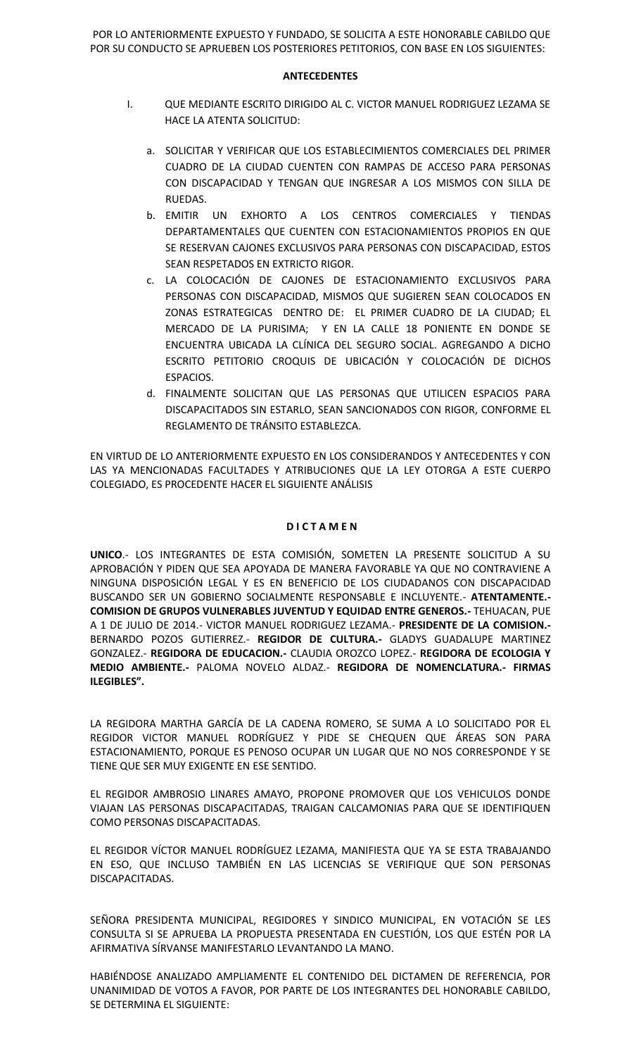POR LO ANTERIORMENTE EXPUESTO Y FUNDADO, SE SOLICITA A ESTE HONORABLE CABILDO QUE POR SU CONDUCTO SE APRUEBEN LOS POSTERIORES PETITORIOS, CON BASE EN LOS SIGUIENTES:

**ANTECEDENTES**

I. QUE MEDIANTE ESCRITO DIRIGIDO AL C. VICTOR MANUEL RODRIGUEZ LEZAMA SE HACE LA ATENTA SOLICITUD:

   a. SOLICITAR Y VERIFICAR QUE LOS ESTABLECIMIENTOS COMERCIALES DEL PRIMER CUADRO DE LA CIUDAD CUENTEN CON RAMPAS DE ACCESO PARA PERSONAS CON DISCAPACIDAD Y TENGAN QUE INGRESAR A LOS MISMOS CON SILLA DE RUEDAS.
   b. EMITIR UN EXHORTO A LOS CENTROS COMERCIALES Y TIENDAS DEPARTAMENTALES QUE CUENTEN CON ESTACIONAMIENTOS PROPIOS EN QUE SE RESERVAN CAJONES EXCLUSIVOS PARA PERSONAS CON DISCAPACIDAD, ESTOS SEAN RESPETADOS EN EXTRICTO RIGOR.
   c. LA COLOCACIÓN DE CAJONES DE ESTACIONAMIENTO EXCLUSIVOS PARA PERSONAS CON DISCAPACIDAD, MISMOS QUE SUGIEREN SEAN COLOCADOS EN ZONAS ESTRATEGICAS DENTRO DE: EL PRIMER CUADRO DE LA CIUDAD; EL MERCADO DE LA PURISIMA; Y EN LA CALLE 18 PONIENTE EN DONDE SE ENCUENTRA UBICADA LA CLÍNICA DEL SEGURO SOCIAL. AGREGANDO A DICHO ESCRITO PETITORIO CROQUIS DE UBICACIÓN Y COLOCACIÓN DE DICHOS ESPACIOS.
   d. FINALMENTE SOLICITAN QUE LAS PERSONAS QUE UTILICEN ESPACIOS PARA DISCAPACITADOS SIN ESTARLO, SEAN SANCIONADOS CON RIGOR, CONFORME EL REGLAMENTO DE TRÁNSITO ESTABLEZCA.

EN VIRTUD DE LO ANTERIORMENTE EXPUESTO EN LOS CONSIDERANDOS Y ANTECEDENTES Y CON LAS YA MENCIONADAS FACULTADES Y ATRIBUCIONES QUE LA LEY OTORGA A ESTE CUERPO COLEGIADO, ES PROCEDENTE HACER EL SIGUIENTE ANÁLISIS

**D I C T A M E N**

**UNICO**.- LOS INTEGRANTES DE ESTA COMISIÓN, SOMETEN LA PRESENTE SOLICITUD A SU APROBACIÓN Y PIDEN QUE SEA APOYADA DE MANERA FAVORABLE YA QUE NO CONTRAVIENE A NINGUNA DISPOSICIÓN LEGAL Y ES EN BENEFICIO DE LOS CIUDADANOS CON DISCAPACIDAD BUSCANDO SER UN GOBIERNO SOCIALMENTE RESPONSABLE E INCLUYENTE.- **ATENTAMENTE.- COMISION DE GRUPOS VULNERABLES JUVENTUD Y EQUIDAD ENTRE GENEROS.-** TEHUACAN, PUE A 1 DE JULIO DE 2014.- VICTOR MANUEL RODRIGUEZ LEZAMA.- **PRESIDENTE DE LA COMISION.-** BERNARDO POZOS GUTIERREZ.- **REGIDOR DE CULTURA.-** GLADYS GUADALUPE MARTINEZ GONZALEZ.- **REGIDORA DE EDUCACION.-** CLAUDIA OROZCO LOPEZ.- **REGIDORA DE ECOLOGIA Y MEDIO AMBIENTE.-** PALOMA NOVELO ALDAZ.- **REGIDORA DE NOMENCLATURA.- FIRMAS ILEGIBLES".**

LA REGIDORA MARTHA GARCÍA DE LA CADENA ROMERO, SE SUMA A LO SOLICITADO POR EL REGIDOR VICTOR MANUEL RODRÍGUEZ Y PIDE SE CHEQUEN QUE ÁREAS SON PARA ESTACIONAMIENTO, PORQUE ES PENOSO OCUPAR UN LUGAR QUE NO NOS CORRESPONDE Y SE TIENE QUE SER MUY EXIGENTE EN ESE SENTIDO.

EL REGIDOR AMBROSIO LINARES AMAYO, PROPONE PROMOVER QUE LOS VEHICULOS DONDE VIAJAN LAS PERSONAS DISCAPACITADAS, TRAIGAN CALCAMONIAS PARA QUE SE IDENTIFIQUEN COMO PERSONAS DISCAPACITADAS.

EL REGIDOR VÍCTOR MANUEL RODRÍGUEZ LEZAMA, MANIFIESTA QUE YA SE ESTA TRABAJANDO EN ESO, QUE INCLUSO TAMBIÉN EN LAS LICENCIAS SE VERIFIQUE QUE SON PERSONAS DISCAPACITADAS.

SEÑORA PRESIDENTA MUNICIPAL, REGIDORES Y SINDICO MUNICIPAL, EN VOTACIÓN SE LES CONSULTA SI SE APRUEBA LA PROPUESTA PRESENTADA EN CUESTIÓN, LOS QUE ESTÉN POR LA AFIRMATIVA SÍRVANSE MANIFESTARLO LEVANTANDO LA MANO.

HABIÉNDOSE ANALIZADO AMPLIAMENTE EL CONTENIDO DEL DICTAMEN DE REFERENCIA, POR UNANIMIDAD DE VOTOS A FAVOR, POR PARTE DE LOS INTEGRANTES DEL HONORABLE CABILDO, SE DETERMINA EL SIGUIENTE: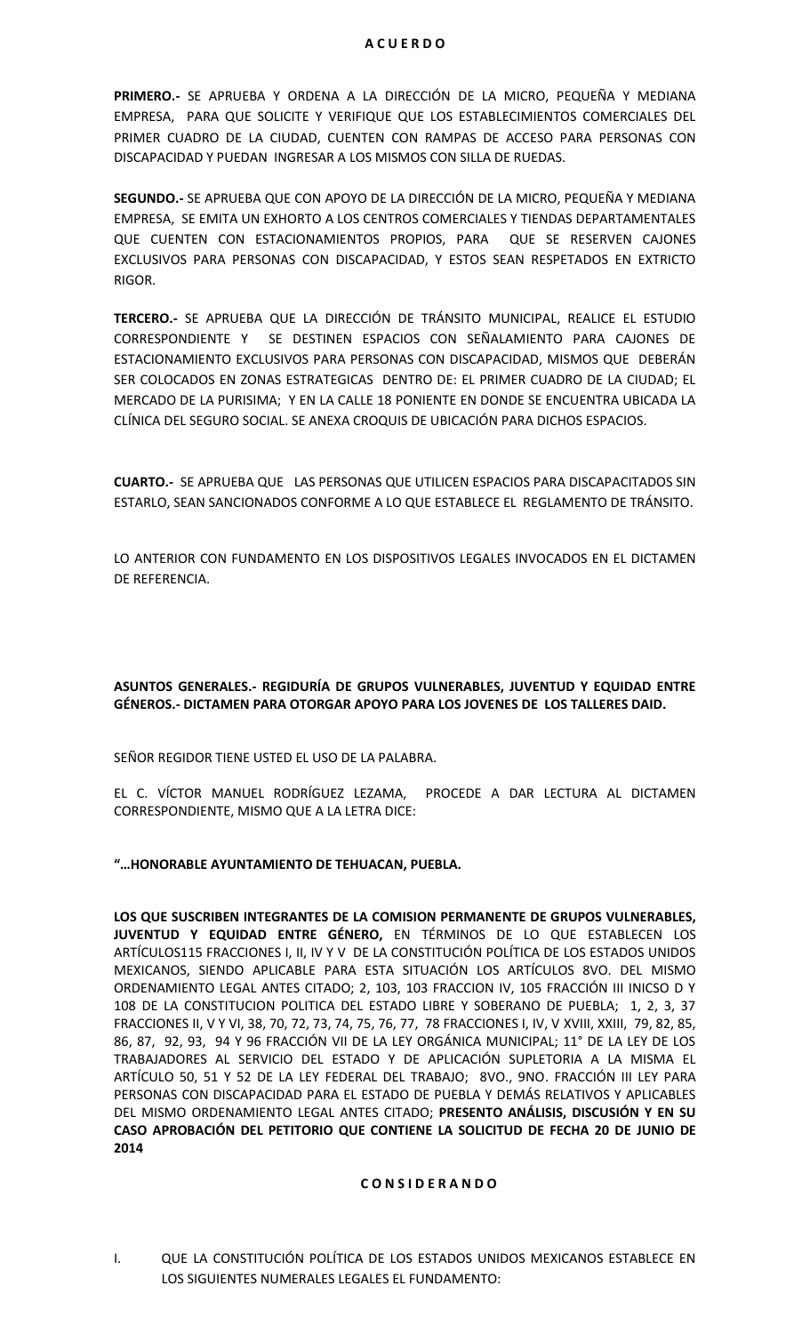**A C U E R D O**

**PRIMERO.-** SE APRUEBA Y ORDENA A LA DIRECCIÓN DE LA MICRO, PEQUEÑA Y MEDIANA EMPRESA, PARA QUE SOLICITE Y VERIFIQUE QUE LOS ESTABLECIMIENTOS COMERCIALES DEL PRIMER CUADRO DE LA CIUDAD, CUENTEN CON RAMPAS DE ACCESO PARA PERSONAS CON DISCAPACIDAD Y PUEDAN INGRESAR A LOS MISMOS CON SILLA DE RUEDAS.

**SEGUNDO.-** SE APRUEBA QUE CON APOYO DE LA DIRECCIÓN DE LA MICRO, PEQUEÑA Y MEDIANA EMPRESA, SE EMITA UN EXHORTO A LOS CENTROS COMERCIALES Y TIENDAS DEPARTAMENTALES QUE CUENTEN CON ESTACIONAMIENTOS PROPIOS, PARA QUE SE RESERVEN CAJONES EXCLUSIVOS PARA PERSONAS CON DISCAPACIDAD, Y ESTOS SEAN RESPETADOS EN EXTRICTO RIGOR.

**TERCERO.-** SE APRUEBA QUE LA DIRECCIÓN DE TRÁNSITO MUNICIPAL, REALICE EL ESTUDIO CORRESPONDIENTE Y SE DESTINEN ESPACIOS CON SEÑALAMIENTO PARA CAJONES DE ESTACIONAMIENTO EXCLUSIVOS PARA PERSONAS CON DISCAPACIDAD, MISMOS QUE DEBERÁN SER COLOCADOS EN ZONAS ESTRATEGICAS DENTRO DE: EL PRIMER CUADRO DE LA CIUDAD; EL MERCADO DE LA PURISIMA; Y EN LA CALLE 18 PONIENTE EN DONDE SE ENCUENTRA UBICADA LA CLÍNICA DEL SEGURO SOCIAL. SE ANEXA CROQUIS DE UBICACIÓN PARA DICHOS ESPACIOS.

**CUARTO.-** SE APRUEBA QUE LAS PERSONAS QUE UTILICEN ESPACIOS PARA DISCAPACITADOS SIN ESTARLO, SEAN SANCIONADOS CONFORME A LO QUE ESTABLECE EL REGLAMENTO DE TRÁNSITO.

LO ANTERIOR CON FUNDAMENTO EN LOS DISPOSITIVOS LEGALES INVOCADOS EN EL DICTAMEN DE REFERENCIA.

**ASUNTOS GENERALES.- REGIDURÍA DE GRUPOS VULNERABLES, JUVENTUD Y EQUIDAD ENTRE GÉNEROS.- DICTAMEN PARA OTORGAR APOYO PARA LOS JOVENES DE LOS TALLERES DAID.**

SEÑOR REGIDOR TIENE USTED EL USO DE LA PALABRA.

EL C. VÍCTOR MANUEL RODRÍGUEZ LEZAMA, PROCEDE A DAR LECTURA AL DICTAMEN CORRESPONDIENTE, MISMO QUE A LA LETRA DICE:

**"…HONORABLE AYUNTAMIENTO DE TEHUACAN, PUEBLA.**

**LOS QUE SUSCRIBEN INTEGRANTES DE LA COMISION PERMANENTE DE GRUPOS VULNERABLES, JUVENTUD Y EQUIDAD ENTRE GÉNERO,** EN TÉRMINOS DE LO QUE ESTABLECEN LOS ARTÍCULOS115 FRACCIONES I, II, IV Y V DE LA CONSTITUCIÓN POLÍTICA DE LOS ESTADOS UNIDOS MEXICANOS, SIENDO APLICABLE PARA ESTA SITUACIÓN LOS ARTÍCULOS 8VO. DEL MISMO ORDENAMIENTO LEGAL ANTES CITADO; 2, 103, 103 FRACCION IV, 105 FRACCIÓN III INICSO D Y 108 DE LA CONSTITUCION POLITICA DEL ESTADO LIBRE Y SOBERANO DE PUEBLA; 1, 2, 3, 37 FRACCIONES II, V Y VI, 38, 70, 72, 73, 74, 75, 76, 77, 78 FRACCIONES I, IV, V XVIII, XXIII, 79, 82, 85, 86, 87, 92, 93, 94 Y 96 FRACCIÓN VII DE LA LEY ORGÁNICA MUNICIPAL; 11° DE LA LEY DE LOS TRABAJADORES AL SERVICIO DEL ESTADO Y DE APLICACIÓN SUPLETORIA A LA MISMA EL ARTÍCULO 50, 51 Y 52 DE LA LEY FEDERAL DEL TRABAJO; 8VO., 9NO. FRACCIÓN III LEY PARA PERSONAS CON DISCAPACIDAD PARA EL ESTADO DE PUEBLA Y DEMÁS RELATIVOS Y APLICABLES DEL MISMO ORDENAMIENTO LEGAL ANTES CITADO; **PRESENTO ANÁLISIS, DISCUSIÓN Y EN SU CASO APROBACIÓN DEL PETITORIO QUE CONTIENE LA SOLICITUD DE FECHA 20 DE JUNIO DE 2014**

**C O N S I D E R A N D O**

I. QUE LA CONSTITUCIÓN POLÍTICA DE LOS ESTADOS UNIDOS MEXICANOS ESTABLECE EN LOS SIGUIENTES NUMERALES LEGALES EL FUNDAMENTO: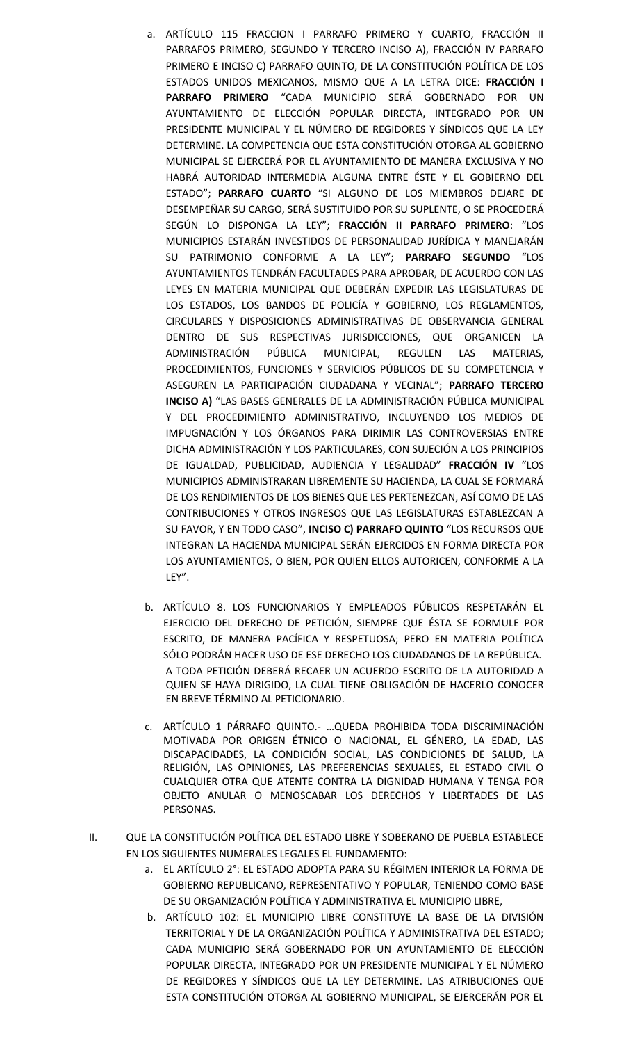a. ARTÍCULO 115 FRACCION I PARRAFO PRIMERO Y CUARTO, FRACCIÓN II PARRAFOS PRIMERO, SEGUNDO Y TERCERO INCISO A), FRACCIÓN IV PARRAFO PRIMERO E INCISO C) PARRAFO QUINTO, DE LA CONSTITUCIÓN POLÍTICA DE LOS ESTADOS UNIDOS MEXICANOS, MISMO QUE A LA LETRA DICE: **FRACCIÓN I PARRAFO PRIMERO** "CADA MUNICIPIO SERÁ GOBERNADO POR UN AYUNTAMIENTO DE ELECCIÓN POPULAR DIRECTA, INTEGRADO POR UN PRESIDENTE MUNICIPAL Y EL NÚMERO DE REGIDORES Y SÍNDICOS QUE LA LEY DETERMINE. LA COMPETENCIA QUE ESTA CONSTITUCIÓN OTORGA AL GOBIERNO MUNICIPAL SE EJERCERÁ POR EL AYUNTAMIENTO DE MANERA EXCLUSIVA Y NO HABRÁ AUTORIDAD INTERMEDIA ALGUNA ENTRE ÉSTE Y EL GOBIERNO DEL ESTADO"; **PARRAFO CUARTO** "SI ALGUNO DE LOS MIEMBROS DEJARE DE DESEMPEÑAR SU CARGO, SERÁ SUSTITUIDO POR SU SUPLENTE, O SE PROCEDERÁ SEGÚN LO DISPONGA LA LEY"; **FRACCIÓN II PARRAFO PRIMERO**: "LOS MUNICIPIOS ESTARÁN INVESTIDOS DE PERSONALIDAD JURÍDICA Y MANEJARÁN SU PATRIMONIO CONFORME A LA LEY"; **PARRAFO SEGUNDO** "LOS AYUNTAMIENTOS TENDRÁN FACULTADES PARA APROBAR, DE ACUERDO CON LAS LEYES EN MATERIA MUNICIPAL QUE DEBERÁN EXPEDIR LAS LEGISLATURAS DE LOS ESTADOS, LOS BANDOS DE POLICÍA Y GOBIERNO, LOS REGLAMENTOS, CIRCULARES Y DISPOSICIONES ADMINISTRATIVAS DE OBSERVANCIA GENERAL DENTRO DE SUS RESPECTIVAS JURISDICCIONES, QUE ORGANICEN LA ADMINISTRACIÓN PÚBLICA MUNICIPAL, REGULEN LAS MATERIAS, PROCEDIMIENTOS, FUNCIONES Y SERVICIOS PÚBLICOS DE SU COMPETENCIA Y ASEGUREN LA PARTICIPACIÓN CIUDADANA Y VECINAL"; **PARRAFO TERCERO INCISO A)** "LAS BASES GENERALES DE LA ADMINISTRACIÓN PÚBLICA MUNICIPAL Y DEL PROCEDIMIENTO ADMINISTRATIVO, INCLUYENDO LOS MEDIOS DE IMPUGNACIÓN Y LOS ÓRGANOS PARA DIRIMIR LAS CONTROVERSIAS ENTRE DICHA ADMINISTRACIÓN Y LOS PARTICULARES, CON SUJECIÓN A LOS PRINCIPIOS DE IGUALDAD, PUBLICIDAD, AUDIENCIA Y LEGALIDAD" **FRACCIÓN IV** "LOS MUNICIPIOS ADMINISTRARAN LIBREMENTE SU HACIENDA, LA CUAL SE FORMARÁ DE LOS RENDIMIENTOS DE LOS BIENES QUE LES PERTENEZCAN, ASÍ COMO DE LAS CONTRIBUCIONES Y OTROS INGRESOS QUE LAS LEGISLATURAS ESTABLEZCAN A SU FAVOR, Y EN TODO CASO", **INCISO C) PARRAFO QUINTO** "LOS RECURSOS QUE INTEGRAN LA HACIENDA MUNICIPAL SERÁN EJERCIDOS EN FORMA DIRECTA POR LOS AYUNTAMIENTOS, O BIEN, POR QUIEN ELLOS AUTORICEN, CONFORME A LA LEY".

b. ARTÍCULO 8. LOS FUNCIONARIOS Y EMPLEADOS PÚBLICOS RESPETARÁN EL EJERCICIO DEL DERECHO DE PETICIÓN, SIEMPRE QUE ÉSTA SE FORMULE POR ESCRITO, DE MANERA PACÍFICA Y RESPETUOSA; PERO EN MATERIA POLÍTICA SÓLO PODRÁN HACER USO DE ESE DERECHO LOS CIUDADANOS DE LA REPÚBLICA.
A TODA PETICIÓN DEBERÁ RECAER UN ACUERDO ESCRITO DE LA AUTORIDAD A QUIEN SE HAYA DIRIGIDO, LA CUAL TIENE OBLIGACIÓN DE HACERLO CONOCER EN BREVE TÉRMINO AL PETICIONARIO.

c. ARTÍCULO 1 PÁRRAFO QUINTO.- …QUEDA PROHIBIDA TODA DISCRIMINACIÓN MOTIVADA POR ORIGEN ÉTNICO O NACIONAL, EL GÉNERO, LA EDAD, LAS DISCAPACIDADES, LA CONDICIÓN SOCIAL, LAS CONDICIONES DE SALUD, LA RELIGIÓN, LAS OPINIONES, LAS PREFERENCIAS SEXUALES, EL ESTADO CIVIL O CUALQUIER OTRA QUE ATENTE CONTRA LA DIGNIDAD HUMANA Y TENGA POR OBJETO ANULAR O MENOSCABAR LOS DERECHOS Y LIBERTADES DE LAS PERSONAS.

II. QUE LA CONSTITUCIÓN POLÍTICA DEL ESTADO LIBRE Y SOBERANO DE PUEBLA ESTABLECE EN LOS SIGUIENTES NUMERALES LEGALES EL FUNDAMENTO:

a. EL ARTÍCULO 2°: EL ESTADO ADOPTA PARA SU RÉGIMEN INTERIOR LA FORMA DE GOBIERNO REPUBLICANO, REPRESENTATIVO Y POPULAR, TENIENDO COMO BASE DE SU ORGANIZACIÓN POLÍTICA Y ADMINISTRATIVA EL MUNICIPIO LIBRE,

b. ARTÍCULO 102: EL MUNICIPIO LIBRE CONSTITUYE LA BASE DE LA DIVISIÓN TERRITORIAL Y DE LA ORGANIZACIÓN POLÍTICA Y ADMINISTRATIVA DEL ESTADO; CADA MUNICIPIO SERÁ GOBERNADO POR UN AYUNTAMIENTO DE ELECCIÓN POPULAR DIRECTA, INTEGRADO POR UN PRESIDENTE MUNICIPAL Y EL NÚMERO DE REGIDORES Y SÍNDICOS QUE LA LEY DETERMINE. LAS ATRIBUCIONES QUE ESTA CONSTITUCIÓN OTORGA AL GOBIERNO MUNICIPAL, SE EJERCERÁN POR EL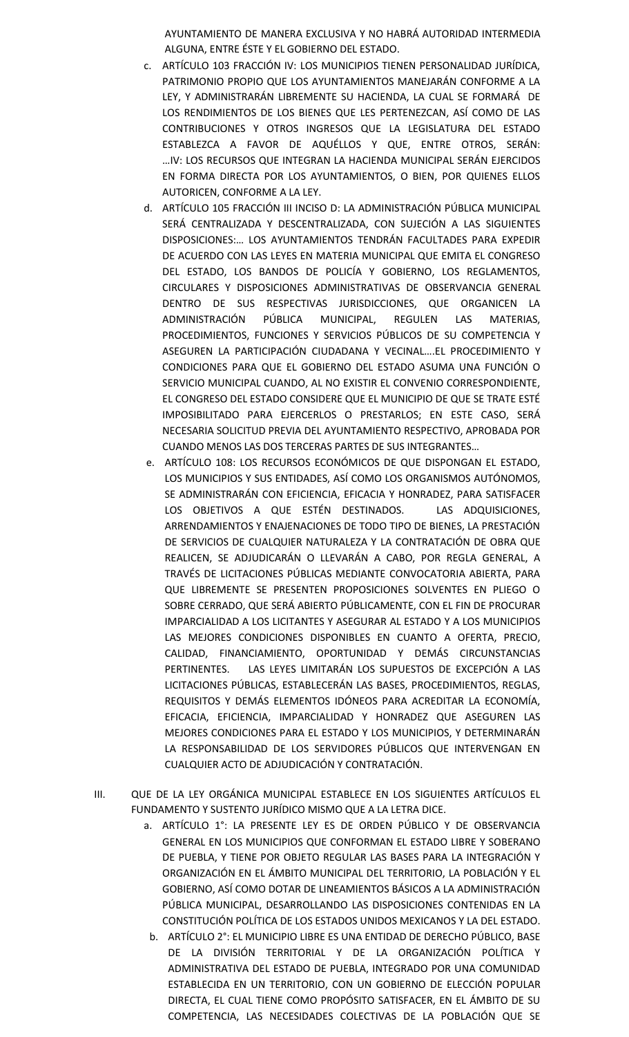AYUNTAMIENTO DE MANERA EXCLUSIVA Y NO HABRÁ AUTORIDAD INTERMEDIA ALGUNA, ENTRE ÉSTE Y EL GOBIERNO DEL ESTADO.

c. ARTÍCULO 103 FRACCIÓN IV: LOS MUNICIPIOS TIENEN PERSONALIDAD JURÍDICA, PATRIMONIO PROPIO QUE LOS AYUNTAMIENTOS MANEJARÁN CONFORME A LA LEY, Y ADMINISTRARÁN LIBREMENTE SU HACIENDA, LA CUAL SE FORMARÁ DE LOS RENDIMIENTOS DE LOS BIENES QUE LES PERTENEZCAN, ASÍ COMO DE LAS CONTRIBUCIONES Y OTROS INGRESOS QUE LA LEGISLATURA DEL ESTADO ESTABLEZCA A FAVOR DE AQUÉLLOS Y QUE, ENTRE OTROS, SERÁN: …IV: LOS RECURSOS QUE INTEGRAN LA HACIENDA MUNICIPAL SERÁN EJERCIDOS EN FORMA DIRECTA POR LOS AYUNTAMIENTOS, O BIEN, POR QUIENES ELLOS AUTORICEN, CONFORME A LA LEY.

d. ARTÍCULO 105 FRACCIÓN III INCISO D: LA ADMINISTRACIÓN PÚBLICA MUNICIPAL SERÁ CENTRALIZADA Y DESCENTRALIZADA, CON SUJECIÓN A LAS SIGUIENTES DISPOSICIONES:… LOS AYUNTAMIENTOS TENDRÁN FACULTADES PARA EXPEDIR DE ACUERDO CON LAS LEYES EN MATERIA MUNICIPAL QUE EMITA EL CONGRESO DEL ESTADO, LOS BANDOS DE POLICÍA Y GOBIERNO, LOS REGLAMENTOS, CIRCULARES Y DISPOSICIONES ADMINISTRATIVAS DE OBSERVANCIA GENERAL DENTRO DE SUS RESPECTIVAS JURISDICCIONES, QUE ORGANICEN LA ADMINISTRACIÓN PÚBLICA MUNICIPAL, REGULEN LAS MATERIAS, PROCEDIMIENTOS, FUNCIONES Y SERVICIOS PÚBLICOS DE SU COMPETENCIA Y ASEGUREN LA PARTICIPACIÓN CIUDADANA Y VECINAL….EL PROCEDIMIENTO Y CONDICIONES PARA QUE EL GOBIERNO DEL ESTADO ASUMA UNA FUNCIÓN O SERVICIO MUNICIPAL CUANDO, AL NO EXISTIR EL CONVENIO CORRESPONDIENTE, EL CONGRESO DEL ESTADO CONSIDERE QUE EL MUNICIPIO DE QUE SE TRATE ESTÉ IMPOSIBILITADO PARA EJERCERLOS O PRESTARLOS; EN ESTE CASO, SERÁ NECESARIA SOLICITUD PREVIA DEL AYUNTAMIENTO RESPECTIVO, APROBADA POR CUANDO MENOS LAS DOS TERCERAS PARTES DE SUS INTEGRANTES…

e. ARTÍCULO 108: LOS RECURSOS ECONÓMICOS DE QUE DISPONGAN EL ESTADO, LOS MUNICIPIOS Y SUS ENTIDADES, ASÍ COMO LOS ORGANISMOS AUTÓNOMOS, SE ADMINISTRARÁN CON EFICIENCIA, EFICACIA Y HONRADEZ, PARA SATISFACER LOS OBJETIVOS A QUE ESTÉN DESTINADOS. LAS ADQUISICIONES, ARRENDAMIENTOS Y ENAJENACIONES DE TODO TIPO DE BIENES, LA PRESTACIÓN DE SERVICIOS DE CUALQUIER NATURALEZA Y LA CONTRATACIÓN DE OBRA QUE REALICEN, SE ADJUDICARÁN O LLEVARÁN A CABO, POR REGLA GENERAL, A TRAVÉS DE LICITACIONES PÚBLICAS MEDIANTE CONVOCATORIA ABIERTA, PARA QUE LIBREMENTE SE PRESENTEN PROPOSICIONES SOLVENTES EN PLIEGO O SOBRE CERRADO, QUE SERÁ ABIERTO PÚBLICAMENTE, CON EL FIN DE PROCURAR IMPARCIALIDAD A LOS LICITANTES Y ASEGURAR AL ESTADO Y A LOS MUNICIPIOS LAS MEJORES CONDICIONES DISPONIBLES EN CUANTO A OFERTA, PRECIO, CALIDAD, FINANCIAMIENTO, OPORTUNIDAD Y DEMÁS CIRCUNSTANCIAS PERTINENTES. LAS LEYES LIMITARÁN LOS SUPUESTOS DE EXCEPCIÓN A LAS LICITACIONES PÚBLICAS, ESTABLECERÁN LAS BASES, PROCEDIMIENTOS, REGLAS, REQUISITOS Y DEMÁS ELEMENTOS IDÓNEOS PARA ACREDITAR LA ECONOMÍA, EFICACIA, EFICIENCIA, IMPARCIALIDAD Y HONRADEZ QUE ASEGUREN LAS MEJORES CONDICIONES PARA EL ESTADO Y LOS MUNICIPIOS, Y DETERMINARÁN LA RESPONSABILIDAD DE LOS SERVIDORES PÚBLICOS QUE INTERVENGAN EN CUALQUIER ACTO DE ADJUDICACIÓN Y CONTRATACIÓN.

III. QUE DE LA LEY ORGÁNICA MUNICIPAL ESTABLECE EN LOS SIGUIENTES ARTÍCULOS EL FUNDAMENTO Y SUSTENTO JURÍDICO MISMO QUE A LA LETRA DICE.

a. ARTÍCULO 1°: LA PRESENTE LEY ES DE ORDEN PÚBLICO Y DE OBSERVANCIA GENERAL EN LOS MUNICIPIOS QUE CONFORMAN EL ESTADO LIBRE Y SOBERANO DE PUEBLA, Y TIENE POR OBJETO REGULAR LAS BASES PARA LA INTEGRACIÓN Y ORGANIZACIÓN EN EL ÁMBITO MUNICIPAL DEL TERRITORIO, LA POBLACIÓN Y EL GOBIERNO, ASÍ COMO DOTAR DE LINEAMIENTOS BÁSICOS A LA ADMINISTRACIÓN PÚBLICA MUNICIPAL, DESARROLLANDO LAS DISPOSICIONES CONTENIDAS EN LA CONSTITUCIÓN POLÍTICA DE LOS ESTADOS UNIDOS MEXICANOS Y LA DEL ESTADO.

b. ARTÍCULO 2°: EL MUNICIPIO LIBRE ES UNA ENTIDAD DE DERECHO PÚBLICO, BASE DE LA DIVISIÓN TERRITORIAL Y DE LA ORGANIZACIÓN POLÍTICA Y ADMINISTRATIVA DEL ESTADO DE PUEBLA, INTEGRADO POR UNA COMUNIDAD ESTABLECIDA EN UN TERRITORIO, CON UN GOBIERNO DE ELECCIÓN POPULAR DIRECTA, EL CUAL TIENE COMO PROPÓSITO SATISFACER, EN EL ÁMBITO DE SU COMPETENCIA, LAS NECESIDADES COLECTIVAS DE LA POBLACIÓN QUE SE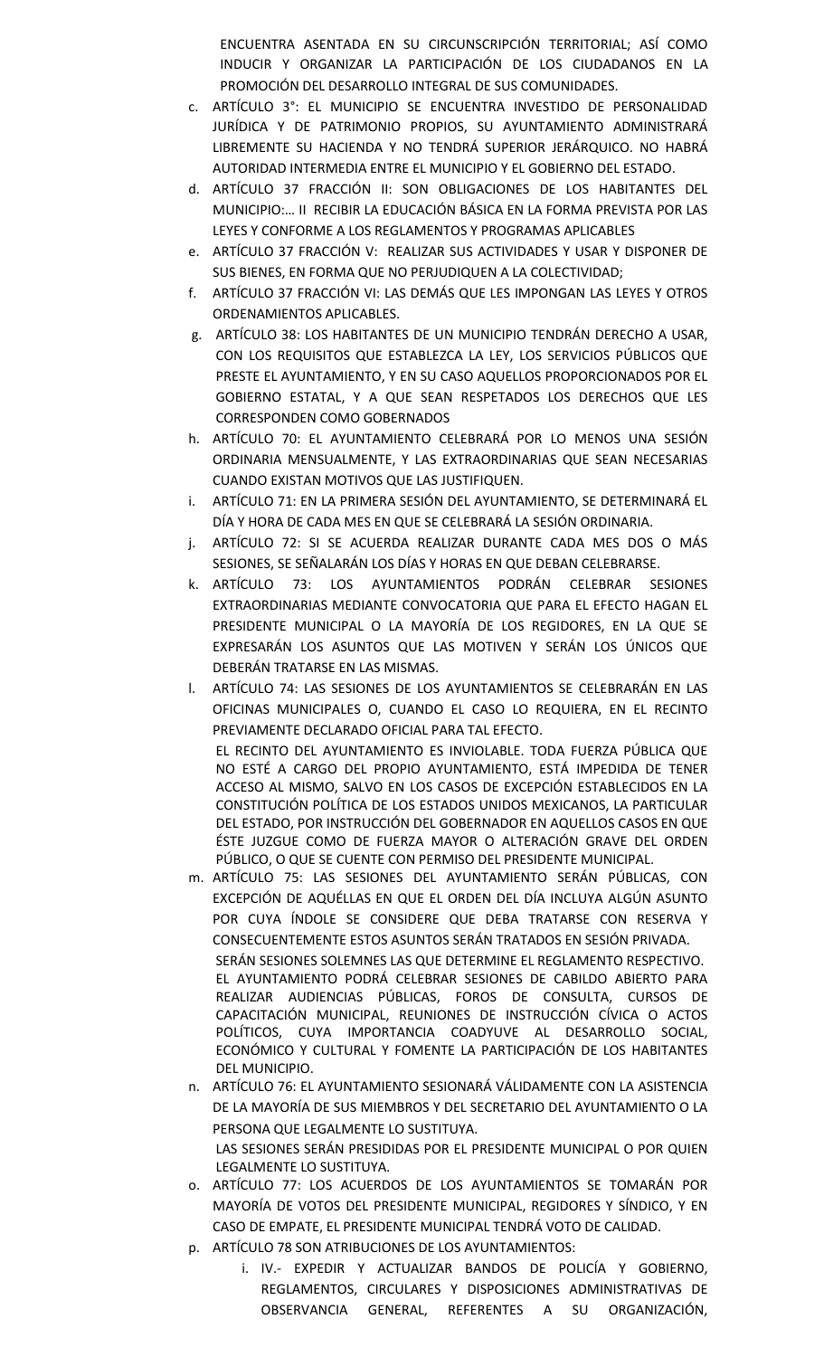ENCUENTRA ASENTADA EN SU CIRCUNSCRIPCIÓN TERRITORIAL; ASÍ COMO INDUCIR Y ORGANIZAR LA PARTICIPACIÓN DE LOS CIUDADANOS EN LA PROMOCIÓN DEL DESARROLLO INTEGRAL DE SUS COMUNIDADES.

c. ARTÍCULO 3°: EL MUNICIPIO SE ENCUENTRA INVESTIDO DE PERSONALIDAD JURÍDICA Y DE PATRIMONIO PROPIOS, SU AYUNTAMIENTO ADMINISTRARÁ LIBREMENTE SU HACIENDA Y NO TENDRÁ SUPERIOR JERÁRQUICO. NO HABRÁ AUTORIDAD INTERMEDIA ENTRE EL MUNICIPIO Y EL GOBIERNO DEL ESTADO.
d. ARTÍCULO 37 FRACCIÓN II: SON OBLIGACIONES DE LOS HABITANTES DEL MUNICIPIO:… II RECIBIR LA EDUCACIÓN BÁSICA EN LA FORMA PREVISTA POR LAS LEYES Y CONFORME A LOS REGLAMENTOS Y PROGRAMAS APLICABLES
e. ARTÍCULO 37 FRACCIÓN V: REALIZAR SUS ACTIVIDADES Y USAR Y DISPONER DE SUS BIENES, EN FORMA QUE NO PERJUDIQUEN A LA COLECTIVIDAD;
f. ARTÍCULO 37 FRACCIÓN VI: LAS DEMÁS QUE LES IMPONGAN LAS LEYES Y OTROS ORDENAMIENTOS APLICABLES.
g. ARTÍCULO 38: LOS HABITANTES DE UN MUNICIPIO TENDRÁN DERECHO A USAR, CON LOS REQUISITOS QUE ESTABLEZCA LA LEY, LOS SERVICIOS PÚBLICOS QUE PRESTE EL AYUNTAMIENTO, Y EN SU CASO AQUELLOS PROPORCIONADOS POR EL GOBIERNO ESTATAL, Y A QUE SEAN RESPETADOS LOS DERECHOS QUE LES CORRESPONDEN COMO GOBERNADOS
h. ARTÍCULO 70: EL AYUNTAMIENTO CELEBRARÁ POR LO MENOS UNA SESIÓN ORDINARIA MENSUALMENTE, Y LAS EXTRAORDINARIAS QUE SEAN NECESARIAS CUANDO EXISTAN MOTIVOS QUE LAS JUSTIFIQUEN.
i. ARTÍCULO 71: EN LA PRIMERA SESIÓN DEL AYUNTAMIENTO, SE DETERMINARÁ EL DÍA Y HORA DE CADA MES EN QUE SE CELEBRARÁ LA SESIÓN ORDINARIA.
j. ARTÍCULO 72: SI SE ACUERDA REALIZAR DURANTE CADA MES DOS O MÁS SESIONES, SE SEÑALARÁN LOS DÍAS Y HORAS EN QUE DEBAN CELEBRARSE.
k. ARTÍCULO 73: LOS AYUNTAMIENTOS PODRÁN CELEBRAR SESIONES EXTRAORDINARIAS MEDIANTE CONVOCATORIA QUE PARA EL EFECTO HAGAN EL PRESIDENTE MUNICIPAL O LA MAYORÍA DE LOS REGIDORES, EN LA QUE SE EXPRESARÁN LOS ASUNTOS QUE LAS MOTIVEN Y SERÁN LOS ÚNICOS QUE DEBERÁN TRATARSE EN LAS MISMAS.
l. ARTÍCULO 74: LAS SESIONES DE LOS AYUNTAMIENTOS SE CELEBRARÁN EN LAS OFICINAS MUNICIPALES O, CUANDO EL CASO LO REQUIERA, EN EL RECINTO PREVIAMENTE DECLARADO OFICIAL PARA TAL EFECTO.

   EL RECINTO DEL AYUNTAMIENTO ES INVIOLABLE. TODA FUERZA PÚBLICA QUE NO ESTÉ A CARGO DEL PROPIO AYUNTAMIENTO, ESTÁ IMPEDIDA DE TENER ACCESO AL MISMO, SALVO EN LOS CASOS DE EXCEPCIÓN ESTABLECIDOS EN LA CONSTITUCIÓN POLÍTICA DE LOS ESTADOS UNIDOS MEXICANOS, LA PARTICULAR DEL ESTADO, POR INSTRUCCIÓN DEL GOBERNADOR EN AQUELLOS CASOS EN QUE ÉSTE JUZGUE COMO DE FUERZA MAYOR O ALTERACIÓN GRAVE DEL ORDEN PÚBLICO, O QUE SE CUENTE CON PERMISO DEL PRESIDENTE MUNICIPAL.
m. ARTÍCULO 75: LAS SESIONES DEL AYUNTAMIENTO SERÁN PÚBLICAS, CON EXCEPCIÓN DE AQUÉLLAS EN QUE EL ORDEN DEL DÍA INCLUYA ALGÚN ASUNTO POR CUYA ÍNDOLE SE CONSIDERE QUE DEBA TRATARSE CON RESERVA Y CONSECUENTEMENTE ESTOS ASUNTOS SERÁN TRATADOS EN SESIÓN PRIVADA.

   SERÁN SESIONES SOLEMNES LAS QUE DETERMINE EL REGLAMENTO RESPECTIVO.

   EL AYUNTAMIENTO PODRÁ CELEBRAR SESIONES DE CABILDO ABIERTO PARA REALIZAR AUDIENCIAS PÚBLICAS, FOROS DE CONSULTA, CURSOS DE CAPACITACIÓN MUNICIPAL, REUNIONES DE INSTRUCCIÓN CÍVICA O ACTOS POLÍTICOS, CUYA IMPORTANCIA COADYUVE AL DESARROLLO SOCIAL, ECONÓMICO Y CULTURAL Y FOMENTE LA PARTICIPACIÓN DE LOS HABITANTES DEL MUNICIPIO.
n. ARTÍCULO 76: EL AYUNTAMIENTO SESIONARÁ VÁLIDAMENTE CON LA ASISTENCIA DE LA MAYORÍA DE SUS MIEMBROS Y DEL SECRETARIO DEL AYUNTAMIENTO O LA PERSONA QUE LEGALMENTE LO SUSTITUYA.

   LAS SESIONES SERÁN PRESIDIDAS POR EL PRESIDENTE MUNICIPAL O POR QUIEN LEGALMENTE LO SUSTITUYA.
o. ARTÍCULO 77: LOS ACUERDOS DE LOS AYUNTAMIENTOS SE TOMARÁN POR MAYORÍA DE VOTOS DEL PRESIDENTE MUNICIPAL, REGIDORES Y SÍNDICO, Y EN CASO DE EMPATE, EL PRESIDENTE MUNICIPAL TENDRÁ VOTO DE CALIDAD.
p. ARTÍCULO 78 SON ATRIBUCIONES DE LOS AYUNTAMIENTOS:
   i. IV.- EXPEDIR Y ACTUALIZAR BANDOS DE POLICÍA Y GOBIERNO, REGLAMENTOS, CIRCULARES Y DISPOSICIONES ADMINISTRATIVAS DE OBSERVANCIA GENERAL, REFERENTES A SU ORGANIZACIÓN,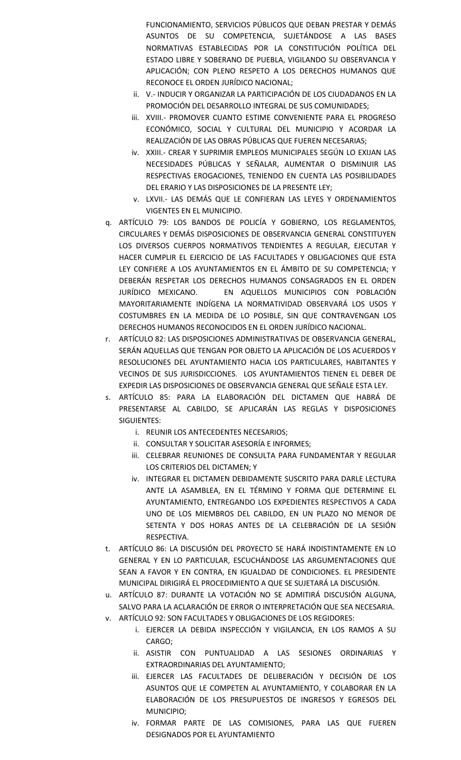FUNCIONAMIENTO, SERVICIOS PÚBLICOS QUE DEBAN PRESTAR Y DEMÁS ASUNTOS DE SU COMPETENCIA, SUJETÁNDOSE A LAS BASES NORMATIVAS ESTABLECIDAS POR LA CONSTITUCIÓN POLÍTICA DEL ESTADO LIBRE Y SOBERANO DE PUEBLA, VIGILANDO SU OBSERVANCIA Y APLICACIÓN; CON PLENO RESPETO A LOS DERECHOS HUMANOS QUE RECONOCE EL ORDEN JURÍDICO NACIONAL;

   ii. V.- INDUCIR Y ORGANIZAR LA PARTICIPACIÓN DE LOS CIUDADANOS EN LA PROMOCIÓN DEL DESARROLLO INTEGRAL DE SUS COMUNIDADES;
   iii. XVIII.- PROMOVER CUANTO ESTIME CONVENIENTE PARA EL PROGRESO ECONÓMICO, SOCIAL Y CULTURAL DEL MUNICIPIO Y ACORDAR LA REALIZACIÓN DE LAS OBRAS PÚBLICAS QUE FUEREN NECESARIAS;
   iv. XXIII.- CREAR Y SUPRIMIR EMPLEOS MUNICIPALES SEGÚN LO EXIJAN LAS NECESIDADES PÚBLICAS Y SEÑALAR, AUMENTAR O DISMINUIR LAS RESPECTIVAS EROGACIONES, TENIENDO EN CUENTA LAS POSIBILIDADES DEL ERARIO Y LAS DISPOSICIONES DE LA PRESENTE LEY;
   v. LXVII.- LAS DEMÁS QUE LE CONFIERAN LAS LEYES Y ORDENAMIENTOS VIGENTES EN EL MUNICIPIO.

q. ARTÍCULO 79: LOS BANDOS DE POLICÍA Y GOBIERNO, LOS REGLAMENTOS, CIRCULARES Y DEMÁS DISPOSICIONES DE OBSERVANCIA GENERAL CONSTITUYEN LOS DIVERSOS CUERPOS NORMATIVOS TENDIENTES A REGULAR, EJECUTAR Y HACER CUMPLIR EL EJERCICIO DE LAS FACULTADES Y OBLIGACIONES QUE ESTA LEY CONFIERE A LOS AYUNTAMIENTOS EN EL ÁMBITO DE SU COMPETENCIA; Y DEBERÁN RESPETAR LOS DERECHOS HUMANOS CONSAGRADOS EN EL ORDEN JURÍDICO MEXICANO. EN AQUELLOS MUNICIPIOS CON POBLACIÓN MAYORITARIAMENTE INDÍGENA LA NORMATIVIDAD OBSERVARÁ LOS USOS Y COSTUMBRES EN LA MEDIDA DE LO POSIBLE, SIN QUE CONTRAVENGAN LOS DERECHOS HUMANOS RECONOCIDOS EN EL ORDEN JURÍDICO NACIONAL.

r. ARTÍCULO 82: LAS DISPOSICIONES ADMINISTRATIVAS DE OBSERVANCIA GENERAL, SERÁN AQUELLAS QUE TENGAN POR OBJETO LA APLICACIÓN DE LOS ACUERDOS Y RESOLUCIONES DEL AYUNTAMIENTO HACIA LOS PARTICULARES, HABITANTES Y VECINOS DE SUS JURISDICCIONES. LOS AYUNTAMIENTOS TIENEN EL DEBER DE EXPEDIR LAS DISPOSICIONES DE OBSERVANCIA GENERAL QUE SEÑALE ESTA LEY.

s. ARTÍCULO 85: PARA LA ELABORACIÓN DEL DICTAMEN QUE HABRÁ DE PRESENTARSE AL CABILDO, SE APLICARÁN LAS REGLAS Y DISPOSICIONES SIGUIENTES:
   i. REUNIR LOS ANTECEDENTES NECESARIOS;
   ii. CONSULTAR Y SOLICITAR ASESORÍA E INFORMES;
   iii. CELEBRAR REUNIONES DE CONSULTA PARA FUNDAMENTAR Y REGULAR LOS CRITERIOS DEL DICTAMEN; Y
   iv. INTEGRAR EL DICTAMEN DEBIDAMENTE SUSCRITO PARA DARLE LECTURA ANTE LA ASAMBLEA, EN EL TÉRMINO Y FORMA QUE DETERMINE EL AYUNTAMIENTO, ENTREGANDO LOS EXPEDIENTES RESPECTIVOS A CADA UNO DE LOS MIEMBROS DEL CABILDO, EN UN PLAZO NO MENOR DE SETENTA Y DOS HORAS ANTES DE LA CELEBRACIÓN DE LA SESIÓN RESPECTIVA.

t. ARTÍCULO 86: LA DISCUSIÓN DEL PROYECTO SE HARÁ INDISTINTAMENTE EN LO GENERAL Y EN LO PARTICULAR, ESCUCHÁNDOSE LAS ARGUMENTACIONES QUE SEAN A FAVOR Y EN CONTRA, EN IGUALDAD DE CONDICIONES. EL PRESIDENTE MUNICIPAL DIRIGIRÁ EL PROCEDIMIENTO A QUE SE SUJETARÁ LA DISCUSIÓN.

u. ARTÍCULO 87: DURANTE LA VOTACIÓN NO SE ADMITIRÁ DISCUSIÓN ALGUNA, SALVO PARA LA ACLARACIÓN DE ERROR O INTERPRETACIÓN QUE SEA NECESARIA.

v. ARTÍCULO 92: SON FACULTADES Y OBLIGACIONES DE LOS REGIDORES:
   i. EJERCER LA DEBIDA INSPECCIÓN Y VIGILANCIA, EN LOS RAMOS A SU CARGO;
   ii. ASISTIR CON PUNTUALIDAD A LAS SESIONES ORDINARIAS Y EXTRAORDINARIAS DEL AYUNTAMIENTO;
   iii. EJERCER LAS FACULTADES DE DELIBERACIÓN Y DECISIÓN DE LOS ASUNTOS QUE LE COMPETEN AL AYUNTAMIENTO, Y COLABORAR EN LA ELABORACIÓN DE LOS PRESUPUESTOS DE INGRESOS Y EGRESOS DEL MUNICIPIO;
   iv. FORMAR PARTE DE LAS COMISIONES, PARA LAS QUE FUEREN DESIGNADOS POR EL AYUNTAMIENTO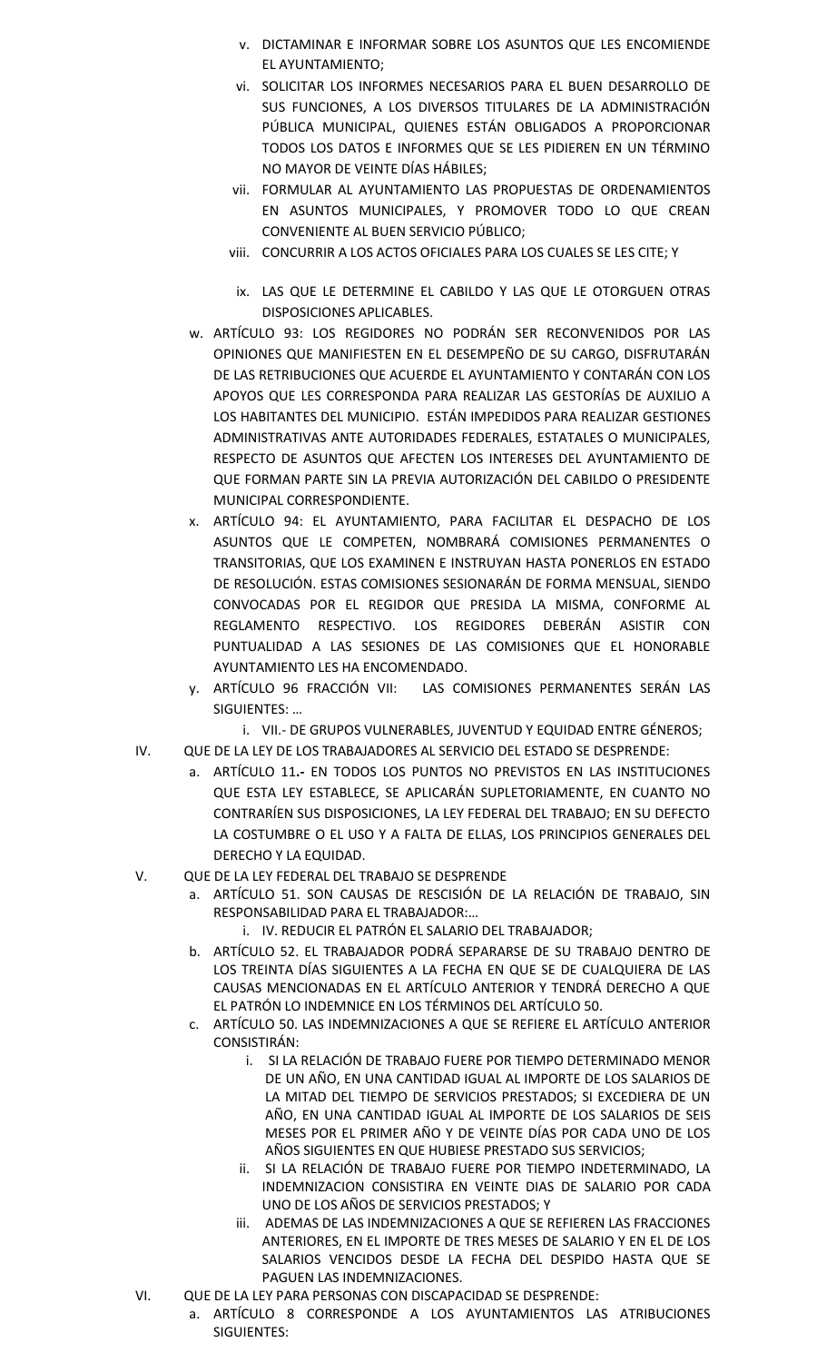v. DICTAMINAR E INFORMAR SOBRE LOS ASUNTOS QUE LES ENCOMIENDE EL AYUNTAMIENTO;

vi. SOLICITAR LOS INFORMES NECESARIOS PARA EL BUEN DESARROLLO DE SUS FUNCIONES, A LOS DIVERSOS TITULARES DE LA ADMINISTRACIÓN PÚBLICA MUNICIPAL, QUIENES ESTÁN OBLIGADOS A PROPORCIONAR TODOS LOS DATOS E INFORMES QUE SE LES PIDIEREN EN UN TÉRMINO NO MAYOR DE VEINTE DÍAS HÁBILES;

vii. FORMULAR AL AYUNTAMIENTO LAS PROPUESTAS DE ORDENAMIENTOS EN ASUNTOS MUNICIPALES, Y PROMOVER TODO LO QUE CREAN CONVENIENTE AL BUEN SERVICIO PÚBLICO;

viii. CONCURRIR A LOS ACTOS OFICIALES PARA LOS CUALES SE LES CITE; Y

ix. LAS QUE LE DETERMINE EL CABILDO Y LAS QUE LE OTORGUEN OTRAS DISPOSICIONES APLICABLES.

w. ARTÍCULO 93: LOS REGIDORES NO PODRÁN SER RECONVENIDOS POR LAS OPINIONES QUE MANIFIESTEN EN EL DESEMPEÑO DE SU CARGO, DISFRUTARÁN DE LAS RETRIBUCIONES QUE ACUERDE EL AYUNTAMIENTO Y CONTARÁN CON LOS APOYOS QUE LES CORRESPONDA PARA REALIZAR LAS GESTORÍAS DE AUXILIO A LOS HABITANTES DEL MUNICIPIO. ESTÁN IMPEDIDOS PARA REALIZAR GESTIONES ADMINISTRATIVAS ANTE AUTORIDADES FEDERALES, ESTATALES O MUNICIPALES, RESPECTO DE ASUNTOS QUE AFECTEN LOS INTERESES DEL AYUNTAMIENTO DE QUE FORMAN PARTE SIN LA PREVIA AUTORIZACIÓN DEL CABILDO O PRESIDENTE MUNICIPAL CORRESPONDIENTE.

x. ARTÍCULO 94: EL AYUNTAMIENTO, PARA FACILITAR EL DESPACHO DE LOS ASUNTOS QUE LE COMPETEN, NOMBRARÁ COMISIONES PERMANENTES O TRANSITORIAS, QUE LOS EXAMINEN E INSTRUYAN HASTA PONERLOS EN ESTADO DE RESOLUCIÓN. ESTAS COMISIONES SESIONARÁN DE FORMA MENSUAL, SIENDO CONVOCADAS POR EL REGIDOR QUE PRESIDA LA MISMA, CONFORME AL REGLAMENTO RESPECTIVO. LOS REGIDORES DEBERÁN ASISTIR CON PUNTUALIDAD A LAS SESIONES DE LAS COMISIONES QUE EL HONORABLE AYUNTAMIENTO LES HA ENCOMENDADO.

y. ARTÍCULO 96 FRACCIÓN VII: LAS COMISIONES PERMANENTES SERÁN LAS SIGUIENTES: …

i. VII.- DE GRUPOS VULNERABLES, JUVENTUD Y EQUIDAD ENTRE GÉNEROS;

IV. QUE DE LA LEY DE LOS TRABAJADORES AL SERVICIO DEL ESTADO SE DESPRENDE:

a. ARTÍCULO 11.- EN TODOS LOS PUNTOS NO PREVISTOS EN LAS INSTITUCIONES QUE ESTA LEY ESTABLECE, SE APLICARÁN SUPLETORIAMENTE, EN CUANTO NO CONTRARÍEN SUS DISPOSICIONES, LA LEY FEDERAL DEL TRABAJO; EN SU DEFECTO LA COSTUMBRE O EL USO Y A FALTA DE ELLAS, LOS PRINCIPIOS GENERALES DEL DERECHO Y LA EQUIDAD.

V. QUE DE LA LEY FEDERAL DEL TRABAJO SE DESPRENDE

a. ARTÍCULO 51. SON CAUSAS DE RESCISIÓN DE LA RELACIÓN DE TRABAJO, SIN RESPONSABILIDAD PARA EL TRABAJADOR:…

i. IV. REDUCIR EL PATRÓN EL SALARIO DEL TRABAJADOR;

b. ARTÍCULO 52. EL TRABAJADOR PODRÁ SEPARARSE DE SU TRABAJO DENTRO DE LOS TREINTA DÍAS SIGUIENTES A LA FECHA EN QUE SE DE CUALQUIERA DE LAS CAUSAS MENCIONADAS EN EL ARTÍCULO ANTERIOR Y TENDRÁ DERECHO A QUE EL PATRÓN LO INDEMNICE EN LOS TÉRMINOS DEL ARTÍCULO 50.

c. ARTÍCULO 50. LAS INDEMNIZACIONES A QUE SE REFIERE EL ARTÍCULO ANTERIOR CONSISTIRÁN:

i. SI LA RELACIÓN DE TRABAJO FUERE POR TIEMPO DETERMINADO MENOR DE UN AÑO, EN UNA CANTIDAD IGUAL AL IMPORTE DE LOS SALARIOS DE LA MITAD DEL TIEMPO DE SERVICIOS PRESTADOS; SI EXCEDIERA DE UN AÑO, EN UNA CANTIDAD IGUAL AL IMPORTE DE LOS SALARIOS DE SEIS MESES POR EL PRIMER AÑO Y DE VEINTE DÍAS POR CADA UNO DE LOS AÑOS SIGUIENTES EN QUE HUBIESE PRESTADO SUS SERVICIOS;

ii. SI LA RELACIÓN DE TRABAJO FUERE POR TIEMPO INDETERMINADO, LA INDEMNIZACION CONSISTIRA EN VEINTE DIAS DE SALARIO POR CADA UNO DE LOS AÑOS DE SERVICIOS PRESTADOS; Y

iii. ADEMAS DE LAS INDEMNIZACIONES A QUE SE REFIEREN LAS FRACCIONES ANTERIORES, EN EL IMPORTE DE TRES MESES DE SALARIO Y EN EL DE LOS SALARIOS VENCIDOS DESDE LA FECHA DEL DESPIDO HASTA QUE SE PAGUEN LAS INDEMNIZACIONES.

VI. QUE DE LA LEY PARA PERSONAS CON DISCAPACIDAD SE DESPRENDE:

a. ARTÍCULO 8 CORRESPONDE A LOS AYUNTAMIENTOS LAS ATRIBUCIONES SIGUIENTES: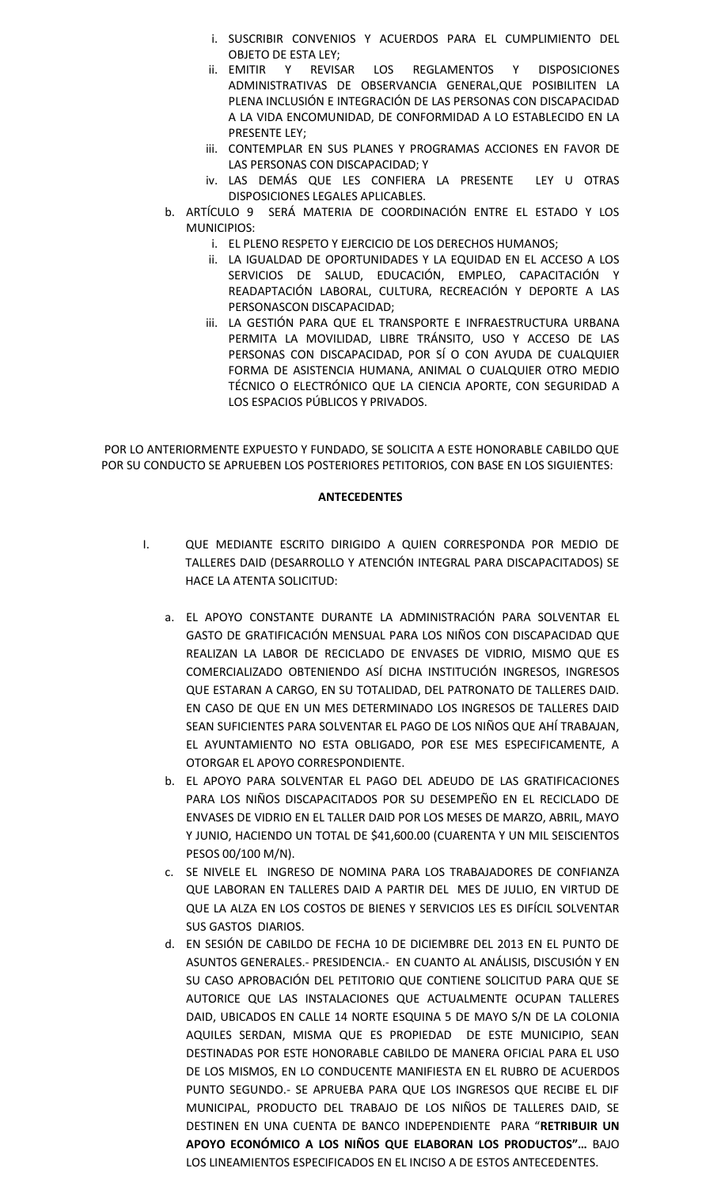i. SUSCRIBIR CONVENIOS Y ACUERDOS PARA EL CUMPLIMIENTO DEL OBJETO DE ESTA LEY;
ii. EMITIR Y REVISAR LOS REGLAMENTOS Y DISPOSICIONES ADMINISTRATIVAS DE OBSERVANCIA GENERAL,QUE POSIBILITEN LA PLENA INCLUSIÓN E INTEGRACIÓN DE LAS PERSONAS CON DISCAPACIDAD A LA VIDA ENCOMUNIDAD, DE CONFORMIDAD A LO ESTABLECIDO EN LA PRESENTE LEY;
iii. CONTEMPLAR EN SUS PLANES Y PROGRAMAS ACCIONES EN FAVOR DE LAS PERSONAS CON DISCAPACIDAD; Y
iv. LAS DEMÁS QUE LES CONFIERA LA PRESENTE LEY U OTRAS DISPOSICIONES LEGALES APLICABLES.

b. ARTÍCULO 9 SERÁ MATERIA DE COORDINACIÓN ENTRE EL ESTADO Y LOS MUNICIPIOS:
   i. EL PLENO RESPETO Y EJERCICIO DE LOS DERECHOS HUMANOS;
   ii. LA IGUALDAD DE OPORTUNIDADES Y LA EQUIDAD EN EL ACCESO A LOS SERVICIOS DE SALUD, EDUCACIÓN, EMPLEO, CAPACITACIÓN Y READAPTACIÓN LABORAL, CULTURA, RECREACIÓN Y DEPORTE A LAS PERSONASCON DISCAPACIDAD;
   iii. LA GESTIÓN PARA QUE EL TRANSPORTE E INFRAESTRUCTURA URBANA PERMITA LA MOVILIDAD, LIBRE TRÁNSITO, USO Y ACCESO DE LAS PERSONAS CON DISCAPACIDAD, POR SÍ O CON AYUDA DE CUALQUIER FORMA DE ASISTENCIA HUMANA, ANIMAL O CUALQUIER OTRO MEDIO TÉCNICO O ELECTRÓNICO QUE LA CIENCIA APORTE, CON SEGURIDAD A LOS ESPACIOS PÚBLICOS Y PRIVADOS.

POR LO ANTERIORMENTE EXPUESTO Y FUNDADO, SE SOLICITA A ESTE HONORABLE CABILDO QUE POR SU CONDUCTO SE APRUEBEN LOS POSTERIORES PETITORIOS, CON BASE EN LOS SIGUIENTES:

**ANTECEDENTES**

I. QUE MEDIANTE ESCRITO DIRIGIDO A QUIEN CORRESPONDA POR MEDIO DE TALLERES DAID (DESARROLLO Y ATENCIÓN INTEGRAL PARA DISCAPACITADOS) SE HACE LA ATENTA SOLICITUD:

   a. EL APOYO CONSTANTE DURANTE LA ADMINISTRACIÓN PARA SOLVENTAR EL GASTO DE GRATIFICACIÓN MENSUAL PARA LOS NIÑOS CON DISCAPACIDAD QUE REALIZAN LA LABOR DE RECICLADO DE ENVASES DE VIDRIO, MISMO QUE ES COMERCIALIZADO OBTENIENDO ASÍ DICHA INSTITUCIÓN INGRESOS, INGRESOS QUE ESTARAN A CARGO, EN SU TOTALIDAD, DEL PATRONATO DE TALLERES DAID. EN CASO DE QUE EN UN MES DETERMINADO LOS INGRESOS DE TALLERES DAID SEAN SUFICIENTES PARA SOLVENTAR EL PAGO DE LOS NIÑOS QUE AHÍ TRABAJAN, EL AYUNTAMIENTO NO ESTA OBLIGADO, POR ESE MES ESPECIFICAMENTE, A OTORGAR EL APOYO CORRESPONDIENTE.
   b. EL APOYO PARA SOLVENTAR EL PAGO DEL ADEUDO DE LAS GRATIFICACIONES PARA LOS NIÑOS DISCAPACITADOS POR SU DESEMPEÑO EN EL RECICLADO DE ENVASES DE VIDRIO EN EL TALLER DAID POR LOS MESES DE MARZO, ABRIL, MAYO Y JUNIO, HACIENDO UN TOTAL DE $41,600.00 (CUARENTA Y UN MIL SEISCIENTOS PESOS 00/100 M/N).
   c. SE NIVELE EL INGRESO DE NOMINA PARA LOS TRABAJADORES DE CONFIANZA QUE LABORAN EN TALLERES DAID A PARTIR DEL MES DE JULIO, EN VIRTUD DE QUE LA ALZA EN LOS COSTOS DE BIENES Y SERVICIOS LES ES DIFÍCIL SOLVENTAR SUS GASTOS DIARIOS.
   d. EN SESIÓN DE CABILDO DE FECHA 10 DE DICIEMBRE DEL 2013 EN EL PUNTO DE ASUNTOS GENERALES.- PRESIDENCIA.- EN CUANTO AL ANÁLISIS, DISCUSIÓN Y EN SU CASO APROBACIÓN DEL PETITORIO QUE CONTIENE SOLICITUD PARA QUE SE AUTORICE QUE LAS INSTALACIONES QUE ACTUALMENTE OCUPAN TALLERES DAID, UBICADOS EN CALLE 14 NORTE ESQUINA 5 DE MAYO S/N DE LA COLONIA AQUILES SERDAN, MISMA QUE ES PROPIEDAD DE ESTE MUNICIPIO, SEAN DESTINADAS POR ESTE HONORABLE CABILDO DE MANERA OFICIAL PARA EL USO DE LOS MISMOS, EN LO CONDUCENTE MANIFIESTA EN EL RUBRO DE ACUERDOS PUNTO SEGUNDO.- SE APRUEBA PARA QUE LOS INGRESOS QUE RECIBE EL DIF MUNICIPAL, PRODUCTO DEL TRABAJO DE LOS NIÑOS DE TALLERES DAID, SE DESTINEN EN UNA CUENTA DE BANCO INDEPENDIENTE PARA "**RETRIBUIR UN APOYO ECONÓMICO A LOS NIÑOS QUE ELABORAN LOS PRODUCTOS"…** BAJO LOS LINEAMIENTOS ESPECIFICADOS EN EL INCISO A DE ESTOS ANTECEDENTES.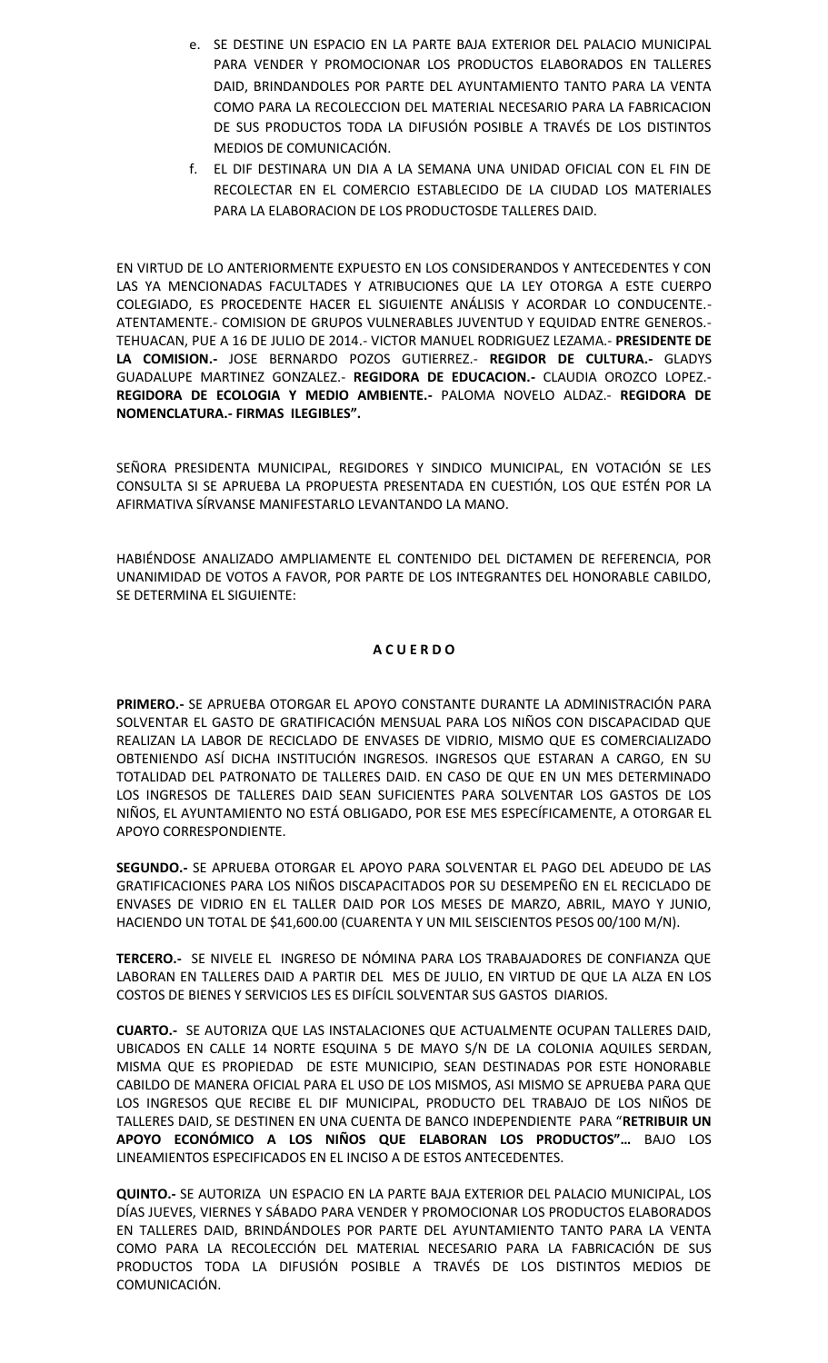e. SE DESTINE UN ESPACIO EN LA PARTE BAJA EXTERIOR DEL PALACIO MUNICIPAL PARA VENDER Y PROMOCIONAR LOS PRODUCTOS ELABORADOS EN TALLERES DAID, BRINDANDOLES POR PARTE DEL AYUNTAMIENTO TANTO PARA LA VENTA COMO PARA LA RECOLECCION DEL MATERIAL NECESARIO PARA LA FABRICACION DE SUS PRODUCTOS TODA LA DIFUSIÓN POSIBLE A TRAVÉS DE LOS DISTINTOS MEDIOS DE COMUNICACIÓN.

f. EL DIF DESTINARA UN DIA A LA SEMANA UNA UNIDAD OFICIAL CON EL FIN DE RECOLECTAR EN EL COMERCIO ESTABLECIDO DE LA CIUDAD LOS MATERIALES PARA LA ELABORACION DE LOS PRODUCTOSDE TALLERES DAID.

EN VIRTUD DE LO ANTERIORMENTE EXPUESTO EN LOS CONSIDERANDOS Y ANTECEDENTES Y CON LAS YA MENCIONADAS FACULTADES Y ATRIBUCIONES QUE LA LEY OTORGA A ESTE CUERPO COLEGIADO, ES PROCEDENTE HACER EL SIGUIENTE ANÁLISIS Y ACORDAR LO CONDUCENTE.- ATENTAMENTE.- COMISION DE GRUPOS VULNERABLES JUVENTUD Y EQUIDAD ENTRE GENEROS.- TEHUACAN, PUE A 16 DE JULIO DE 2014.- VICTOR MANUEL RODRIGUEZ LEZAMA.- **PRESIDENTE DE LA COMISION.-** JOSE BERNARDO POZOS GUTIERREZ.- **REGIDOR DE CULTURA.-** GLADYS GUADALUPE MARTINEZ GONZALEZ.- **REGIDORA DE EDUCACION.-** CLAUDIA OROZCO LOPEZ.- **REGIDORA DE ECOLOGIA Y MEDIO AMBIENTE.-** PALOMA NOVELO ALDAZ.- **REGIDORA DE NOMENCLATURA.- FIRMAS ILEGIBLES".**

SEÑORA PRESIDENTA MUNICIPAL, REGIDORES Y SINDICO MUNICIPAL, EN VOTACIÓN SE LES CONSULTA SI SE APRUEBA LA PROPUESTA PRESENTADA EN CUESTIÓN, LOS QUE ESTÉN POR LA AFIRMATIVA SÍRVANSE MANIFESTARLO LEVANTANDO LA MANO.

HABIÉNDOSE ANALIZADO AMPLIAMENTE EL CONTENIDO DEL DICTAMEN DE REFERENCIA, POR UNANIMIDAD DE VOTOS A FAVOR, POR PARTE DE LOS INTEGRANTES DEL HONORABLE CABILDO, SE DETERMINA EL SIGUIENTE:

**A C U E R D O**

**PRIMERO.-** SE APRUEBA OTORGAR EL APOYO CONSTANTE DURANTE LA ADMINISTRACIÓN PARA SOLVENTAR EL GASTO DE GRATIFICACIÓN MENSUAL PARA LOS NIÑOS CON DISCAPACIDAD QUE REALIZAN LA LABOR DE RECICLADO DE ENVASES DE VIDRIO, MISMO QUE ES COMERCIALIZADO OBTENIENDO ASÍ DICHA INSTITUCIÓN INGRESOS. INGRESOS QUE ESTARAN A CARGO, EN SU TOTALIDAD DEL PATRONATO DE TALLERES DAID. EN CASO DE QUE EN UN MES DETERMINADO LOS INGRESOS DE TALLERES DAID SEAN SUFICIENTES PARA SOLVENTAR LOS GASTOS DE LOS NIÑOS, EL AYUNTAMIENTO NO ESTÁ OBLIGADO, POR ESE MES ESPECÍFICAMENTE, A OTORGAR EL APOYO CORRESPONDIENTE.

**SEGUNDO.-** SE APRUEBA OTORGAR EL APOYO PARA SOLVENTAR EL PAGO DEL ADEUDO DE LAS GRATIFICACIONES PARA LOS NIÑOS DISCAPACITADOS POR SU DESEMPEÑO EN EL RECICLADO DE ENVASES DE VIDRIO EN EL TALLER DAID POR LOS MESES DE MARZO, ABRIL, MAYO Y JUNIO, HACIENDO UN TOTAL DE $41,600.00 (CUARENTA Y UN MIL SEISCIENTOS PESOS 00/100 M/N).

**TERCERO.-** SE NIVELE EL INGRESO DE NÓMINA PARA LOS TRABAJADORES DE CONFIANZA QUE LABORAN EN TALLERES DAID A PARTIR DEL MES DE JULIO, EN VIRTUD DE QUE LA ALZA EN LOS COSTOS DE BIENES Y SERVICIOS LES ES DIFÍCIL SOLVENTAR SUS GASTOS DIARIOS.

**CUARTO.-** SE AUTORIZA QUE LAS INSTALACIONES QUE ACTUALMENTE OCUPAN TALLERES DAID, UBICADOS EN CALLE 14 NORTE ESQUINA 5 DE MAYO S/N DE LA COLONIA AQUILES SERDAN, MISMA QUE ES PROPIEDAD DE ESTE MUNICIPIO, SEAN DESTINADAS POR ESTE HONORABLE CABILDO DE MANERA OFICIAL PARA EL USO DE LOS MISMOS, ASI MISMO SE APRUEBA PARA QUE LOS INGRESOS QUE RECIBE EL DIF MUNICIPAL, PRODUCTO DEL TRABAJO DE LOS NIÑOS DE TALLERES DAID, SE DESTINEN EN UNA CUENTA DE BANCO INDEPENDIENTE PARA "**RETRIBUIR UN APOYO ECONÓMICO A LOS NIÑOS QUE ELABORAN LOS PRODUCTOS"…** BAJO LOS LINEAMIENTOS ESPECIFICADOS EN EL INCISO A DE ESTOS ANTECEDENTES.

**QUINTO.-** SE AUTORIZA UN ESPACIO EN LA PARTE BAJA EXTERIOR DEL PALACIO MUNICIPAL, LOS DÍAS JUEVES, VIERNES Y SÁBADO PARA VENDER Y PROMOCIONAR LOS PRODUCTOS ELABORADOS EN TALLERES DAID, BRINDÁNDOLES POR PARTE DEL AYUNTAMIENTO TANTO PARA LA VENTA COMO PARA LA RECOLECCIÓN DEL MATERIAL NECESARIO PARA LA FABRICACIÓN DE SUS PRODUCTOS TODA LA DIFUSIÓN POSIBLE A TRAVÉS DE LOS DISTINTOS MEDIOS DE COMUNICACIÓN.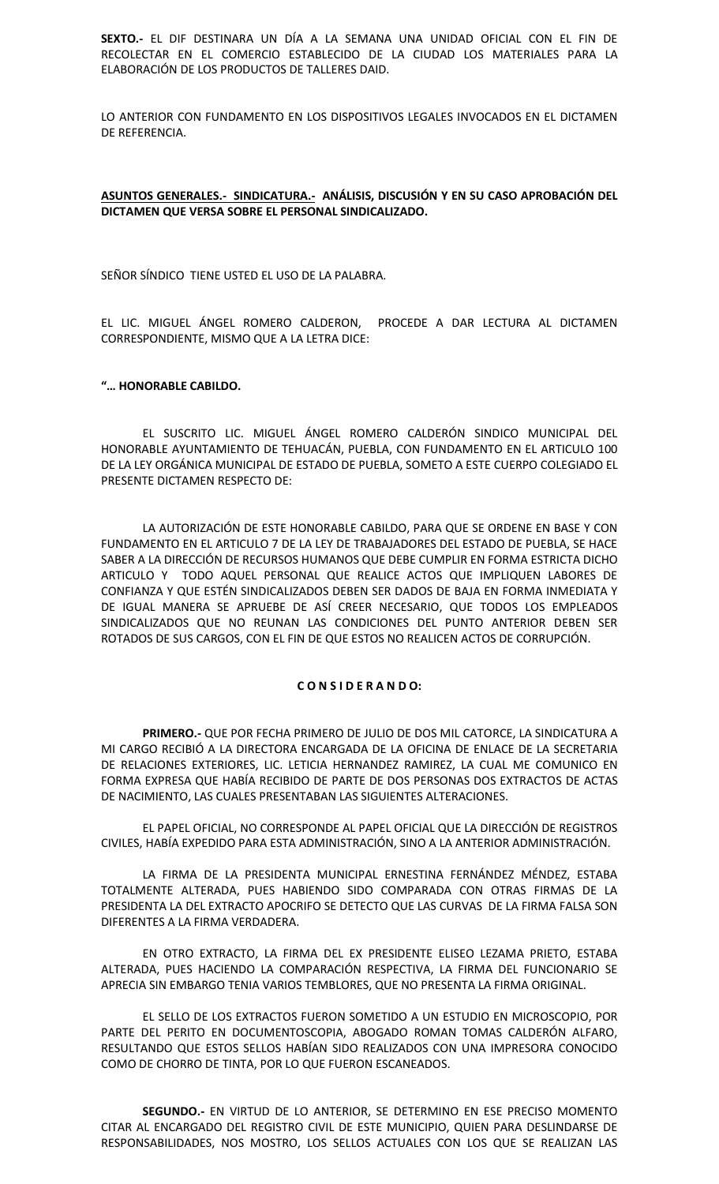**SEXTO.-** EL DIF DESTINARA UN DÍA A LA SEMANA UNA UNIDAD OFICIAL CON EL FIN DE RECOLECTAR EN EL COMERCIO ESTABLECIDO DE LA CIUDAD LOS MATERIALES PARA LA ELABORACIÓN DE LOS PRODUCTOS DE TALLERES DAID.

LO ANTERIOR CON FUNDAMENTO EN LOS DISPOSITIVOS LEGALES INVOCADOS EN EL DICTAMEN DE REFERENCIA.

**ASUNTOS GENERALES.- SINDICATURA.- ANÁLISIS, DISCUSIÓN Y EN SU CASO APROBACIÓN DEL DICTAMEN QUE VERSA SOBRE EL PERSONAL SINDICALIZADO.**

SEÑOR SÍNDICO TIENE USTED EL USO DE LA PALABRA.

EL LIC. MIGUEL ÁNGEL ROMERO CALDERON, PROCEDE A DAR LECTURA AL DICTAMEN CORRESPONDIENTE, MISMO QUE A LA LETRA DICE:

**"… HONORABLE CABILDO.**

EL SUSCRITO LIC. MIGUEL ÁNGEL ROMERO CALDERÓN SINDICO MUNICIPAL DEL HONORABLE AYUNTAMIENTO DE TEHUACÁN, PUEBLA, CON FUNDAMENTO EN EL ARTICULO 100 DE LA LEY ORGÁNICA MUNICIPAL DE ESTADO DE PUEBLA, SOMETO A ESTE CUERPO COLEGIADO EL PRESENTE DICTAMEN RESPECTO DE:

LA AUTORIZACIÓN DE ESTE HONORABLE CABILDO, PARA QUE SE ORDENE EN BASE Y CON FUNDAMENTO EN EL ARTICULO 7 DE LA LEY DE TRABAJADORES DEL ESTADO DE PUEBLA, SE HACE SABER A LA DIRECCIÓN DE RECURSOS HUMANOS QUE DEBE CUMPLIR EN FORMA ESTRICTA DICHO ARTICULO Y TODO AQUEL PERSONAL QUE REALICE ACTOS QUE IMPLIQUEN LABORES DE CONFIANZA Y QUE ESTÉN SINDICALIZADOS DEBEN SER DADOS DE BAJA EN FORMA INMEDIATA Y DE IGUAL MANERA SE APRUEBE DE ASÍ CREER NECESARIO, QUE TODOS LOS EMPLEADOS SINDICALIZADOS QUE NO REUNAN LAS CONDICIONES DEL PUNTO ANTERIOR DEBEN SER ROTADOS DE SUS CARGOS, CON EL FIN DE QUE ESTOS NO REALICEN ACTOS DE CORRUPCIÓN.

**C O N S I D E R A N D O:**

**PRIMERO.-** QUE POR FECHA PRIMERO DE JULIO DE DOS MIL CATORCE, LA SINDICATURA A MI CARGO RECIBIÓ A LA DIRECTORA ENCARGADA DE LA OFICINA DE ENLACE DE LA SECRETARIA DE RELACIONES EXTERIORES, LIC. LETICIA HERNANDEZ RAMIREZ, LA CUAL ME COMUNICO EN FORMA EXPRESA QUE HABÍA RECIBIDO DE PARTE DE DOS PERSONAS DOS EXTRACTOS DE ACTAS DE NACIMIENTO, LAS CUALES PRESENTABAN LAS SIGUIENTES ALTERACIONES.

EL PAPEL OFICIAL, NO CORRESPONDE AL PAPEL OFICIAL QUE LA DIRECCIÓN DE REGISTROS CIVILES, HABÍA EXPEDIDO PARA ESTA ADMINISTRACIÓN, SINO A LA ANTERIOR ADMINISTRACIÓN.

LA FIRMA DE LA PRESIDENTA MUNICIPAL ERNESTINA FERNÁNDEZ MÉNDEZ, ESTABA TOTALMENTE ALTERADA, PUES HABIENDO SIDO COMPARADA CON OTRAS FIRMAS DE LA PRESIDENTA LA DEL EXTRACTO APOCRIFO SE DETECTO QUE LAS CURVAS DE LA FIRMA FALSA SON DIFERENTES A LA FIRMA VERDADERA.

EN OTRO EXTRACTO, LA FIRMA DEL EX PRESIDENTE ELISEO LEZAMA PRIETO, ESTABA ALTERADA, PUES HACIENDO LA COMPARACIÓN RESPECTIVA, LA FIRMA DEL FUNCIONARIO SE APRECIA SIN EMBARGO TENIA VARIOS TEMBLORES, QUE NO PRESENTA LA FIRMA ORIGINAL.

EL SELLO DE LOS EXTRACTOS FUERON SOMETIDO A UN ESTUDIO EN MICROSCOPIO, POR PARTE DEL PERITO EN DOCUMENTOSCOPIA, ABOGADO ROMAN TOMAS CALDERÓN ALFARO, RESULTANDO QUE ESTOS SELLOS HABÍAN SIDO REALIZADOS CON UNA IMPRESORA CONOCIDO COMO DE CHORRO DE TINTA, POR LO QUE FUERON ESCANEADOS.

**SEGUNDO.-** EN VIRTUD DE LO ANTERIOR, SE DETERMINO EN ESE PRECISO MOMENTO CITAR AL ENCARGADO DEL REGISTRO CIVIL DE ESTE MUNICIPIO, QUIEN PARA DESLINDARSE DE RESPONSABILIDADES, NOS MOSTRO, LOS SELLOS ACTUALES CON LOS QUE SE REALIZAN LAS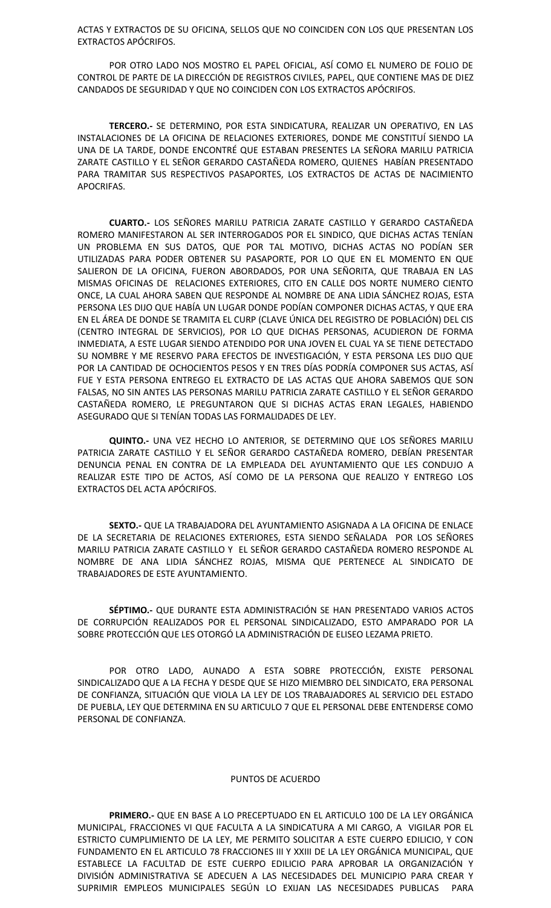ACTAS Y EXTRACTOS DE SU OFICINA, SELLOS QUE NO COINCIDEN CON LOS QUE PRESENTAN LOS EXTRACTOS APÓCRIFOS.

POR OTRO LADO NOS MOSTRO EL PAPEL OFICIAL, ASÍ COMO EL NUMERO DE FOLIO DE CONTROL DE PARTE DE LA DIRECCIÓN DE REGISTROS CIVILES, PAPEL, QUE CONTIENE MAS DE DIEZ CANDADOS DE SEGURIDAD Y QUE NO COINCIDEN CON LOS EXTRACTOS APÓCRIFOS.

**TERCERO.-** SE DETERMINO, POR ESTA SINDICATURA, REALIZAR UN OPERATIVO, EN LAS INSTALACIONES DE LA OFICINA DE RELACIONES EXTERIORES, DONDE ME CONSTITUÍ SIENDO LA UNA DE LA TARDE, DONDE ENCONTRÉ QUE ESTABAN PRESENTES LA SEÑORA MARILU PATRICIA ZARATE CASTILLO Y EL SEÑOR GERARDO CASTAÑEDA ROMERO, QUIENES HABÍAN PRESENTADO PARA TRAMITAR SUS RESPECTIVOS PASAPORTES, LOS EXTRACTOS DE ACTAS DE NACIMIENTO APOCRIFAS.

**CUARTO.-** LOS SEÑORES MARILU PATRICIA ZARATE CASTILLO Y GERARDO CASTAÑEDA ROMERO MANIFESTARON AL SER INTERROGADOS POR EL SINDICO, QUE DICHAS ACTAS TENÍAN UN PROBLEMA EN SUS DATOS, QUE POR TAL MOTIVO, DICHAS ACTAS NO PODÍAN SER UTILIZADAS PARA PODER OBTENER SU PASAPORTE, POR LO QUE EN EL MOMENTO EN QUE SALIERON DE LA OFICINA, FUERON ABORDADOS, POR UNA SEÑORITA, QUE TRABAJA EN LAS MISMAS OFICINAS DE RELACIONES EXTERIORES, CITO EN CALLE DOS NORTE NUMERO CIENTO ONCE, LA CUAL AHORA SABEN QUE RESPONDE AL NOMBRE DE ANA LIDIA SÁNCHEZ ROJAS, ESTA PERSONA LES DIJO QUE HABÍA UN LUGAR DONDE PODÍAN COMPONER DICHAS ACTAS, Y QUE ERA EN EL ÁREA DE DONDE SE TRAMITA EL CURP (CLAVE ÚNICA DEL REGISTRO DE POBLACIÓN) DEL CIS (CENTRO INTEGRAL DE SERVICIOS), POR LO QUE DICHAS PERSONAS, ACUDIERON DE FORMA INMEDIATA, A ESTE LUGAR SIENDO ATENDIDO POR UNA JOVEN EL CUAL YA SE TIENE DETECTADO SU NOMBRE Y ME RESERVO PARA EFECTOS DE INVESTIGACIÓN, Y ESTA PERSONA LES DIJO QUE POR LA CANTIDAD DE OCHOCIENTOS PESOS Y EN TRES DÍAS PODRÍA COMPONER SUS ACTAS, ASÍ FUE Y ESTA PERSONA ENTREGO EL EXTRACTO DE LAS ACTAS QUE AHORA SABEMOS QUE SON FALSAS, NO SIN ANTES LAS PERSONAS MARILU PATRICIA ZARATE CASTILLO Y EL SEÑOR GERARDO CASTAÑEDA ROMERO, LE PREGUNTARON QUE SI DICHAS ACTAS ERAN LEGALES, HABIENDO ASEGURADO QUE SI TENÍAN TODAS LAS FORMALIDADES DE LEY.

**QUINTO.-** UNA VEZ HECHO LO ANTERIOR, SE DETERMINO QUE LOS SEÑORES MARILU PATRICIA ZARATE CASTILLO Y EL SEÑOR GERARDO CASTAÑEDA ROMERO, DEBÍAN PRESENTAR DENUNCIA PENAL EN CONTRA DE LA EMPLEADA DEL AYUNTAMIENTO QUE LES CONDUJO A REALIZAR ESTE TIPO DE ACTOS, ASÍ COMO DE LA PERSONA QUE REALIZO Y ENTREGO LOS EXTRACTOS DEL ACTA APÓCRIFOS.

**SEXTO.-** QUE LA TRABAJADORA DEL AYUNTAMIENTO ASIGNADA A LA OFICINA DE ENLACE DE LA SECRETARIA DE RELACIONES EXTERIORES, ESTA SIENDO SEÑALADA POR LOS SEÑORES MARILU PATRICIA ZARATE CASTILLO Y EL SEÑOR GERARDO CASTAÑEDA ROMERO RESPONDE AL NOMBRE DE ANA LIDIA SÁNCHEZ ROJAS, MISMA QUE PERTENECE AL SINDICATO DE TRABAJADORES DE ESTE AYUNTAMIENTO.

**SÉPTIMO.-** QUE DURANTE ESTA ADMINISTRACIÓN SE HAN PRESENTADO VARIOS ACTOS DE CORRUPCIÓN REALIZADOS POR EL PERSONAL SINDICALIZADO, ESTO AMPARADO POR LA SOBRE PROTECCIÓN QUE LES OTORGÓ LA ADMINISTRACIÓN DE ELISEO LEZAMA PRIETO.

POR OTRO LADO, AUNADO A ESTA SOBRE PROTECCIÓN, EXISTE PERSONAL SINDICALIZADO QUE A LA FECHA Y DESDE QUE SE HIZO MIEMBRO DEL SINDICATO, ERA PERSONAL DE CONFIANZA, SITUACIÓN QUE VIOLA LA LEY DE LOS TRABAJADORES AL SERVICIO DEL ESTADO DE PUEBLA, LEY QUE DETERMINA EN SU ARTICULO 7 QUE EL PERSONAL DEBE ENTENDERSE COMO PERSONAL DE CONFIANZA.

PUNTOS DE ACUERDO

**PRIMERO.-** QUE EN BASE A LO PRECEPTUADO EN EL ARTICULO 100 DE LA LEY ORGÁNICA MUNICIPAL, FRACCIONES VI QUE FACULTA A LA SINDICATURA A MI CARGO, A VIGILAR POR EL ESTRICTO CUMPLIMIENTO DE LA LEY, ME PERMITO SOLICITAR A ESTE CUERPO EDILICIO, Y CON FUNDAMENTO EN EL ARTICULO 78 FRACCIONES III Y XXIII DE LA LEY ORGÁNICA MUNICIPAL, QUE ESTABLECE LA FACULTAD DE ESTE CUERPO EDILICIO PARA APROBAR LA ORGANIZACIÓN Y DIVISIÓN ADMINISTRATIVA SE ADECUEN A LAS NECESIDADES DEL MUNICIPIO PARA CREAR Y SUPRIMIR EMPLEOS MUNICIPALES SEGÚN LO EXIJAN LAS NECESIDADES PUBLICAS PARA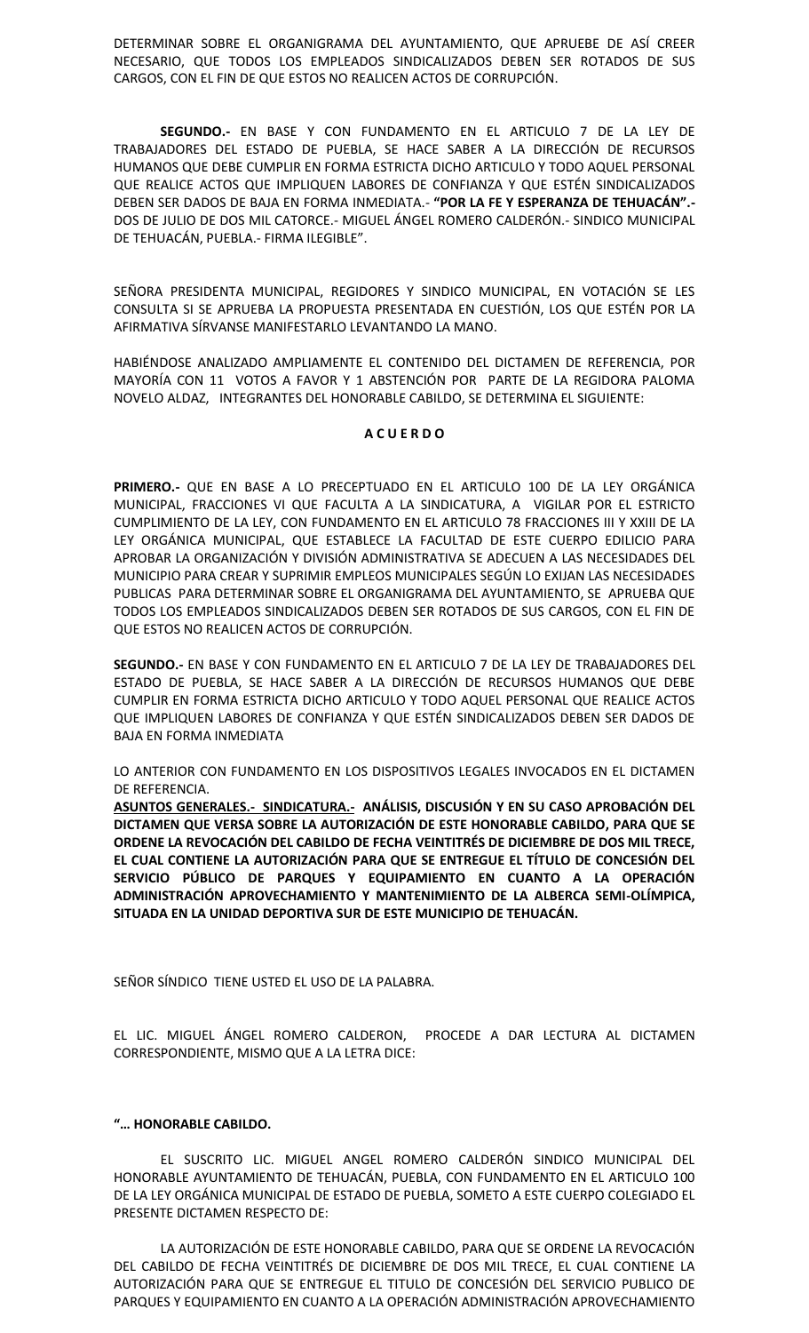DETERMINAR SOBRE EL ORGANIGRAMA DEL AYUNTAMIENTO, QUE APRUEBE DE ASÍ CREER NECESARIO, QUE TODOS LOS EMPLEADOS SINDICALIZADOS DEBEN SER ROTADOS DE SUS CARGOS, CON EL FIN DE QUE ESTOS NO REALICEN ACTOS DE CORRUPCIÓN.

**SEGUNDO.-** EN BASE Y CON FUNDAMENTO EN EL ARTICULO 7 DE LA LEY DE TRABAJADORES DEL ESTADO DE PUEBLA, SE HACE SABER A LA DIRECCIÓN DE RECURSOS HUMANOS QUE DEBE CUMPLIR EN FORMA ESTRICTA DICHO ARTICULO Y TODO AQUEL PERSONAL QUE REALICE ACTOS QUE IMPLIQUEN LABORES DE CONFIANZA Y QUE ESTÉN SINDICALIZADOS DEBEN SER DADOS DE BAJA EN FORMA INMEDIATA.- **"POR LA FE Y ESPERANZA DE TEHUACÁN".-** DOS DE JULIO DE DOS MIL CATORCE.- MIGUEL ÁNGEL ROMERO CALDERÓN.- SINDICO MUNICIPAL DE TEHUACÁN, PUEBLA.- FIRMA ILEGIBLE".

SEÑORA PRESIDENTA MUNICIPAL, REGIDORES Y SINDICO MUNICIPAL, EN VOTACIÓN SE LES CONSULTA SI SE APRUEBA LA PROPUESTA PRESENTADA EN CUESTIÓN, LOS QUE ESTÉN POR LA AFIRMATIVA SÍRVANSE MANIFESTARLO LEVANTANDO LA MANO.

HABIÉNDOSE ANALIZADO AMPLIAMENTE EL CONTENIDO DEL DICTAMEN DE REFERENCIA, POR MAYORÍA CON 11 VOTOS A FAVOR Y 1 ABSTENCIÓN POR PARTE DE LA REGIDORA PALOMA NOVELO ALDAZ, INTEGRANTES DEL HONORABLE CABILDO, SE DETERMINA EL SIGUIENTE:

**A C U E R D O**

**PRIMERO.-** QUE EN BASE A LO PRECEPTUADO EN EL ARTICULO 100 DE LA LEY ORGÁNICA MUNICIPAL, FRACCIONES VI QUE FACULTA A LA SINDICATURA, A VIGILAR POR EL ESTRICTO CUMPLIMIENTO DE LA LEY, CON FUNDAMENTO EN EL ARTICULO 78 FRACCIONES III Y XXIII DE LA LEY ORGÁNICA MUNICIPAL, QUE ESTABLECE LA FACULTAD DE ESTE CUERPO EDILICIO PARA APROBAR LA ORGANIZACIÓN Y DIVISIÓN ADMINISTRATIVA SE ADECUEN A LAS NECESIDADES DEL MUNICIPIO PARA CREAR Y SUPRIMIR EMPLEOS MUNICIPALES SEGÚN LO EXIJAN LAS NECESIDADES PUBLICAS PARA DETERMINAR SOBRE EL ORGANIGRAMA DEL AYUNTAMIENTO, SE APRUEBA QUE TODOS LOS EMPLEADOS SINDICALIZADOS DEBEN SER ROTADOS DE SUS CARGOS, CON EL FIN DE QUE ESTOS NO REALICEN ACTOS DE CORRUPCIÓN.

**SEGUNDO.-** EN BASE Y CON FUNDAMENTO EN EL ARTICULO 7 DE LA LEY DE TRABAJADORES DEL ESTADO DE PUEBLA, SE HACE SABER A LA DIRECCIÓN DE RECURSOS HUMANOS QUE DEBE CUMPLIR EN FORMA ESTRICTA DICHO ARTICULO Y TODO AQUEL PERSONAL QUE REALICE ACTOS QUE IMPLIQUEN LABORES DE CONFIANZA Y QUE ESTÉN SINDICALIZADOS DEBEN SER DADOS DE BAJA EN FORMA INMEDIATA

LO ANTERIOR CON FUNDAMENTO EN LOS DISPOSITIVOS LEGALES INVOCADOS EN EL DICTAMEN DE REFERENCIA.

**ASUNTOS GENERALES.- SINDICATURA.- ANÁLISIS, DISCUSIÓN Y EN SU CASO APROBACIÓN DEL DICTAMEN QUE VERSA SOBRE LA AUTORIZACIÓN DE ESTE HONORABLE CABILDO, PARA QUE SE ORDENE LA REVOCACIÓN DEL CABILDO DE FECHA VEINTITRÉS DE DICIEMBRE DE DOS MIL TRECE, EL CUAL CONTIENE LA AUTORIZACIÓN PARA QUE SE ENTREGUE EL TÍTULO DE CONCESIÓN DEL SERVICIO PÚBLICO DE PARQUES Y EQUIPAMIENTO EN CUANTO A LA OPERACIÓN ADMINISTRACIÓN APROVECHAMIENTO Y MANTENIMIENTO DE LA ALBERCA SEMI-OLÍMPICA, SITUADA EN LA UNIDAD DEPORTIVA SUR DE ESTE MUNICIPIO DE TEHUACÁN.**

SEÑOR SÍNDICO TIENE USTED EL USO DE LA PALABRA.

EL LIC. MIGUEL ÁNGEL ROMERO CALDERON, PROCEDE A DAR LECTURA AL DICTAMEN CORRESPONDIENTE, MISMO QUE A LA LETRA DICE:

**"… HONORABLE CABILDO.**

EL SUSCRITO LIC. MIGUEL ANGEL ROMERO CALDERÓN SINDICO MUNICIPAL DEL HONORABLE AYUNTAMIENTO DE TEHUACÁN, PUEBLA, CON FUNDAMENTO EN EL ARTICULO 100 DE LA LEY ORGÁNICA MUNICIPAL DE ESTADO DE PUEBLA, SOMETO A ESTE CUERPO COLEGIADO EL PRESENTE DICTAMEN RESPECTO DE:

LA AUTORIZACIÓN DE ESTE HONORABLE CABILDO, PARA QUE SE ORDENE LA REVOCACIÓN DEL CABILDO DE FECHA VEINTITRÉS DE DICIEMBRE DE DOS MIL TRECE, EL CUAL CONTIENE LA AUTORIZACIÓN PARA QUE SE ENTREGUE EL TITULO DE CONCESIÓN DEL SERVICIO PUBLICO DE PARQUES Y EQUIPAMIENTO EN CUANTO A LA OPERACIÓN ADMINISTRACIÓN APROVECHAMIENTO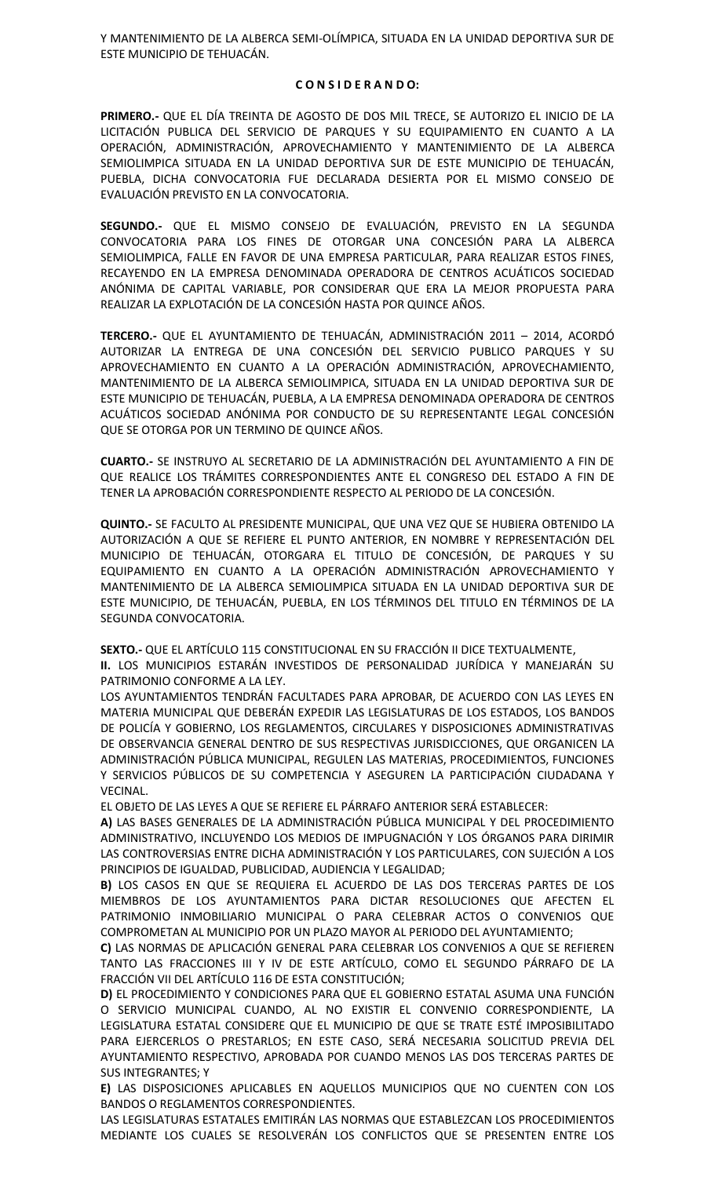Y MANTENIMIENTO DE LA ALBERCA SEMI-OLÍMPICA, SITUADA EN LA UNIDAD DEPORTIVA SUR DE ESTE MUNICIPIO DE TEHUACÁN.

**C O N S I D E R A N D O:**

**PRIMERO.-** QUE EL DÍA TREINTA DE AGOSTO DE DOS MIL TRECE, SE AUTORIZO EL INICIO DE LA LICITACIÓN PUBLICA DEL SERVICIO DE PARQUES Y SU EQUIPAMIENTO EN CUANTO A LA OPERACIÓN, ADMINISTRACIÓN, APROVECHAMIENTO Y MANTENIMIENTO DE LA ALBERCA SEMIOLIMPICA SITUADA EN LA UNIDAD DEPORTIVA SUR DE ESTE MUNICIPIO DE TEHUACÁN, PUEBLA, DICHA CONVOCATORIA FUE DECLARADA DESIERTA POR EL MISMO CONSEJO DE EVALUACIÓN PREVISTO EN LA CONVOCATORIA.

**SEGUNDO.-** QUE EL MISMO CONSEJO DE EVALUACIÓN, PREVISTO EN LA SEGUNDA CONVOCATORIA PARA LOS FINES DE OTORGAR UNA CONCESIÓN PARA LA ALBERCA SEMIOLIMPICA, FALLE EN FAVOR DE UNA EMPRESA PARTICULAR, PARA REALIZAR ESTOS FINES, RECAYENDO EN LA EMPRESA DENOMINADA OPERADORA DE CENTROS ACUÁTICOS SOCIEDAD ANÓNIMA DE CAPITAL VARIABLE, POR CONSIDERAR QUE ERA LA MEJOR PROPUESTA PARA REALIZAR LA EXPLOTACIÓN DE LA CONCESIÓN HASTA POR QUINCE AÑOS.

**TERCERO.-** QUE EL AYUNTAMIENTO DE TEHUACÁN, ADMINISTRACIÓN 2011 – 2014, ACORDÓ AUTORIZAR LA ENTREGA DE UNA CONCESIÓN DEL SERVICIO PUBLICO PARQUES Y SU APROVECHAMIENTO EN CUANTO A LA OPERACIÓN ADMINISTRACIÓN, APROVECHAMIENTO, MANTENIMIENTO DE LA ALBERCA SEMIOLIMPICA, SITUADA EN LA UNIDAD DEPORTIVA SUR DE ESTE MUNICIPIO DE TEHUACÁN, PUEBLA, A LA EMPRESA DENOMINADA OPERADORA DE CENTROS ACUÁTICOS SOCIEDAD ANÓNIMA POR CONDUCTO DE SU REPRESENTANTE LEGAL CONCESIÓN QUE SE OTORGA POR UN TERMINO DE QUINCE AÑOS.

**CUARTO.-** SE INSTRUYO AL SECRETARIO DE LA ADMINISTRACIÓN DEL AYUNTAMIENTO A FIN DE QUE REALICE LOS TRÁMITES CORRESPONDIENTES ANTE EL CONGRESO DEL ESTADO A FIN DE TENER LA APROBACIÓN CORRESPONDIENTE RESPECTO AL PERIODO DE LA CONCESIÓN.

**QUINTO.-** SE FACULTO AL PRESIDENTE MUNICIPAL, QUE UNA VEZ QUE SE HUBIERA OBTENIDO LA AUTORIZACIÓN A QUE SE REFIERE EL PUNTO ANTERIOR, EN NOMBRE Y REPRESENTACIÓN DEL MUNICIPIO DE TEHUACÁN, OTORGARA EL TITULO DE CONCESIÓN, DE PARQUES Y SU EQUIPAMIENTO EN CUANTO A LA OPERACIÓN ADMINISTRACIÓN APROVECHAMIENTO Y MANTENIMIENTO DE LA ALBERCA SEMIOLIMPICA SITUADA EN LA UNIDAD DEPORTIVA SUR DE ESTE MUNICIPIO, DE TEHUACÁN, PUEBLA, EN LOS TÉRMINOS DEL TITULO EN TÉRMINOS DE LA SEGUNDA CONVOCATORIA.

**SEXTO.-** QUE EL ARTÍCULO 115 CONSTITUCIONAL EN SU FRACCIÓN II DICE TEXTUALMENTE,

**II.** LOS MUNICIPIOS ESTARÁN INVESTIDOS DE PERSONALIDAD JURÍDICA Y MANEJARÁN SU PATRIMONIO CONFORME A LA LEY.

LOS AYUNTAMIENTOS TENDRÁN FACULTADES PARA APROBAR, DE ACUERDO CON LAS LEYES EN MATERIA MUNICIPAL QUE DEBERÁN EXPEDIR LAS LEGISLATURAS DE LOS ESTADOS, LOS BANDOS DE POLICÍA Y GOBIERNO, LOS REGLAMENTOS, CIRCULARES Y DISPOSICIONES ADMINISTRATIVAS DE OBSERVANCIA GENERAL DENTRO DE SUS RESPECTIVAS JURISDICCIONES, QUE ORGANICEN LA ADMINISTRACIÓN PÚBLICA MUNICIPAL, REGULEN LAS MATERIAS, PROCEDIMIENTOS, FUNCIONES Y SERVICIOS PÚBLICOS DE SU COMPETENCIA Y ASEGUREN LA PARTICIPACIÓN CIUDADANA Y VECINAL.

EL OBJETO DE LAS LEYES A QUE SE REFIERE EL PÁRRAFO ANTERIOR SERÁ ESTABLECER:

**A)** LAS BASES GENERALES DE LA ADMINISTRACIÓN PÚBLICA MUNICIPAL Y DEL PROCEDIMIENTO ADMINISTRATIVO, INCLUYENDO LOS MEDIOS DE IMPUGNACIÓN Y LOS ÓRGANOS PARA DIRIMIR LAS CONTROVERSIAS ENTRE DICHA ADMINISTRACIÓN Y LOS PARTICULARES, CON SUJECIÓN A LOS PRINCIPIOS DE IGUALDAD, PUBLICIDAD, AUDIENCIA Y LEGALIDAD;

**B)** LOS CASOS EN QUE SE REQUIERA EL ACUERDO DE LAS DOS TERCERAS PARTES DE LOS MIEMBROS DE LOS AYUNTAMIENTOS PARA DICTAR RESOLUCIONES QUE AFECTEN EL PATRIMONIO INMOBILIARIO MUNICIPAL O PARA CELEBRAR ACTOS O CONVENIOS QUE COMPROMETAN AL MUNICIPIO POR UN PLAZO MAYOR AL PERIODO DEL AYUNTAMIENTO;

**C)** LAS NORMAS DE APLICACIÓN GENERAL PARA CELEBRAR LOS CONVENIOS A QUE SE REFIEREN TANTO LAS FRACCIONES III Y IV DE ESTE ARTÍCULO, COMO EL SEGUNDO PÁRRAFO DE LA FRACCIÓN VII DEL ARTÍCULO 116 DE ESTA CONSTITUCIÓN;

**D)** EL PROCEDIMIENTO Y CONDICIONES PARA QUE EL GOBIERNO ESTATAL ASUMA UNA FUNCIÓN O SERVICIO MUNICIPAL CUANDO, AL NO EXISTIR EL CONVENIO CORRESPONDIENTE, LA LEGISLATURA ESTATAL CONSIDERE QUE EL MUNICIPIO DE QUE SE TRATE ESTÉ IMPOSIBILITADO PARA EJERCERLOS O PRESTARLOS; EN ESTE CASO, SERÁ NECESARIA SOLICITUD PREVIA DEL AYUNTAMIENTO RESPECTIVO, APROBADA POR CUANDO MENOS LAS DOS TERCERAS PARTES DE SUS INTEGRANTES; Y

**E)** LAS DISPOSICIONES APLICABLES EN AQUELLOS MUNICIPIOS QUE NO CUENTEN CON LOS BANDOS O REGLAMENTOS CORRESPONDIENTES.

LAS LEGISLATURAS ESTATALES EMITIRÁN LAS NORMAS QUE ESTABLEZCAN LOS PROCEDIMIENTOS MEDIANTE LOS CUALES SE RESOLVERÁN LOS CONFLICTOS QUE SE PRESENTEN ENTRE LOS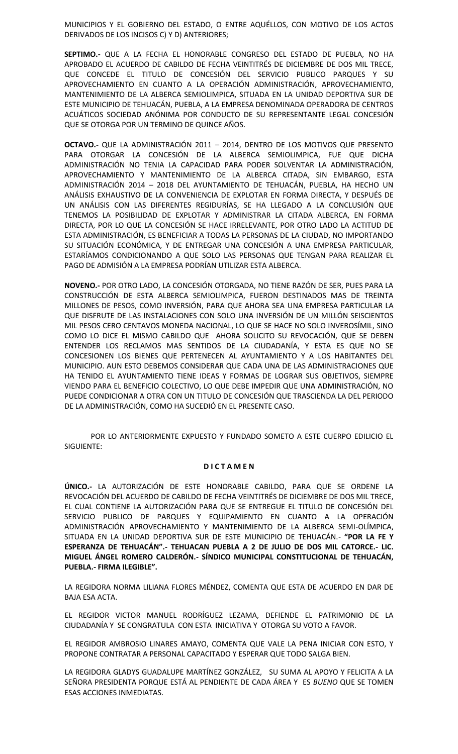MUNICIPIOS Y EL GOBIERNO DEL ESTADO, O ENTRE AQUÉLLOS, CON MOTIVO DE LOS ACTOS DERIVADOS DE LOS INCISOS C) Y D) ANTERIORES;

**SEPTIMO.-** QUE A LA FECHA EL HONORABLE CONGRESO DEL ESTADO DE PUEBLA, NO HA APROBADO EL ACUERDO DE CABILDO DE FECHA VEINTITRÉS DE DICIEMBRE DE DOS MIL TRECE, QUE CONCEDE EL TITULO DE CONCESIÓN DEL SERVICIO PUBLICO PARQUES Y SU APROVECHAMIENTO EN CUANTO A LA OPERACIÓN ADMINISTRACIÓN, APROVECHAMIENTO, MANTENIMIENTO DE LA ALBERCA SEMIOLIMPICA, SITUADA EN LA UNIDAD DEPORTIVA SUR DE ESTE MUNICIPIO DE TEHUACÁN, PUEBLA, A LA EMPRESA DENOMINADA OPERADORA DE CENTROS ACUÁTICOS SOCIEDAD ANÓNIMA POR CONDUCTO DE SU REPRESENTANTE LEGAL CONCESIÓN QUE SE OTORGA POR UN TERMINO DE QUINCE AÑOS.

**OCTAVO.-** QUE LA ADMINISTRACIÓN 2011 – 2014, DENTRO DE LOS MOTIVOS QUE PRESENTO PARA OTORGAR LA CONCESIÓN DE LA ALBERCA SEMIOLIMPICA, FUE QUE DICHA ADMINISTRACIÓN NO TENIA LA CAPACIDAD PARA PODER SOLVENTAR LA ADMINISTRACIÓN, APROVECHAMIENTO Y MANTENIMIENTO DE LA ALBERCA CITADA, SIN EMBARGO, ESTA ADMINISTRACIÓN 2014 – 2018 DEL AYUNTAMIENTO DE TEHUACÁN, PUEBLA, HA HECHO UN ANÁLISIS EXHAUSTIVO DE LA CONVENIENCIA DE EXPLOTAR EN FORMA DIRECTA, Y DESPUÉS DE UN ANÁLISIS CON LAS DIFERENTES REGIDURÍAS, SE HA LLEGADO A LA CONCLUSIÓN QUE TENEMOS LA POSIBILIDAD DE EXPLOTAR Y ADMINISTRAR LA CITADA ALBERCA, EN FORMA DIRECTA, POR LO QUE LA CONCESIÓN SE HACE IRRELEVANTE, POR OTRO LADO LA ACTITUD DE ESTA ADMINISTRACIÓN, ES BENEFICIAR A TODAS LA PERSONAS DE LA CIUDAD, NO IMPORTANDO SU SITUACIÓN ECONÓMICA, Y DE ENTREGAR UNA CONCESIÓN A UNA EMPRESA PARTICULAR, ESTARÍAMOS CONDICIONANDO A QUE SOLO LAS PERSONAS QUE TENGAN PARA REALIZAR EL PAGO DE ADMISIÓN A LA EMPRESA PODRÍAN UTILIZAR ESTA ALBERCA.

**NOVENO.-** POR OTRO LADO, LA CONCESIÓN OTORGADA, NO TIENE RAZÓN DE SER, PUES PARA LA CONSTRUCCIÓN DE ESTA ALBERCA SEMIOLIMPICA, FUERON DESTINADOS MAS DE TREINTA MILLONES DE PESOS, COMO INVERSIÓN, PARA QUE AHORA SEA UNA EMPRESA PARTICULAR LA QUE DISFRUTE DE LAS INSTALACIONES CON SOLO UNA INVERSIÓN DE UN MILLÓN SEISCIENTOS MIL PESOS CERO CENTAVOS MONEDA NACIONAL, LO QUE SE HACE NO SOLO INVEROSÍMIL, SINO COMO LO DICE EL MISMO CABILDO QUE AHORA SOLICITO SU REVOCACIÓN, QUE SE DEBEN ENTENDER LOS RECLAMOS MAS SENTIDOS DE LA CIUDADANÍA, Y ESTA ES QUE NO SE CONCESIONEN LOS BIENES QUE PERTENECEN AL AYUNTAMIENTO Y A LOS HABITANTES DEL MUNICIPIO. AUN ESTO DEBEMOS CONSIDERAR QUE CADA UNA DE LAS ADMINISTRACIONES QUE HA TENIDO EL AYUNTAMIENTO TIENE IDEAS Y FORMAS DE LOGRAR SUS OBJETIVOS, SIEMPRE VIENDO PARA EL BENEFICIO COLECTIVO, LO QUE DEBE IMPEDIR QUE UNA ADMINISTRACIÓN, NO PUEDE CONDICIONAR A OTRA CON UN TITULO DE CONCESIÓN QUE TRASCIENDA LA DEL PERIODO DE LA ADMINISTRACIÓN, COMO HA SUCEDIÓ EN EL PRESENTE CASO.

POR LO ANTERIORMENTE EXPUESTO Y FUNDADO SOMETO A ESTE CUERPO EDILICIO EL SIGUIENTE:

**D I C T A M E N**

**ÚNICO.-** LA AUTORIZACIÓN DE ESTE HONORABLE CABILDO, PARA QUE SE ORDENE LA REVOCACIÓN DEL ACUERDO DE CABILDO DE FECHA VEINTITRÉS DE DICIEMBRE DE DOS MIL TRECE, EL CUAL CONTIENE LA AUTORIZACIÓN PARA QUE SE ENTREGUE EL TITULO DE CONCESIÓN DEL SERVICIO PUBLICO DE PARQUES Y EQUIPAMIENTO EN CUANTO A LA OPERACIÓN ADMINISTRACIÓN APROVECHAMIENTO Y MANTENIMIENTO DE LA ALBERCA SEMI-OLÍMPICA, SITUADA EN LA UNIDAD DEPORTIVA SUR DE ESTE MUNICIPIO DE TEHUACÁN.- **"POR LA FE Y ESPERANZA DE TEHUACÁN".- TEHUACAN PUEBLA A 2 DE JULIO DE DOS MIL CATORCE.- LIC. MIGUEL ÁNGEL ROMERO CALDERÓN.- SÍNDICO MUNICIPAL CONSTITUCIONAL DE TEHUACÁN, PUEBLA.- FIRMA ILEGIBLE".**

LA REGIDORA NORMA LILIANA FLORES MÉNDEZ, COMENTA QUE ESTA DE ACUERDO EN DAR DE BAJA ESA ACTA.

EL REGIDOR VICTOR MANUEL RODRÍGUEZ LEZAMA, DEFIENDE EL PATRIMONIO DE LA CIUDADANÍA Y SE CONGRATULA CON ESTA INICIATIVA Y OTORGA SU VOTO A FAVOR.

EL REGIDOR AMBROSIO LINARES AMAYO, COMENTA QUE VALE LA PENA INICIAR CON ESTO, Y PROPONE CONTRATAR A PERSONAL CAPACITADO Y ESPERAR QUE TODO SALGA BIEN.

LA REGIDORA GLADYS GUADALUPE MARTÍNEZ GONZÁLEZ, SU SUMA AL APOYO Y FELICITA A LA SEÑORA PRESIDENTA PORQUE ESTÁ AL PENDIENTE DE CADA ÁREA Y ES *BUENO* QUE SE TOMEN ESAS ACCIONES INMEDIATAS.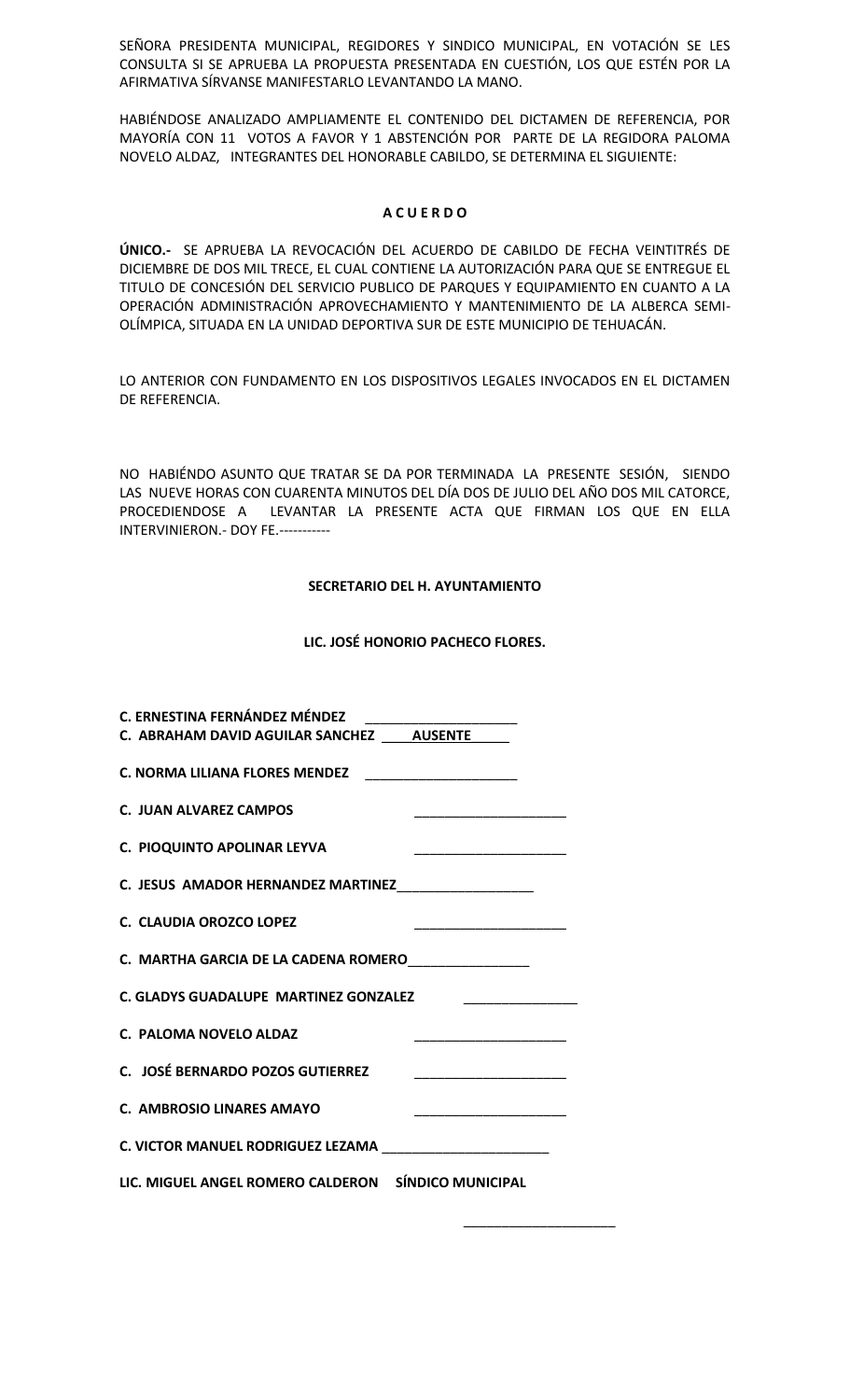SEÑORA PRESIDENTA MUNICIPAL, REGIDORES Y SINDICO MUNICIPAL, EN VOTACIÓN SE LES CONSULTA SI SE APRUEBA LA PROPUESTA PRESENTADA EN CUESTIÓN, LOS QUE ESTÉN POR LA AFIRMATIVA SÍRVANSE MANIFESTARLO LEVANTANDO LA MANO.

HABIÉNDOSE ANALIZADO AMPLIAMENTE EL CONTENIDO DEL DICTAMEN DE REFERENCIA, POR MAYORÍA CON 11 VOTOS A FAVOR Y 1 ABSTENCIÓN POR PARTE DE LA REGIDORA PALOMA NOVELO ALDAZ, INTEGRANTES DEL HONORABLE CABILDO, SE DETERMINA EL SIGUIENTE:

**A C U E R D O**

**ÚNICO.-** SE APRUEBA LA REVOCACIÓN DEL ACUERDO DE CABILDO DE FECHA VEINTITRÉS DE DICIEMBRE DE DOS MIL TRECE, EL CUAL CONTIENE LA AUTORIZACIÓN PARA QUE SE ENTREGUE EL TITULO DE CONCESIÓN DEL SERVICIO PUBLICO DE PARQUES Y EQUIPAMIENTO EN CUANTO A LA OPERACIÓN ADMINISTRACIÓN APROVECHAMIENTO Y MANTENIMIENTO DE LA ALBERCA SEMI-OLÍMPICA, SITUADA EN LA UNIDAD DEPORTIVA SUR DE ESTE MUNICIPIO DE TEHUACÁN.

LO ANTERIOR CON FUNDAMENTO EN LOS DISPOSITIVOS LEGALES INVOCADOS EN EL DICTAMEN DE REFERENCIA.

NO HABIÉNDO ASUNTO QUE TRATAR SE DA POR TERMINADA LA PRESENTE SESIÓN, SIENDO LAS NUEVE HORAS CON CUARENTA MINUTOS DEL DÍA DOS DE JULIO DEL AÑO DOS MIL CATORCE, PROCEDIENDOSE A LEVANTAR LA PRESENTE ACTA QUE FIRMAN LOS QUE EN ELLA INTERVINIERON.- DOY FE.-----------

**SECRETARIO DEL H. AYUNTAMIENTO**

**LIC. JOSÉ HONORIO PACHECO FLORES.**

**C. ERNESTINA FERNÁNDEZ MÉNDEZ** ____________________

**C. ABRAHAM DAVID AGUILAR SANCHEZ** ____**AUSENTE**____

**C. NORMA LILIANA FLORES MENDEZ** ____________________

**C. JUAN ALVAREZ CAMPOS** ____________________

**C. PIOQUINTO APOLINAR LEYVA** ____________________

**C. JESUS AMADOR HERNANDEZ MARTINEZ**__________________

**C. CLAUDIA OROZCO LOPEZ** ____________________

**C. MARTHA GARCIA DE LA CADENA ROMERO**________________

**C. GLADYS GUADALUPE MARTINEZ GONZALEZ** _______________

**C. PALOMA NOVELO ALDAZ** ____________________

**C. JOSÉ BERNARDO POZOS GUTIERREZ** ____________________

**C. AMBROSIO LINARES AMAYO** ____________________

**C. VICTOR MANUEL RODRIGUEZ LEZAMA** ______________________

**LIC. MIGUEL ANGEL ROMERO CALDERON SÍNDICO MUNICIPAL**

____________________